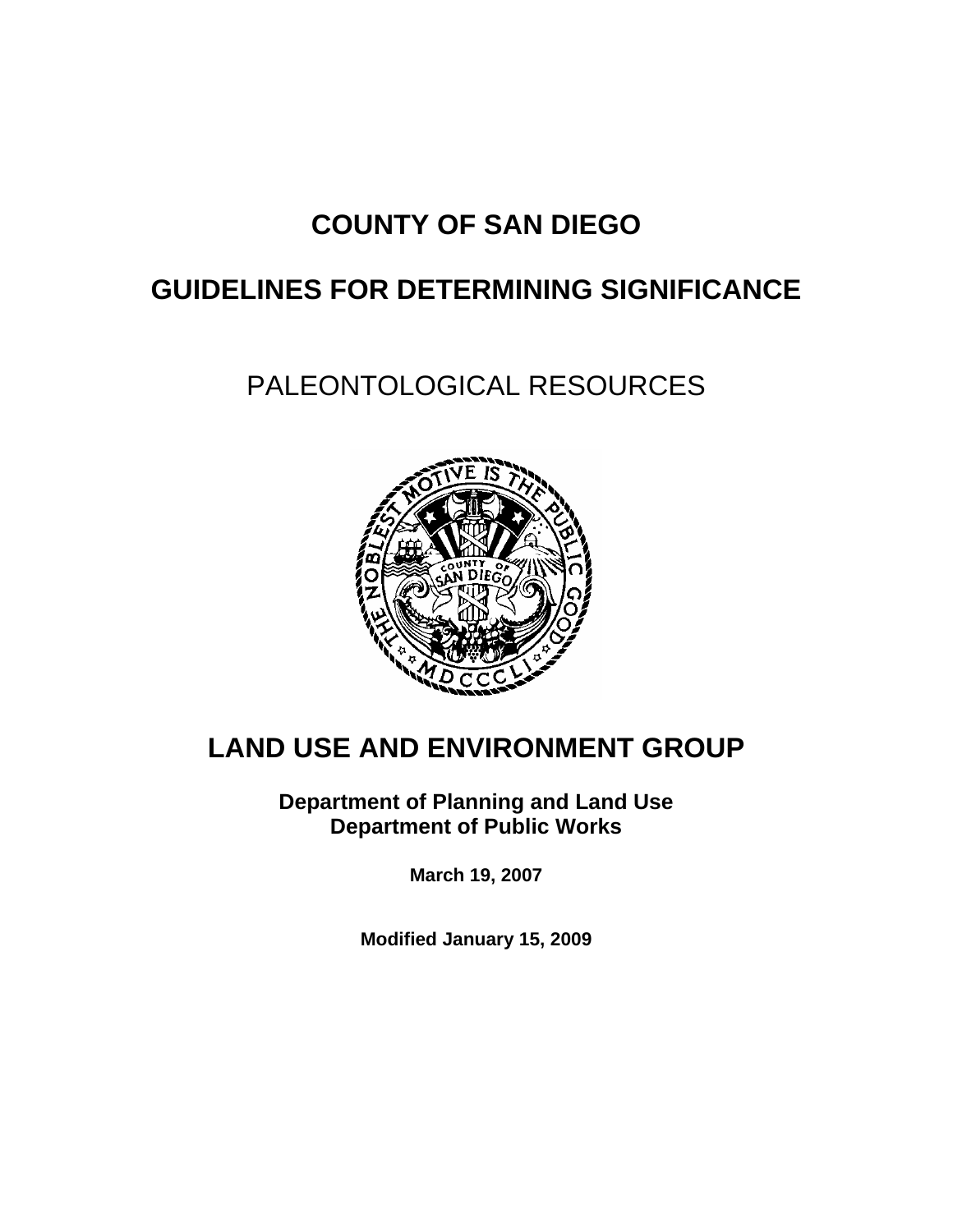# COUNTY OF SAN DIEGO

# GUIDELINES FOR DETERMINING SIGNIFICANCE

## PALEONTOLOGICAL RESOURCES

## LAND USE AND ENVIRONMENT GROUP

**Department of Planning and Land Use**
**Department of Public Works**

**March 19, 2007**

**Modified January 15, 2009**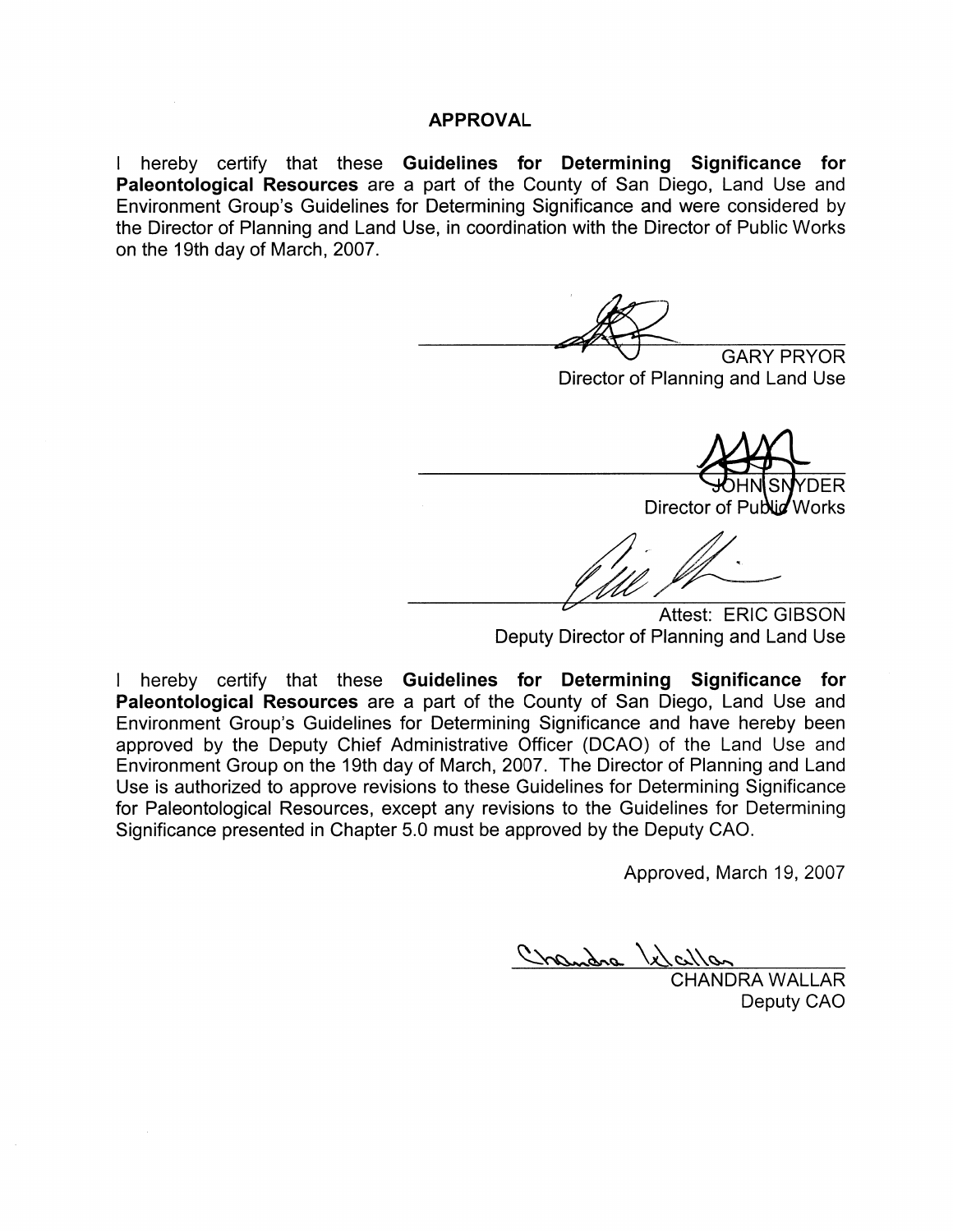# APPROVAL

I hereby certify that these **Guidelines for Determining Significance for Paleontological Resources** are a part of the County of San Diego, Land Use and Environment Group's Guidelines for Determining Significance and were considered by the Director of Planning and Land Use, in coordination with the Director of Public Works on the 19th day of March, 2007.

GARY PRYOR
Director of Planning and Land Use

JOHN SNYDER
Director of Public Works

Attest: ERIC GIBSON
Deputy Director of Planning and Land Use

I hereby certify that these **Guidelines for Determining Significance for Paleontological Resources** are a part of the County of San Diego, Land Use and Environment Group's Guidelines for Determining Significance and have hereby been approved by the Deputy Chief Administrative Officer (DCAO) of the Land Use and Environment Group on the 19th day of March, 2007. The Director of Planning and Land Use is authorized to approve revisions to these Guidelines for Determining Significance for Paleontological Resources, except any revisions to the Guidelines for Determining Significance presented in Chapter 5.0 must be approved by the Deputy CAO.

Approved, March 19, 2007

CHANDRA WALLAR
Deputy CAO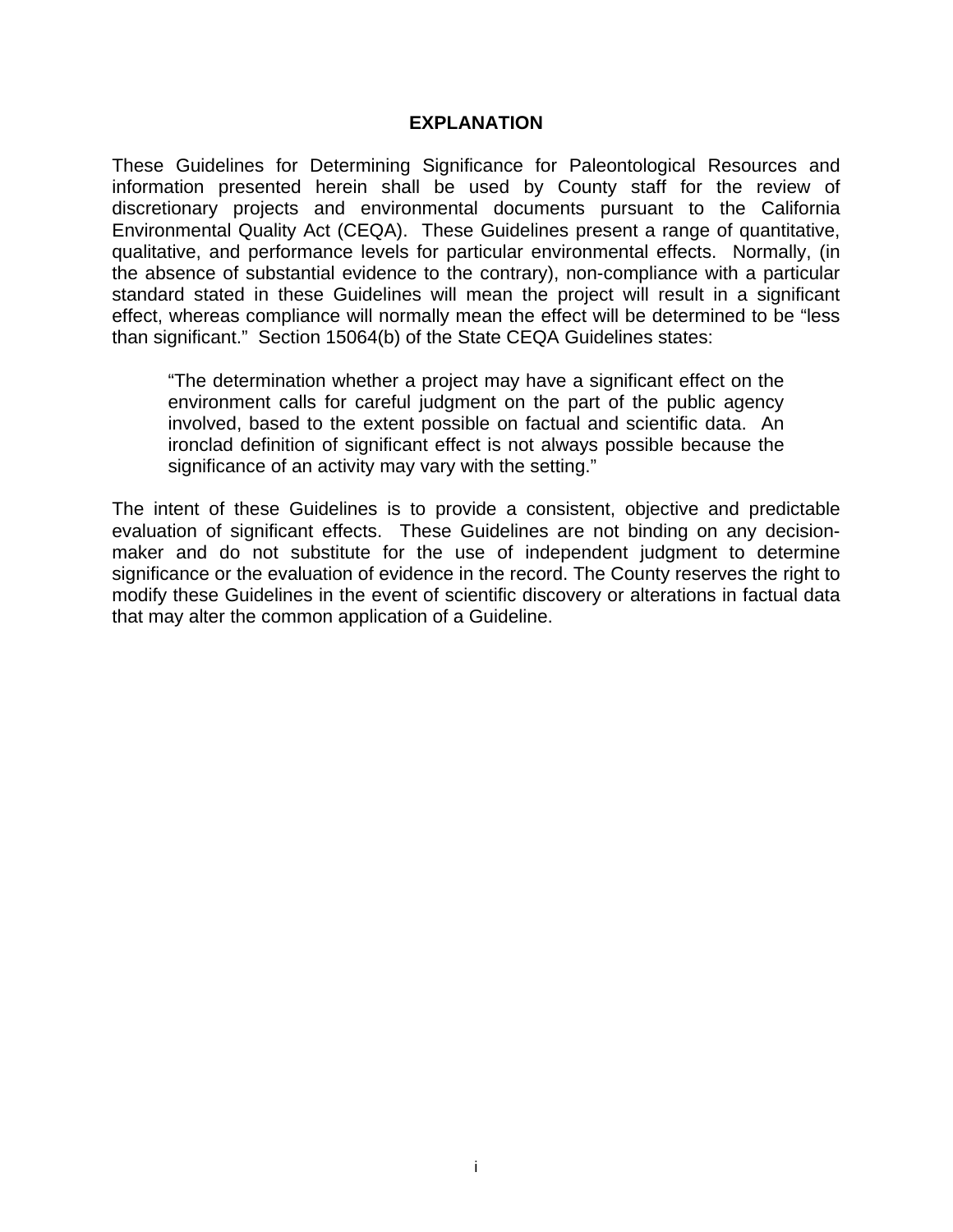# EXPLANATION

These Guidelines for Determining Significance for Paleontological Resources and information presented herein shall be used by County staff for the review of discretionary projects and environmental documents pursuant to the California Environmental Quality Act (CEQA). These Guidelines present a range of quantitative, qualitative, and performance levels for particular environmental effects. Normally, (in the absence of substantial evidence to the contrary), non-compliance with a particular standard stated in these Guidelines will mean the project will result in a significant effect, whereas compliance will normally mean the effect will be determined to be "less than significant." Section 15064(b) of the State CEQA Guidelines states:

> "The determination whether a project may have a significant effect on the environment calls for careful judgment on the part of the public agency involved, based to the extent possible on factual and scientific data. An ironclad definition of significant effect is not always possible because the significance of an activity may vary with the setting."

The intent of these Guidelines is to provide a consistent, objective and predictable evaluation of significant effects. These Guidelines are not binding on any decision-maker and do not substitute for the use of independent judgment to determine significance or the evaluation of evidence in the record. The County reserves the right to modify these Guidelines in the event of scientific discovery or alterations in factual data that may alter the common application of a Guideline.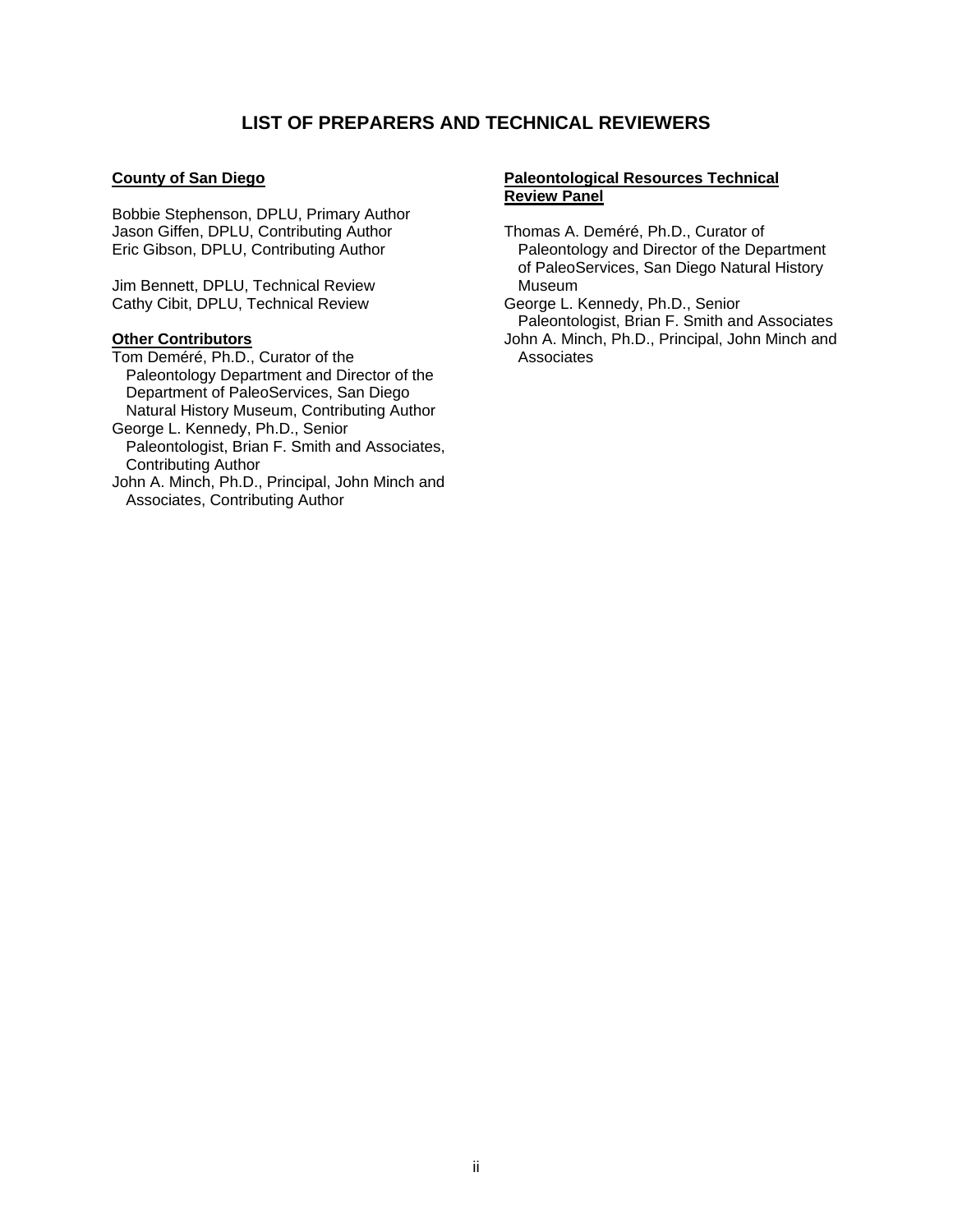# LIST OF PREPARERS AND TECHNICAL REVIEWERS

**County of San Diego**

Bobbie Stephenson, DPLU, Primary Author
Jason Giffen, DPLU, Contributing Author
Eric Gibson, DPLU, Contributing Author

Jim Bennett, DPLU, Technical Review
Cathy Cibit, DPLU, Technical Review

**Other Contributors**

Tom Deméré, Ph.D., Curator of the Paleontology Department and Director of the Department of PaleoServices, San Diego Natural History Museum, Contributing Author
George L. Kennedy, Ph.D., Senior Paleontologist, Brian F. Smith and Associates, Contributing Author
John A. Minch, Ph.D., Principal, John Minch and Associates, Contributing Author

**Paleontological Resources Technical Review Panel**

Thomas A. Deméré, Ph.D., Curator of Paleontology and Director of the Department of PaleoServices, San Diego Natural History Museum
George L. Kennedy, Ph.D., Senior Paleontologist, Brian F. Smith and Associates
John A. Minch, Ph.D., Principal, John Minch and Associates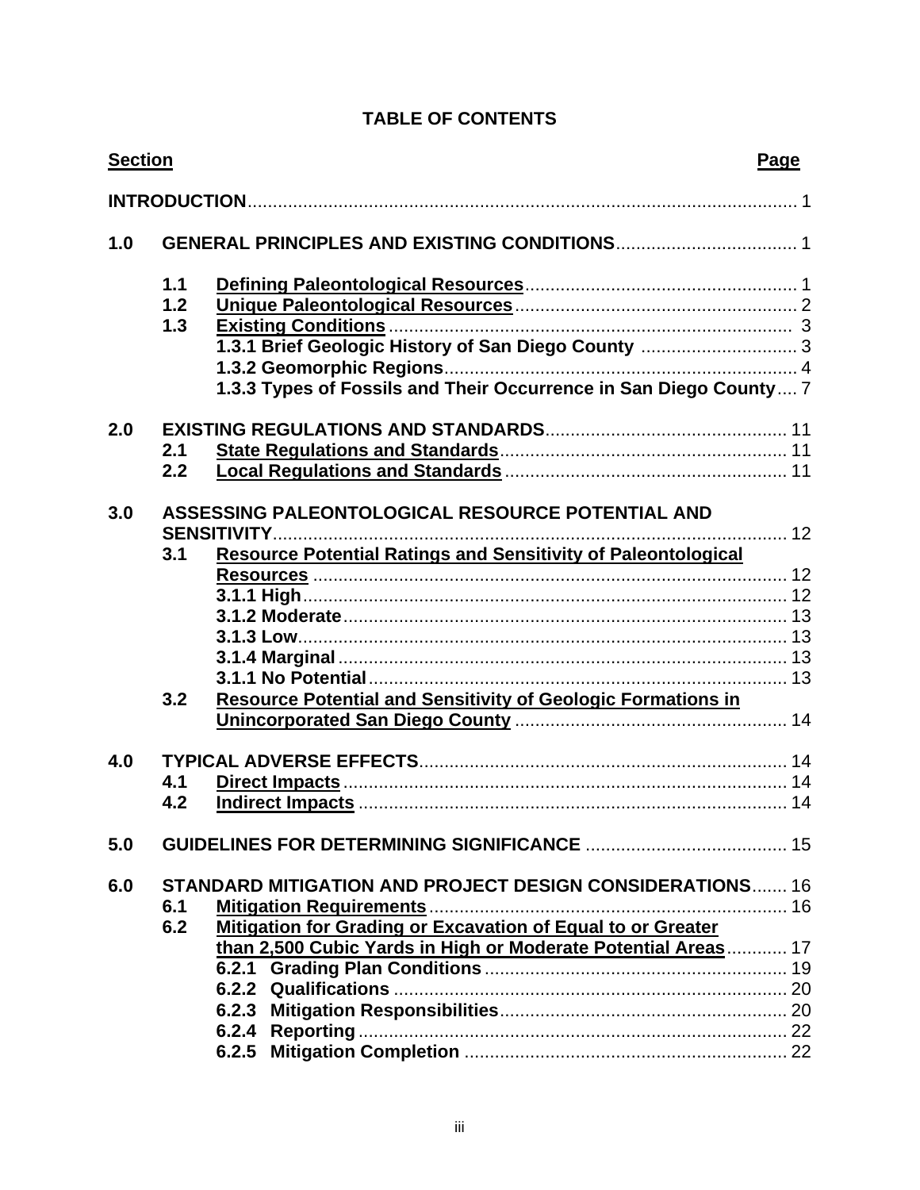# TABLE OF CONTENTS

| Section | | | Page |
|---|---|---|---|
| **INTRODUCTION** | | | 1 |
| **1.0** | **GENERAL PRINCIPLES AND EXISTING CONDITIONS** | | 1 |
| | **1.1** | **Defining Paleontological Resources** | 1 |
| | **1.2** | **Unique Paleontological Resources** | 2 |
| | **1.3** | **Existing Conditions** | 3 |
| | | **1.3.1 Brief Geologic History of San Diego County** | 3 |
| | | **1.3.2 Geomorphic Regions** | 4 |
| | | **1.3.3 Types of Fossils and Their Occurrence in San Diego County** | 7 |
| **2.0** | **EXISTING REGULATIONS AND STANDARDS** | | 11 |
| | **2.1** | **State Regulations and Standards** | 11 |
| | **2.2** | **Local Regulations and Standards** | 11 |
| **3.0** | **ASSESSING PALEONTOLOGICAL RESOURCE POTENTIAL AND SENSITIVITY** | | 12 |
| | **3.1** | **Resource Potential Ratings and Sensitivity of Paleontological Resources** | 12 |
| | | **3.1.1 High** | 12 |
| | | **3.1.2 Moderate** | 13 |
| | | **3.1.3 Low** | 13 |
| | | **3.1.4 Marginal** | 13 |
| | | **3.1.1 No Potential** | 13 |
| | **3.2** | **Resource Potential and Sensitivity of Geologic Formations in Unincorporated San Diego County** | 14 |
| **4.0** | **TYPICAL ADVERSE EFFECTS** | | 14 |
| | **4.1** | **Direct Impacts** | 14 |
| | **4.2** | **Indirect Impacts** | 14 |
| **5.0** | **GUIDELINES FOR DETERMINING SIGNIFICANCE** | | 15 |
| **6.0** | **STANDARD MITIGATION AND PROJECT DESIGN CONSIDERATIONS** | | 16 |
| | **6.1** | **Mitigation Requirements** | 16 |
| | **6.2** | **Mitigation for Grading or Excavation of Equal to or Greater than 2,500 Cubic Yards in High or Moderate Potential Areas** | 17 |
| | | **6.2.1 Grading Plan Conditions** | 19 |
| | | **6.2.2 Qualifications** | 20 |
| | | **6.2.3 Mitigation Responsibilities** | 20 |
| | | **6.2.4 Reporting** | 22 |
| | | **6.2.5 Mitigation Completion** | 22 |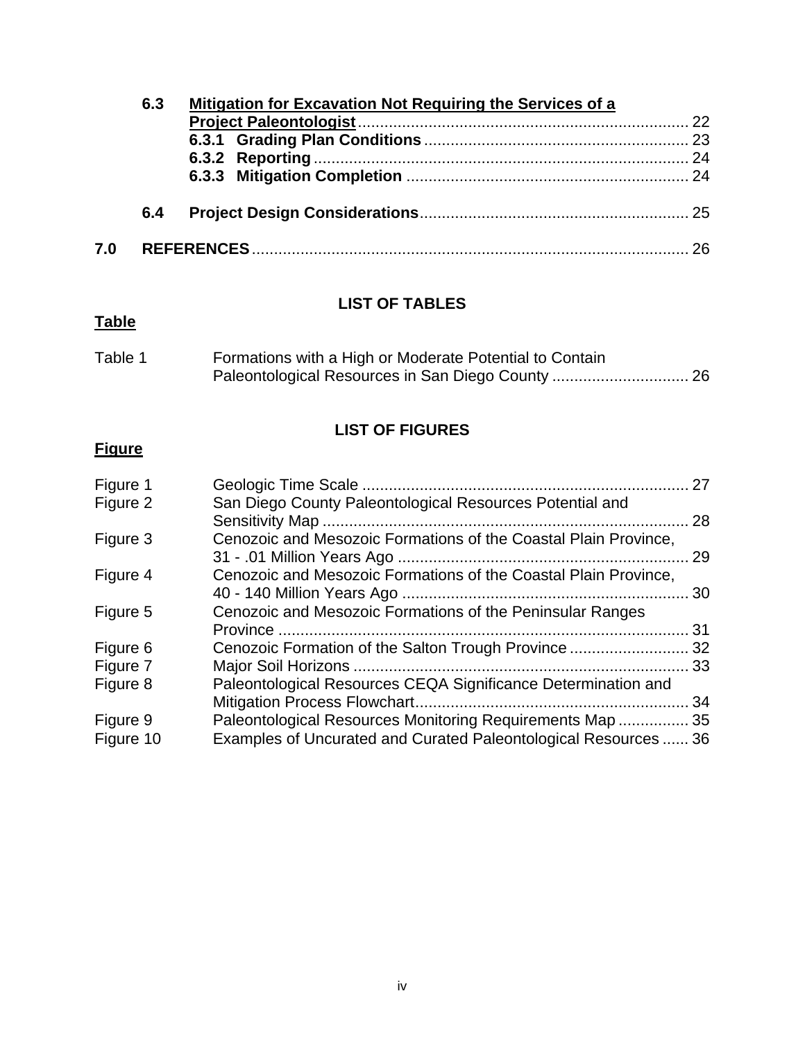**6.3 Mitigation for Excavation Not Requiring the Services of a Project Paleontologist** .......... 22

**6.3.1 Grading Plan Conditions** .......... 23

**6.3.2 Reporting** .......... 24

**6.3.3 Mitigation Completion** .......... 24

**6.4 Project Design Considerations** .......... 25

**7.0 REFERENCES** .......... 26

## LIST OF TABLES

**Table**

| Table | Title | Page |
|---|---|---|
| Table 1 | Formations with a High or Moderate Potential to Contain Paleontological Resources in San Diego County | 26 |

## LIST OF FIGURES

**Figure**

| Figure | Title | Page |
|---|---|---|
| Figure 1 | Geologic Time Scale | 27 |
| Figure 2 | San Diego County Paleontological Resources Potential and Sensitivity Map | 28 |
| Figure 3 | Cenozoic and Mesozoic Formations of the Coastal Plain Province, 31 - .01 Million Years Ago | 29 |
| Figure 4 | Cenozoic and Mesozoic Formations of the Coastal Plain Province, 40 - 140 Million Years Ago | 30 |
| Figure 5 | Cenozoic and Mesozoic Formations of the Peninsular Ranges Province | 31 |
| Figure 6 | Cenozoic Formation of the Salton Trough Province | 32 |
| Figure 7 | Major Soil Horizons | 33 |
| Figure 8 | Paleontological Resources CEQA Significance Determination and Mitigation Process Flowchart | 34 |
| Figure 9 | Paleontological Resources Monitoring Requirements Map | 35 |
| Figure 10 | Examples of Uncurated and Curated Paleontological Resources | 36 |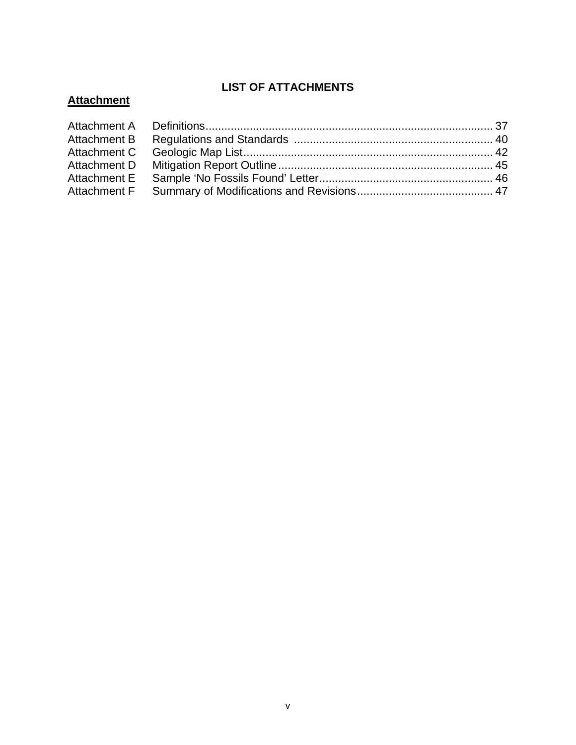## LIST OF ATTACHMENTS

**Attachment**

| | | |
|---|---|---|
| Attachment A | Definitions | 37 |
| Attachment B | Regulations and Standards | 40 |
| Attachment C | Geologic Map List | 42 |
| Attachment D | Mitigation Report Outline | 45 |
| Attachment E | Sample 'No Fossils Found' Letter | 46 |
| Attachment F | Summary of Modifications and Revisions | 47 |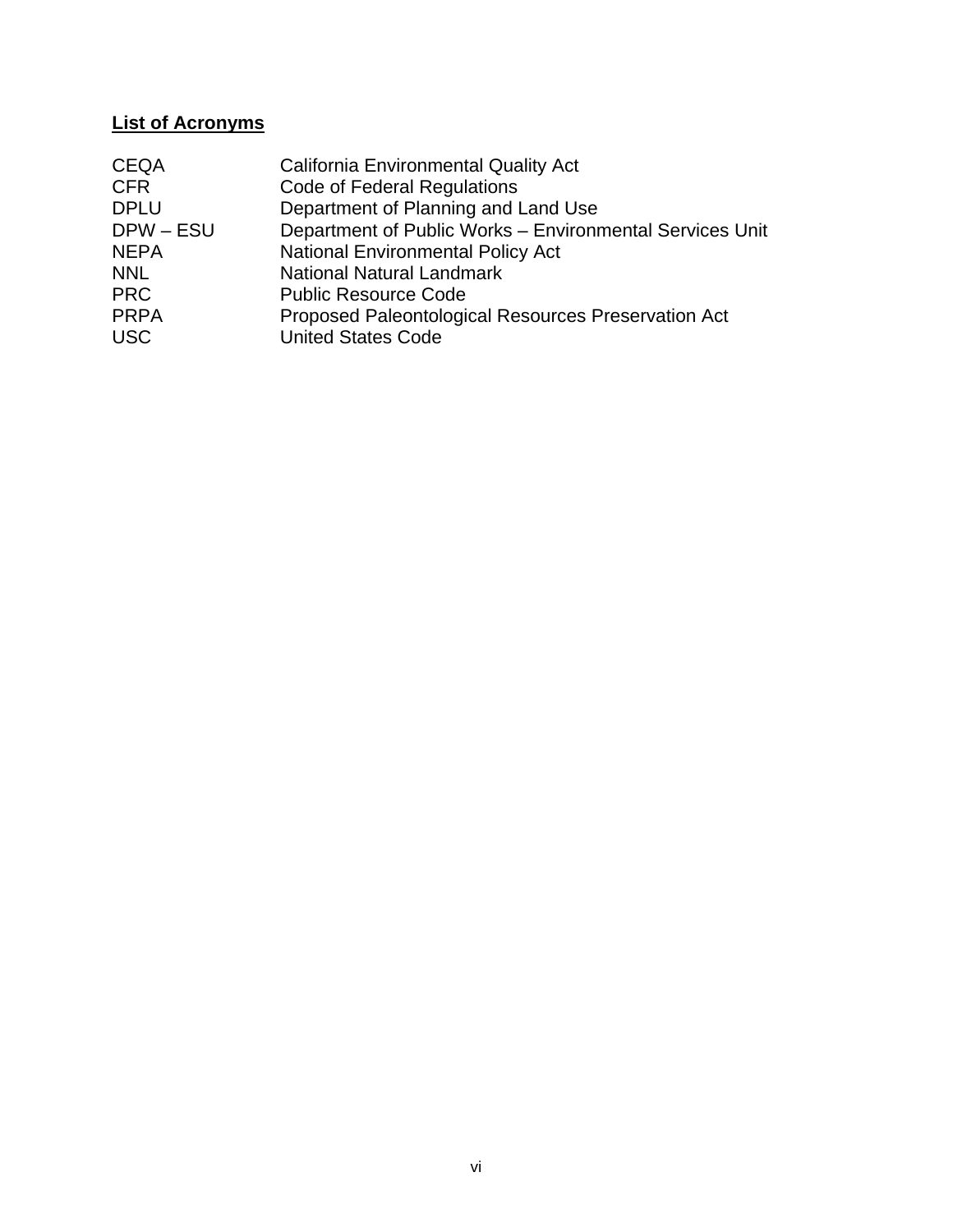## List of Acronyms

| | |
|---|---|
| CEQA | California Environmental Quality Act |
| CFR | Code of Federal Regulations |
| DPLU | Department of Planning and Land Use |
| DPW – ESU | Department of Public Works – Environmental Services Unit |
| NEPA | National Environmental Policy Act |
| NNL | National Natural Landmark |
| PRC | Public Resource Code |
| PRPA | Proposed Paleontological Resources Preservation Act |
| USC | United States Code |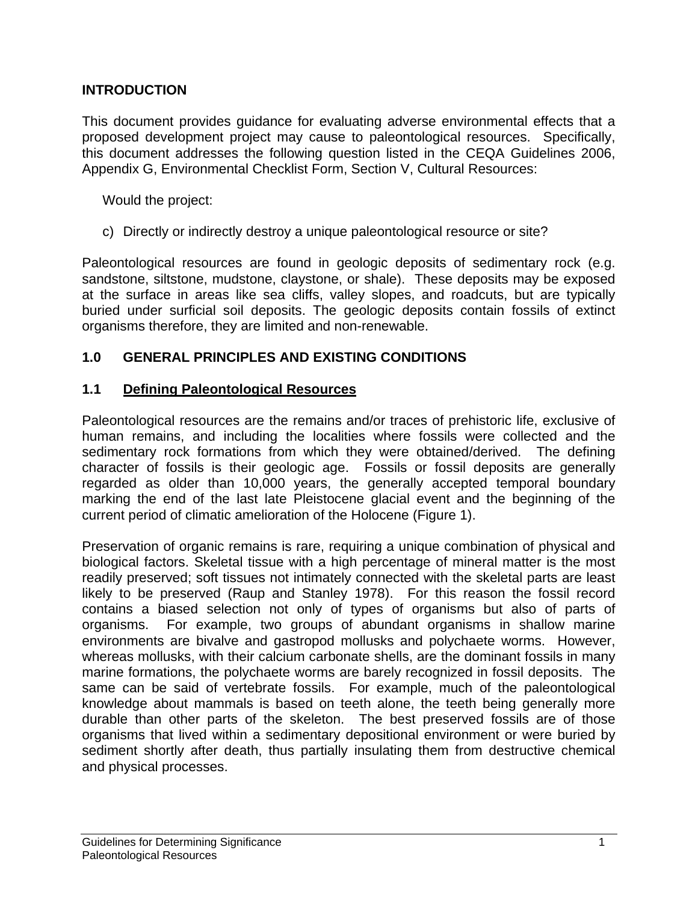## INTRODUCTION

This document provides guidance for evaluating adverse environmental effects that a proposed development project may cause to paleontological resources. Specifically, this document addresses the following question listed in the CEQA Guidelines 2006, Appendix G, Environmental Checklist Form, Section V, Cultural Resources:

Would the project:

c) Directly or indirectly destroy a unique paleontological resource or site?

Paleontological resources are found in geologic deposits of sedimentary rock (e.g. sandstone, siltstone, mudstone, claystone, or shale). These deposits may be exposed at the surface in areas like sea cliffs, valley slopes, and roadcuts, but are typically buried under surficial soil deposits. The geologic deposits contain fossils of extinct organisms therefore, they are limited and non-renewable.

## 1.0 GENERAL PRINCIPLES AND EXISTING CONDITIONS

### 1.1 Defining Paleontological Resources

Paleontological resources are the remains and/or traces of prehistoric life, exclusive of human remains, and including the localities where fossils were collected and the sedimentary rock formations from which they were obtained/derived. The defining character of fossils is their geologic age. Fossils or fossil deposits are generally regarded as older than 10,000 years, the generally accepted temporal boundary marking the end of the last late Pleistocene glacial event and the beginning of the current period of climatic amelioration of the Holocene (Figure 1).

Preservation of organic remains is rare, requiring a unique combination of physical and biological factors. Skeletal tissue with a high percentage of mineral matter is the most readily preserved; soft tissues not intimately connected with the skeletal parts are least likely to be preserved (Raup and Stanley 1978). For this reason the fossil record contains a biased selection not only of types of organisms but also of parts of organisms. For example, two groups of abundant organisms in shallow marine environments are bivalve and gastropod mollusks and polychaete worms. However, whereas mollusks, with their calcium carbonate shells, are the dominant fossils in many marine formations, the polychaete worms are barely recognized in fossil deposits. The same can be said of vertebrate fossils. For example, much of the paleontological knowledge about mammals is based on teeth alone, the teeth being generally more durable than other parts of the skeleton. The best preserved fossils are of those organisms that lived within a sedimentary depositional environment or were buried by sediment shortly after death, thus partially insulating them from destructive chemical and physical processes.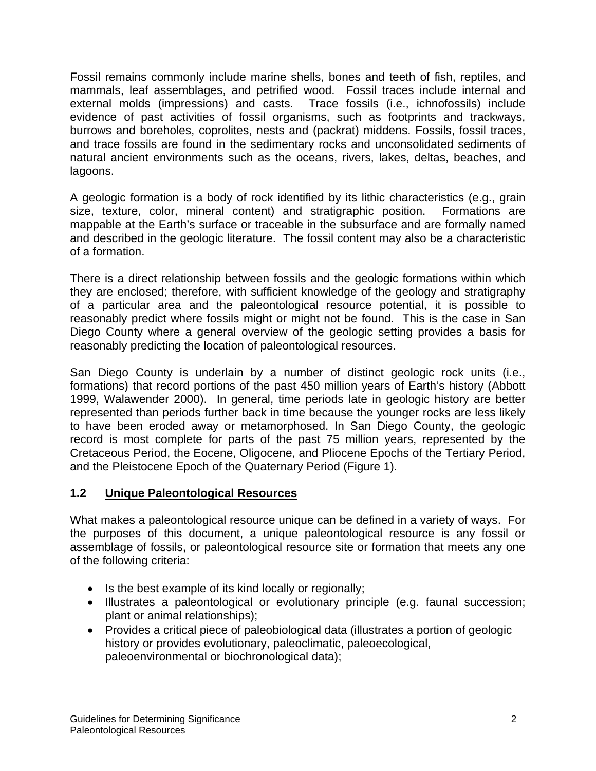Fossil remains commonly include marine shells, bones and teeth of fish, reptiles, and mammals, leaf assemblages, and petrified wood. Fossil traces include internal and external molds (impressions) and casts. Trace fossils (i.e., ichnofossils) include evidence of past activities of fossil organisms, such as footprints and trackways, burrows and boreholes, coprolites, nests and (packrat) middens. Fossils, fossil traces, and trace fossils are found in the sedimentary rocks and unconsolidated sediments of natural ancient environments such as the oceans, rivers, lakes, deltas, beaches, and lagoons.

A geologic formation is a body of rock identified by its lithic characteristics (e.g., grain size, texture, color, mineral content) and stratigraphic position. Formations are mappable at the Earth's surface or traceable in the subsurface and are formally named and described in the geologic literature. The fossil content may also be a characteristic of a formation.

There is a direct relationship between fossils and the geologic formations within which they are enclosed; therefore, with sufficient knowledge of the geology and stratigraphy of a particular area and the paleontological resource potential, it is possible to reasonably predict where fossils might or might not be found. This is the case in San Diego County where a general overview of the geologic setting provides a basis for reasonably predicting the location of paleontological resources.

San Diego County is underlain by a number of distinct geologic rock units (i.e., formations) that record portions of the past 450 million years of Earth's history (Abbott 1999, Walawender 2000). In general, time periods late in geologic history are better represented than periods further back in time because the younger rocks are less likely to have been eroded away or metamorphosed. In San Diego County, the geologic record is most complete for parts of the past 75 million years, represented by the Cretaceous Period, the Eocene, Oligocene, and Pliocene Epochs of the Tertiary Period, and the Pleistocene Epoch of the Quaternary Period (Figure 1).

## 1.2 Unique Paleontological Resources

What makes a paleontological resource unique can be defined in a variety of ways. For the purposes of this document, a unique paleontological resource is any fossil or assemblage of fossils, or paleontological resource site or formation that meets any one of the following criteria:

- Is the best example of its kind locally or regionally;
- Illustrates a paleontological or evolutionary principle (e.g. faunal succession; plant or animal relationships);
- Provides a critical piece of paleobiological data (illustrates a portion of geologic history or provides evolutionary, paleoclimatic, paleoecological, paleoenvironmental or biochronological data);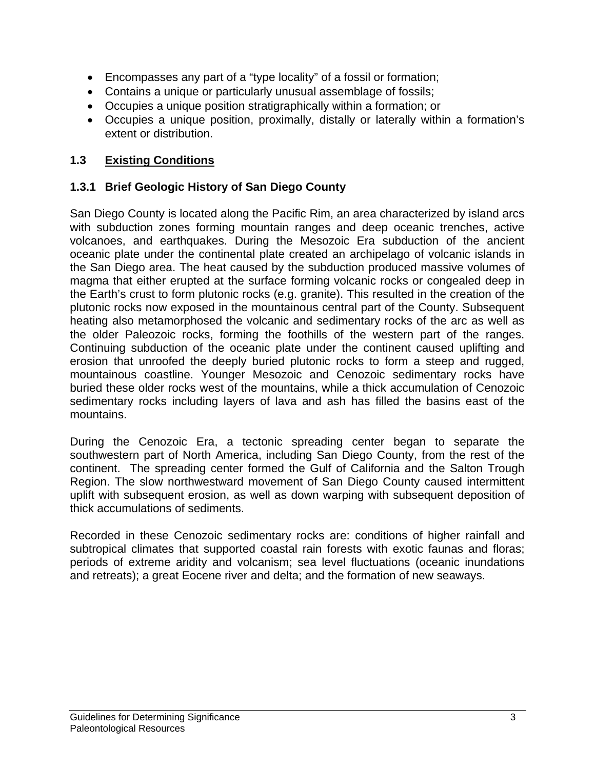- Encompasses any part of a “type locality” of a fossil or formation;
- Contains a unique or particularly unusual assemblage of fossils;
- Occupies a unique position stratigraphically within a formation; or
- Occupies a unique position, proximally, distally or laterally within a formation’s extent or distribution.

## 1.3 Existing Conditions

### 1.3.1 Brief Geologic History of San Diego County

San Diego County is located along the Pacific Rim, an area characterized by island arcs with subduction zones forming mountain ranges and deep oceanic trenches, active volcanoes, and earthquakes. During the Mesozoic Era subduction of the ancient oceanic plate under the continental plate created an archipelago of volcanic islands in the San Diego area. The heat caused by the subduction produced massive volumes of magma that either erupted at the surface forming volcanic rocks or congealed deep in the Earth’s crust to form plutonic rocks (e.g. granite). This resulted in the creation of the plutonic rocks now exposed in the mountainous central part of the County. Subsequent heating also metamorphosed the volcanic and sedimentary rocks of the arc as well as the older Paleozoic rocks, forming the foothills of the western part of the ranges. Continuing subduction of the oceanic plate under the continent caused uplifting and erosion that unroofed the deeply buried plutonic rocks to form a steep and rugged, mountainous coastline. Younger Mesozoic and Cenozoic sedimentary rocks have buried these older rocks west of the mountains, while a thick accumulation of Cenozoic sedimentary rocks including layers of lava and ash has filled the basins east of the mountains.

During the Cenozoic Era, a tectonic spreading center began to separate the southwestern part of North America, including San Diego County, from the rest of the continent. The spreading center formed the Gulf of California and the Salton Trough Region. The slow northwestward movement of San Diego County caused intermittent uplift with subsequent erosion, as well as down warping with subsequent deposition of thick accumulations of sediments.

Recorded in these Cenozoic sedimentary rocks are: conditions of higher rainfall and subtropical climates that supported coastal rain forests with exotic faunas and floras; periods of extreme aridity and volcanism; sea level fluctuations (oceanic inundations and retreats); a great Eocene river and delta; and the formation of new seaways.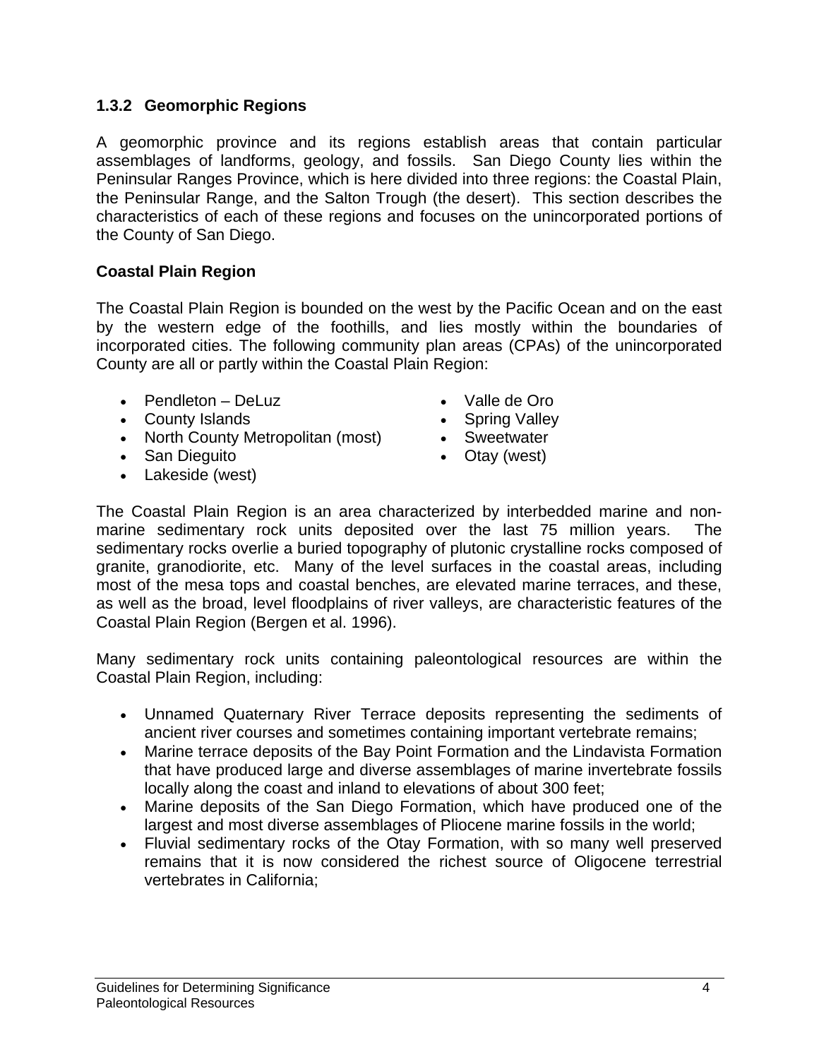### 1.3.2 Geomorphic Regions

A geomorphic province and its regions establish areas that contain particular assemblages of landforms, geology, and fossils. San Diego County lies within the Peninsular Ranges Province, which is here divided into three regions: the Coastal Plain, the Peninsular Range, and the Salton Trough (the desert). This section describes the characteristics of each of these regions and focuses on the unincorporated portions of the County of San Diego.

**Coastal Plain Region**

The Coastal Plain Region is bounded on the west by the Pacific Ocean and on the east by the western edge of the foothills, and lies mostly within the boundaries of incorporated cities. The following community plan areas (CPAs) of the unincorporated County are all or partly within the Coastal Plain Region:

- Pendleton – DeLuz
- County Islands
- North County Metropolitan (most)
- San Dieguito
- Lakeside (west)
- Valle de Oro
- Spring Valley
- Sweetwater
- Otay (west)

The Coastal Plain Region is an area characterized by interbedded marine and non-marine sedimentary rock units deposited over the last 75 million years. The sedimentary rocks overlie a buried topography of plutonic crystalline rocks composed of granite, granodiorite, etc. Many of the level surfaces in the coastal areas, including most of the mesa tops and coastal benches, are elevated marine terraces, and these, as well as the broad, level floodplains of river valleys, are characteristic features of the Coastal Plain Region (Bergen et al. 1996).

Many sedimentary rock units containing paleontological resources are within the Coastal Plain Region, including:

- Unnamed Quaternary River Terrace deposits representing the sediments of ancient river courses and sometimes containing important vertebrate remains;
- Marine terrace deposits of the Bay Point Formation and the Lindavista Formation that have produced large and diverse assemblages of marine invertebrate fossils locally along the coast and inland to elevations of about 300 feet;
- Marine deposits of the San Diego Formation, which have produced one of the largest and most diverse assemblages of Pliocene marine fossils in the world;
- Fluvial sedimentary rocks of the Otay Formation, with so many well preserved remains that it is now considered the richest source of Oligocene terrestrial vertebrates in California;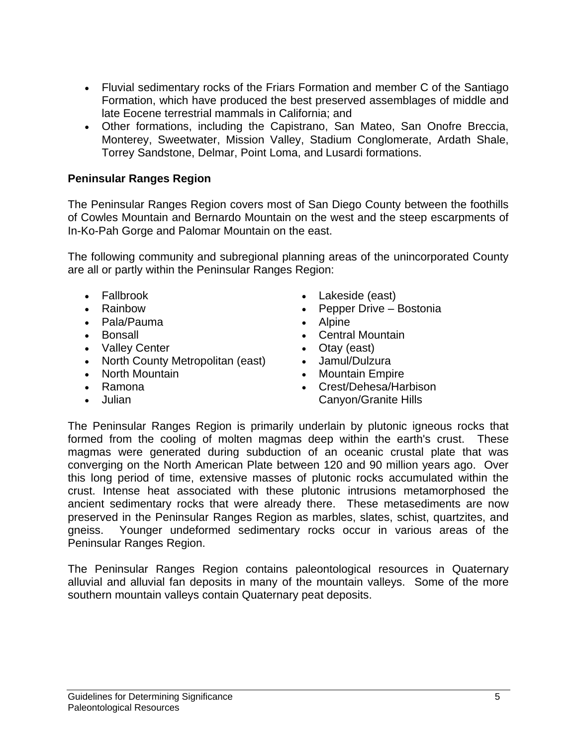- Fluvial sedimentary rocks of the Friars Formation and member C of the Santiago Formation, which have produced the best preserved assemblages of middle and late Eocene terrestrial mammals in California; and
- Other formations, including the Capistrano, San Mateo, San Onofre Breccia, Monterey, Sweetwater, Mission Valley, Stadium Conglomerate, Ardath Shale, Torrey Sandstone, Delmar, Point Loma, and Lusardi formations.

**Peninsular Ranges Region**

The Peninsular Ranges Region covers most of San Diego County between the foothills of Cowles Mountain and Bernardo Mountain on the west and the steep escarpments of In-Ko-Pah Gorge and Palomar Mountain on the east.

The following community and subregional planning areas of the unincorporated County are all or partly within the Peninsular Ranges Region:

- Fallbrook
- Rainbow
- Pala/Pauma
- Bonsall
- Valley Center
- North County Metropolitan (east)
- North Mountain
- Ramona
- Julian
- Lakeside (east)
- Pepper Drive – Bostonia
- Alpine
- Central Mountain
- Otay (east)
- Jamul/Dulzura
- Mountain Empire
- Crest/Dehesa/Harbison Canyon/Granite Hills

The Peninsular Ranges Region is primarily underlain by plutonic igneous rocks that formed from the cooling of molten magmas deep within the earth's crust. These magmas were generated during subduction of an oceanic crustal plate that was converging on the North American Plate between 120 and 90 million years ago. Over this long period of time, extensive masses of plutonic rocks accumulated within the crust. Intense heat associated with these plutonic intrusions metamorphosed the ancient sedimentary rocks that were already there. These metasediments are now preserved in the Peninsular Ranges Region as marbles, slates, schist, quartzites, and gneiss. Younger undeformed sedimentary rocks occur in various areas of the Peninsular Ranges Region.

The Peninsular Ranges Region contains paleontological resources in Quaternary alluvial and alluvial fan deposits in many of the mountain valleys. Some of the more southern mountain valleys contain Quaternary peat deposits.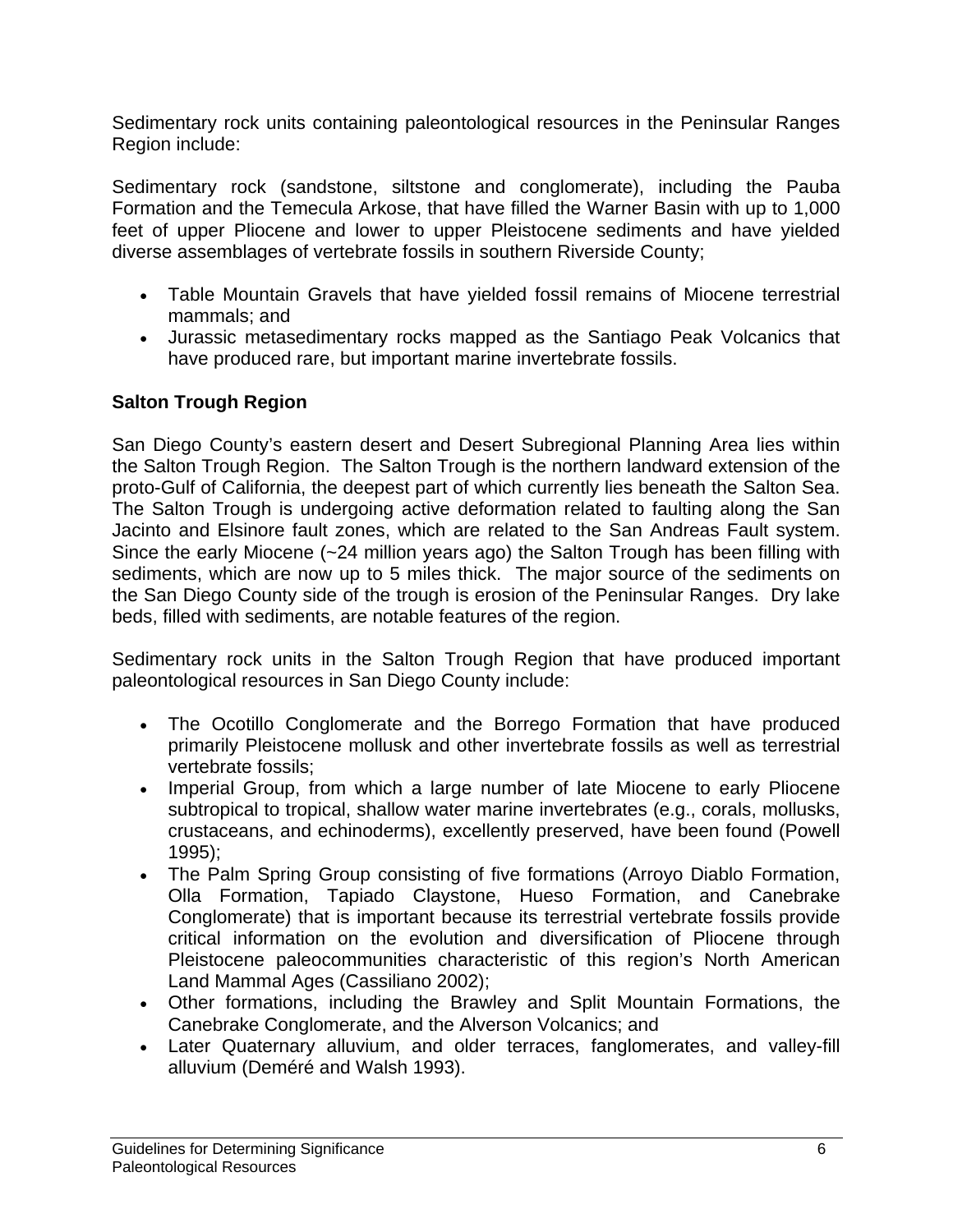Sedimentary rock units containing paleontological resources in the Peninsular Ranges Region include:

Sedimentary rock (sandstone, siltstone and conglomerate), including the Pauba Formation and the Temecula Arkose, that have filled the Warner Basin with up to 1,000 feet of upper Pliocene and lower to upper Pleistocene sediments and have yielded diverse assemblages of vertebrate fossils in southern Riverside County;

- Table Mountain Gravels that have yielded fossil remains of Miocene terrestrial mammals; and
- Jurassic metasedimentary rocks mapped as the Santiago Peak Volcanics that have produced rare, but important marine invertebrate fossils.

**Salton Trough Region**

San Diego County's eastern desert and Desert Subregional Planning Area lies within the Salton Trough Region. The Salton Trough is the northern landward extension of the proto-Gulf of California, the deepest part of which currently lies beneath the Salton Sea. The Salton Trough is undergoing active deformation related to faulting along the San Jacinto and Elsinore fault zones, which are related to the San Andreas Fault system. Since the early Miocene (~24 million years ago) the Salton Trough has been filling with sediments, which are now up to 5 miles thick. The major source of the sediments on the San Diego County side of the trough is erosion of the Peninsular Ranges. Dry lake beds, filled with sediments, are notable features of the region.

Sedimentary rock units in the Salton Trough Region that have produced important paleontological resources in San Diego County include:

- The Ocotillo Conglomerate and the Borrego Formation that have produced primarily Pleistocene mollusk and other invertebrate fossils as well as terrestrial vertebrate fossils;
- Imperial Group, from which a large number of late Miocene to early Pliocene subtropical to tropical, shallow water marine invertebrates (e.g., corals, mollusks, crustaceans, and echinoderms), excellently preserved, have been found (Powell 1995);
- The Palm Spring Group consisting of five formations (Arroyo Diablo Formation, Olla Formation, Tapiado Claystone, Hueso Formation, and Canebrake Conglomerate) that is important because its terrestrial vertebrate fossils provide critical information on the evolution and diversification of Pliocene through Pleistocene paleocommunities characteristic of this region's North American Land Mammal Ages (Cassiliano 2002);
- Other formations, including the Brawley and Split Mountain Formations, the Canebrake Conglomerate, and the Alverson Volcanics; and
- Later Quaternary alluvium, and older terraces, fanglomerates, and valley-fill alluvium (Deméré and Walsh 1993).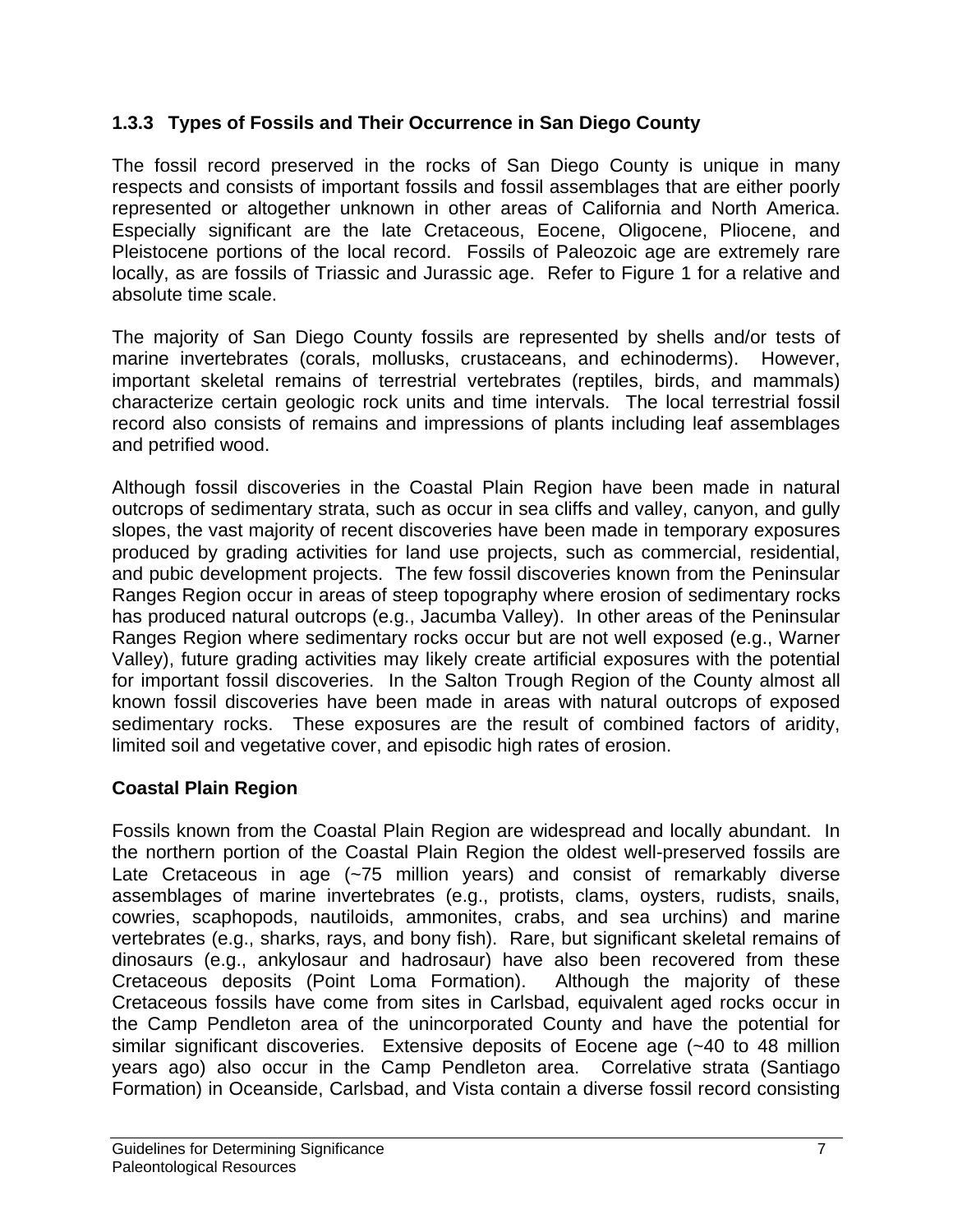### 1.3.3 Types of Fossils and Their Occurrence in San Diego County

The fossil record preserved in the rocks of San Diego County is unique in many respects and consists of important fossils and fossil assemblages that are either poorly represented or altogether unknown in other areas of California and North America. Especially significant are the late Cretaceous, Eocene, Oligocene, Pliocene, and Pleistocene portions of the local record. Fossils of Paleozoic age are extremely rare locally, as are fossils of Triassic and Jurassic age. Refer to Figure 1 for a relative and absolute time scale.

The majority of San Diego County fossils are represented by shells and/or tests of marine invertebrates (corals, mollusks, crustaceans, and echinoderms). However, important skeletal remains of terrestrial vertebrates (reptiles, birds, and mammals) characterize certain geologic rock units and time intervals. The local terrestrial fossil record also consists of remains and impressions of plants including leaf assemblages and petrified wood.

Although fossil discoveries in the Coastal Plain Region have been made in natural outcrops of sedimentary strata, such as occur in sea cliffs and valley, canyon, and gully slopes, the vast majority of recent discoveries have been made in temporary exposures produced by grading activities for land use projects, such as commercial, residential, and pubic development projects. The few fossil discoveries known from the Peninsular Ranges Region occur in areas of steep topography where erosion of sedimentary rocks has produced natural outcrops (e.g., Jacumba Valley). In other areas of the Peninsular Ranges Region where sedimentary rocks occur but are not well exposed (e.g., Warner Valley), future grading activities may likely create artificial exposures with the potential for important fossil discoveries. In the Salton Trough Region of the County almost all known fossil discoveries have been made in areas with natural outcrops of exposed sedimentary rocks. These exposures are the result of combined factors of aridity, limited soil and vegetative cover, and episodic high rates of erosion.

**Coastal Plain Region**

Fossils known from the Coastal Plain Region are widespread and locally abundant. In the northern portion of the Coastal Plain Region the oldest well-preserved fossils are Late Cretaceous in age (~75 million years) and consist of remarkably diverse assemblages of marine invertebrates (e.g., protists, clams, oysters, rudists, snails, cowries, scaphopods, nautiloids, ammonites, crabs, and sea urchins) and marine vertebrates (e.g., sharks, rays, and bony fish). Rare, but significant skeletal remains of dinosaurs (e.g., ankylosaur and hadrosaur) have also been recovered from these Cretaceous deposits (Point Loma Formation). Although the majority of these Cretaceous fossils have come from sites in Carlsbad, equivalent aged rocks occur in the Camp Pendleton area of the unincorporated County and have the potential for similar significant discoveries. Extensive deposits of Eocene age (~40 to 48 million years ago) also occur in the Camp Pendleton area. Correlative strata (Santiago Formation) in Oceanside, Carlsbad, and Vista contain a diverse fossil record consisting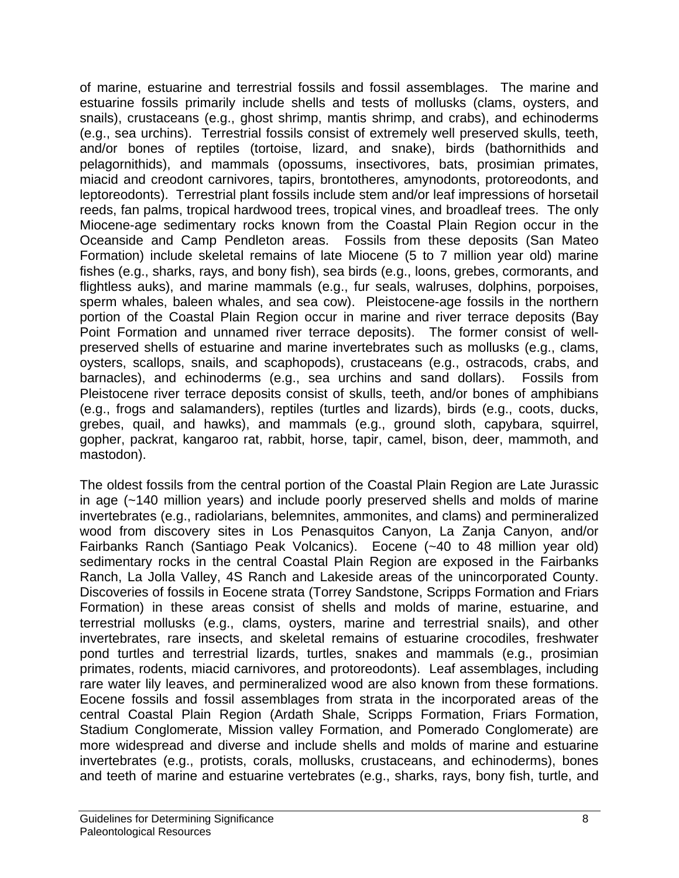of marine, estuarine and terrestrial fossils and fossil assemblages. The marine and estuarine fossils primarily include shells and tests of mollusks (clams, oysters, and snails), crustaceans (e.g., ghost shrimp, mantis shrimp, and crabs), and echinoderms (e.g., sea urchins). Terrestrial fossils consist of extremely well preserved skulls, teeth, and/or bones of reptiles (tortoise, lizard, and snake), birds (bathornithids and pelagornithids), and mammals (opossums, insectivores, bats, prosimian primates, miacid and creodont carnivores, tapirs, brontotheres, amynodonts, protoreodonts, and leptoreodonts). Terrestrial plant fossils include stem and/or leaf impressions of horsetail reeds, fan palms, tropical hardwood trees, tropical vines, and broadleaf trees. The only Miocene-age sedimentary rocks known from the Coastal Plain Region occur in the Oceanside and Camp Pendleton areas. Fossils from these deposits (San Mateo Formation) include skeletal remains of late Miocene (5 to 7 million year old) marine fishes (e.g., sharks, rays, and bony fish), sea birds (e.g., loons, grebes, cormorants, and flightless auks), and marine mammals (e.g., fur seals, walruses, dolphins, porpoises, sperm whales, baleen whales, and sea cow). Pleistocene-age fossils in the northern portion of the Coastal Plain Region occur in marine and river terrace deposits (Bay Point Formation and unnamed river terrace deposits). The former consist of well-preserved shells of estuarine and marine invertebrates such as mollusks (e.g., clams, oysters, scallops, snails, and scaphopods), crustaceans (e.g., ostracods, crabs, and barnacles), and echinoderms (e.g., sea urchins and sand dollars). Fossils from Pleistocene river terrace deposits consist of skulls, teeth, and/or bones of amphibians (e.g., frogs and salamanders), reptiles (turtles and lizards), birds (e.g., coots, ducks, grebes, quail, and hawks), and mammals (e.g., ground sloth, capybara, squirrel, gopher, packrat, kangaroo rat, rabbit, horse, tapir, camel, bison, deer, mammoth, and mastodon).

The oldest fossils from the central portion of the Coastal Plain Region are Late Jurassic in age (~140 million years) and include poorly preserved shells and molds of marine invertebrates (e.g., radiolarians, belemnites, ammonites, and clams) and permineralized wood from discovery sites in Los Penasquitos Canyon, La Zanja Canyon, and/or Fairbanks Ranch (Santiago Peak Volcanics). Eocene (~40 to 48 million year old) sedimentary rocks in the central Coastal Plain Region are exposed in the Fairbanks Ranch, La Jolla Valley, 4S Ranch and Lakeside areas of the unincorporated County. Discoveries of fossils in Eocene strata (Torrey Sandstone, Scripps Formation and Friars Formation) in these areas consist of shells and molds of marine, estuarine, and terrestrial mollusks (e.g., clams, oysters, marine and terrestrial snails), and other invertebrates, rare insects, and skeletal remains of estuarine crocodiles, freshwater pond turtles and terrestrial lizards, turtles, snakes and mammals (e.g., prosimian primates, rodents, miacid carnivores, and protoreodonts). Leaf assemblages, including rare water lily leaves, and permineralized wood are also known from these formations. Eocene fossils and fossil assemblages from strata in the incorporated areas of the central Coastal Plain Region (Ardath Shale, Scripps Formation, Friars Formation, Stadium Conglomerate, Mission valley Formation, and Pomerado Conglomerate) are more widespread and diverse and include shells and molds of marine and estuarine invertebrates (e.g., protists, corals, mollusks, crustaceans, and echinoderms), bones and teeth of marine and estuarine vertebrates (e.g., sharks, rays, bony fish, turtle, and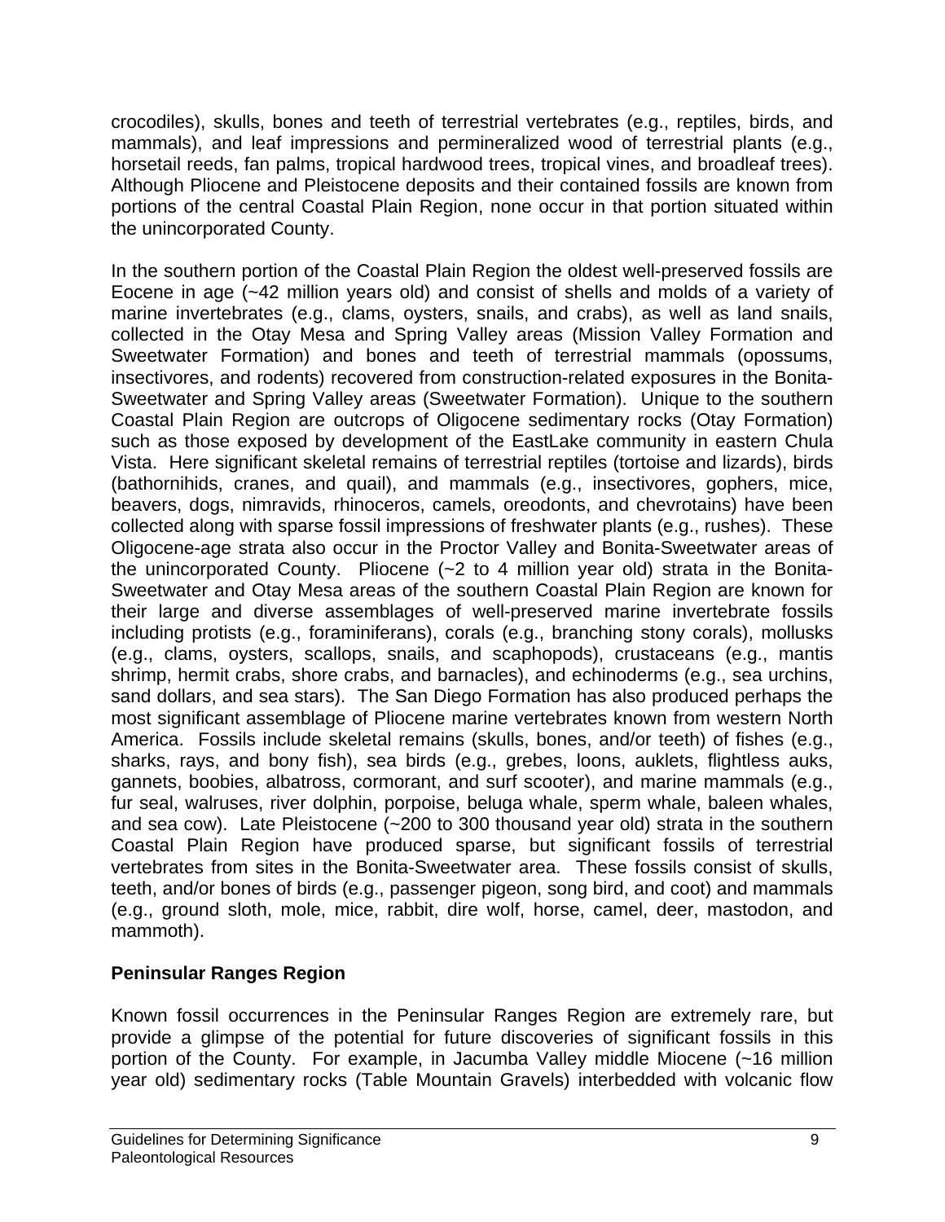crocodiles), skulls, bones and teeth of terrestrial vertebrates (e.g., reptiles, birds, and mammals), and leaf impressions and permineralized wood of terrestrial plants (e.g., horsetail reeds, fan palms, tropical hardwood trees, tropical vines, and broadleaf trees). Although Pliocene and Pleistocene deposits and their contained fossils are known from portions of the central Coastal Plain Region, none occur in that portion situated within the unincorporated County.

In the southern portion of the Coastal Plain Region the oldest well-preserved fossils are Eocene in age (~42 million years old) and consist of shells and molds of a variety of marine invertebrates (e.g., clams, oysters, snails, and crabs), as well as land snails, collected in the Otay Mesa and Spring Valley areas (Mission Valley Formation and Sweetwater Formation) and bones and teeth of terrestrial mammals (opossums, insectivores, and rodents) recovered from construction-related exposures in the Bonita-Sweetwater and Spring Valley areas (Sweetwater Formation). Unique to the southern Coastal Plain Region are outcrops of Oligocene sedimentary rocks (Otay Formation) such as those exposed by development of the EastLake community in eastern Chula Vista. Here significant skeletal remains of terrestrial reptiles (tortoise and lizards), birds (bathornihids, cranes, and quail), and mammals (e.g., insectivores, gophers, mice, beavers, dogs, nimravids, rhinoceros, camels, oreodonts, and chevrotains) have been collected along with sparse fossil impressions of freshwater plants (e.g., rushes). These Oligocene-age strata also occur in the Proctor Valley and Bonita-Sweetwater areas of the unincorporated County. Pliocene (~2 to 4 million year old) strata in the Bonita-Sweetwater and Otay Mesa areas of the southern Coastal Plain Region are known for their large and diverse assemblages of well-preserved marine invertebrate fossils including protists (e.g., foraminiferans), corals (e.g., branching stony corals), mollusks (e.g., clams, oysters, scallops, snails, and scaphopods), crustaceans (e.g., mantis shrimp, hermit crabs, shore crabs, and barnacles), and echinoderms (e.g., sea urchins, sand dollars, and sea stars). The San Diego Formation has also produced perhaps the most significant assemblage of Pliocene marine vertebrates known from western North America. Fossils include skeletal remains (skulls, bones, and/or teeth) of fishes (e.g., sharks, rays, and bony fish), sea birds (e.g., grebes, loons, auklets, flightless auks, gannets, boobies, albatross, cormorant, and surf scooter), and marine mammals (e.g., fur seal, walruses, river dolphin, porpoise, beluga whale, sperm whale, baleen whales, and sea cow). Late Pleistocene (~200 to 300 thousand year old) strata in the southern Coastal Plain Region have produced sparse, but significant fossils of terrestrial vertebrates from sites in the Bonita-Sweetwater area. These fossils consist of skulls, teeth, and/or bones of birds (e.g., passenger pigeon, song bird, and coot) and mammals (e.g., ground sloth, mole, mice, rabbit, dire wolf, horse, camel, deer, mastodon, and mammoth).

### Peninsular Ranges Region

Known fossil occurrences in the Peninsular Ranges Region are extremely rare, but provide a glimpse of the potential for future discoveries of significant fossils in this portion of the County. For example, in Jacumba Valley middle Miocene (~16 million year old) sedimentary rocks (Table Mountain Gravels) interbedded with volcanic flow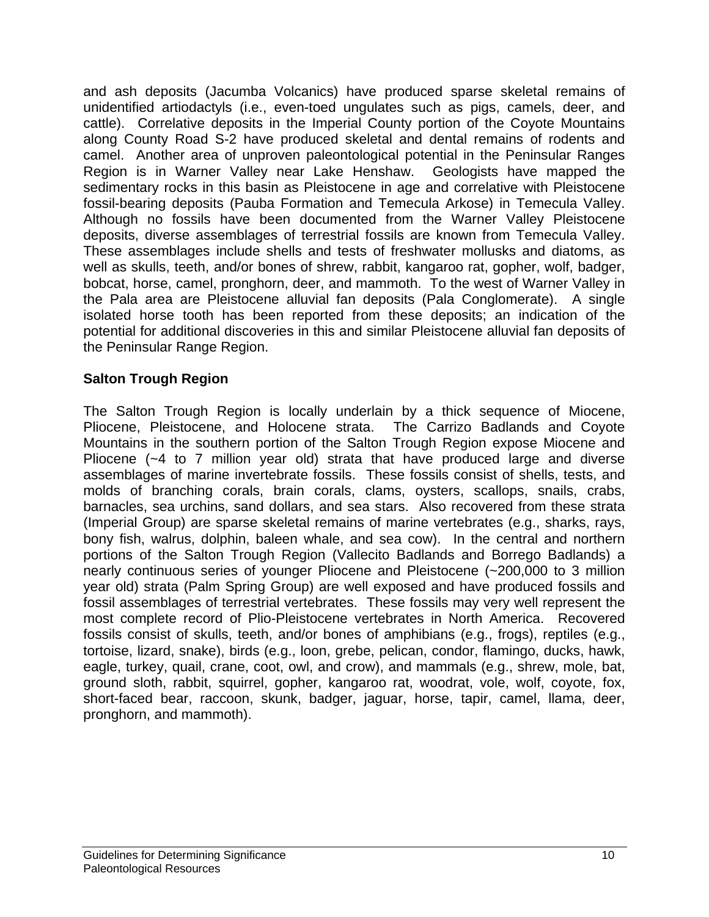and ash deposits (Jacumba Volcanics) have produced sparse skeletal remains of unidentified artiodactyls (i.e., even-toed ungulates such as pigs, camels, deer, and cattle). Correlative deposits in the Imperial County portion of the Coyote Mountains along County Road S-2 have produced skeletal and dental remains of rodents and camel. Another area of unproven paleontological potential in the Peninsular Ranges Region is in Warner Valley near Lake Henshaw. Geologists have mapped the sedimentary rocks in this basin as Pleistocene in age and correlative with Pleistocene fossil-bearing deposits (Pauba Formation and Temecula Arkose) in Temecula Valley. Although no fossils have been documented from the Warner Valley Pleistocene deposits, diverse assemblages of terrestrial fossils are known from Temecula Valley. These assemblages include shells and tests of freshwater mollusks and diatoms, as well as skulls, teeth, and/or bones of shrew, rabbit, kangaroo rat, gopher, wolf, badger, bobcat, horse, camel, pronghorn, deer, and mammoth. To the west of Warner Valley in the Pala area are Pleistocene alluvial fan deposits (Pala Conglomerate). A single isolated horse tooth has been reported from these deposits; an indication of the potential for additional discoveries in this and similar Pleistocene alluvial fan deposits of the Peninsular Range Region.

**Salton Trough Region**

The Salton Trough Region is locally underlain by a thick sequence of Miocene, Pliocene, Pleistocene, and Holocene strata. The Carrizo Badlands and Coyote Mountains in the southern portion of the Salton Trough Region expose Miocene and Pliocene (~4 to 7 million year old) strata that have produced large and diverse assemblages of marine invertebrate fossils. These fossils consist of shells, tests, and molds of branching corals, brain corals, clams, oysters, scallops, snails, crabs, barnacles, sea urchins, sand dollars, and sea stars. Also recovered from these strata (Imperial Group) are sparse skeletal remains of marine vertebrates (e.g., sharks, rays, bony fish, walrus, dolphin, baleen whale, and sea cow). In the central and northern portions of the Salton Trough Region (Vallecito Badlands and Borrego Badlands) a nearly continuous series of younger Pliocene and Pleistocene (~200,000 to 3 million year old) strata (Palm Spring Group) are well exposed and have produced fossils and fossil assemblages of terrestrial vertebrates. These fossils may very well represent the most complete record of Plio-Pleistocene vertebrates in North America. Recovered fossils consist of skulls, teeth, and/or bones of amphibians (e.g., frogs), reptiles (e.g., tortoise, lizard, snake), birds (e.g., loon, grebe, pelican, condor, flamingo, ducks, hawk, eagle, turkey, quail, crane, coot, owl, and crow), and mammals (e.g., shrew, mole, bat, ground sloth, rabbit, squirrel, gopher, kangaroo rat, woodrat, vole, wolf, coyote, fox, short-faced bear, raccoon, skunk, badger, jaguar, horse, tapir, camel, llama, deer, pronghorn, and mammoth).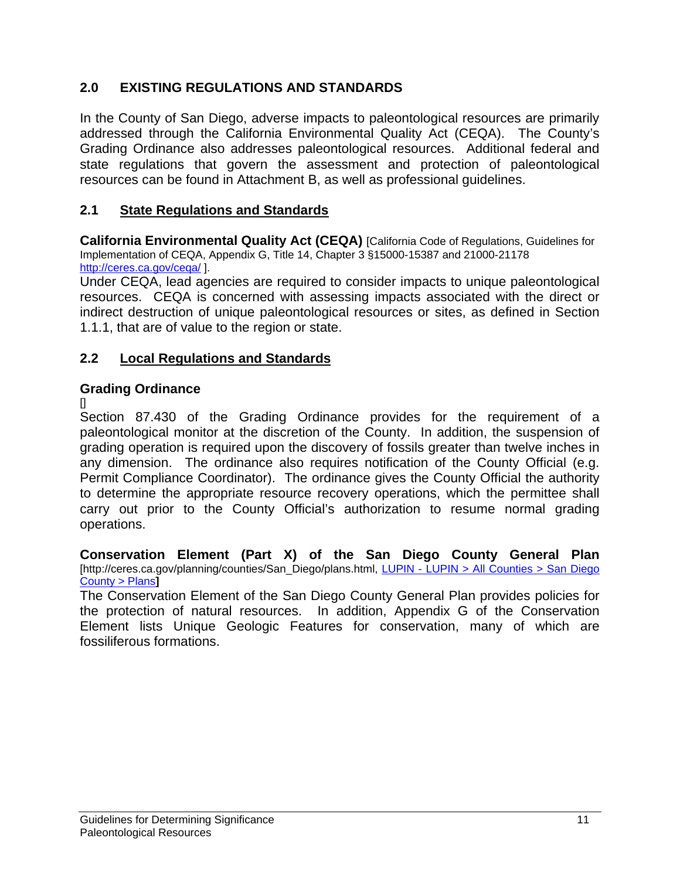## 2.0 EXISTING REGULATIONS AND STANDARDS

In the County of San Diego, adverse impacts to paleontological resources are primarily addressed through the California Environmental Quality Act (CEQA). The County's Grading Ordinance also addresses paleontological resources. Additional federal and state regulations that govern the assessment and protection of paleontological resources can be found in Attachment B, as well as professional guidelines.

### 2.1 State Regulations and Standards

**California Environmental Quality Act (CEQA)** [California Code of Regulations, Guidelines for Implementation of CEQA, Appendix G, Title 14, Chapter 3 §15000-15387 and 21000-21178 http://ceres.ca.gov/ceqa/ ].

Under CEQA, lead agencies are required to consider impacts to unique paleontological resources. CEQA is concerned with assessing impacts associated with the direct or indirect destruction of unique paleontological resources or sites, as defined in Section 1.1.1, that are of value to the region or state.

### 2.2 Local Regulations and Standards

**Grading Ordinance**

Section 87.430 of the Grading Ordinance provides for the requirement of a paleontological monitor at the discretion of the County. In addition, the suspension of grading operation is required upon the discovery of fossils greater than twelve inches in any dimension. The ordinance also requires notification of the County Official (e.g. Permit Compliance Coordinator). The ordinance gives the County Official the authority to determine the appropriate resource recovery operations, which the permittee shall carry out prior to the County Official's authorization to resume normal grading operations.

**Conservation Element (Part X) of the San Diego County General Plan** [http://ceres.ca.gov/planning/counties/San_Diego/plans.html, LUPIN - LUPIN > All Counties > San Diego County > Plans]

The Conservation Element of the San Diego County General Plan provides policies for the protection of natural resources. In addition, Appendix G of the Conservation Element lists Unique Geologic Features for conservation, many of which are fossiliferous formations.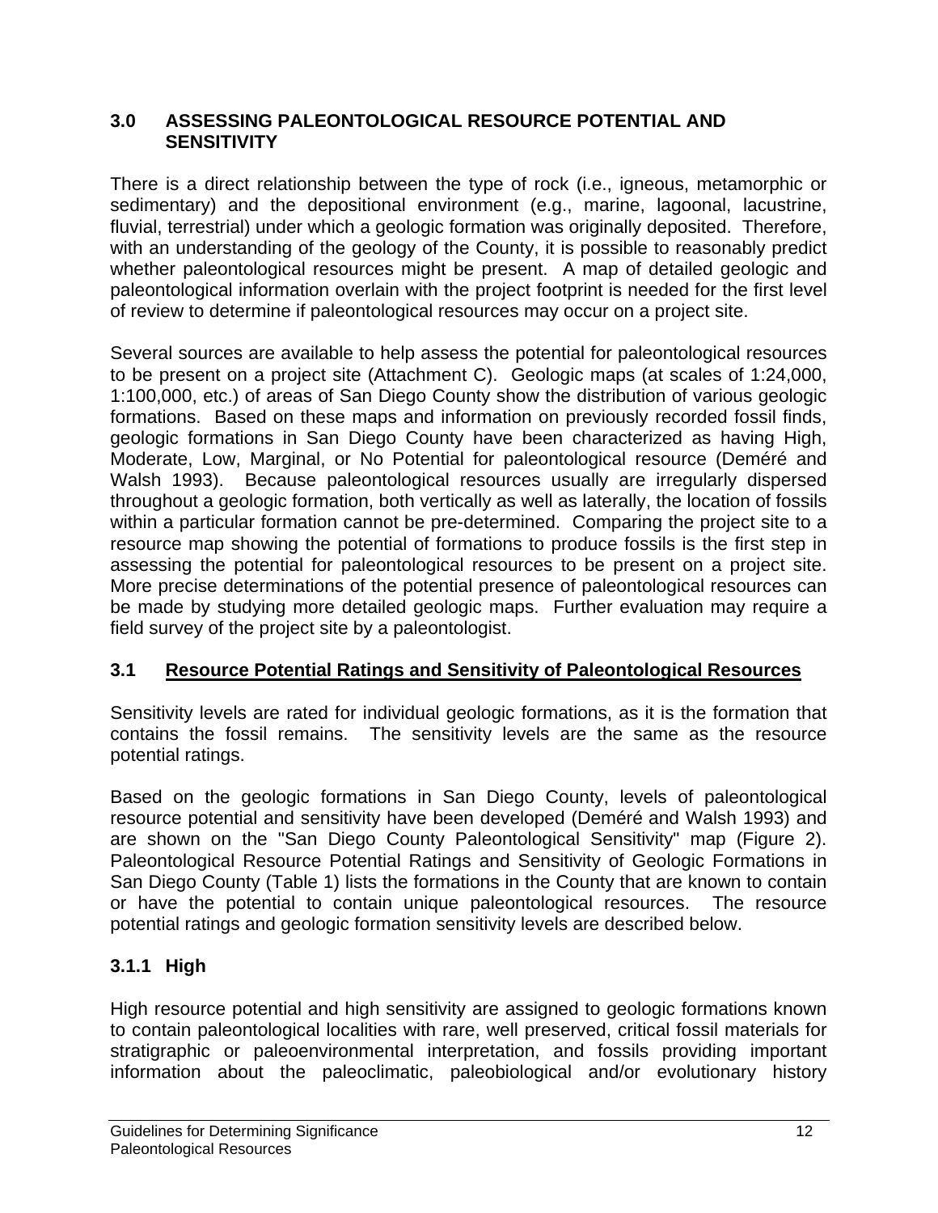## 3.0 ASSESSING PALEONTOLOGICAL RESOURCE POTENTIAL AND SENSITIVITY

There is a direct relationship between the type of rock (i.e., igneous, metamorphic or sedimentary) and the depositional environment (e.g., marine, lagoonal, lacustrine, fluvial, terrestrial) under which a geologic formation was originally deposited. Therefore, with an understanding of the geology of the County, it is possible to reasonably predict whether paleontological resources might be present. A map of detailed geologic and paleontological information overlain with the project footprint is needed for the first level of review to determine if paleontological resources may occur on a project site.

Several sources are available to help assess the potential for paleontological resources to be present on a project site (Attachment C). Geologic maps (at scales of 1:24,000, 1:100,000, etc.) of areas of San Diego County show the distribution of various geologic formations. Based on these maps and information on previously recorded fossil finds, geologic formations in San Diego County have been characterized as having High, Moderate, Low, Marginal, or No Potential for paleontological resource (Deméré and Walsh 1993). Because paleontological resources usually are irregularly dispersed throughout a geologic formation, both vertically as well as laterally, the location of fossils within a particular formation cannot be pre-determined. Comparing the project site to a resource map showing the potential of formations to produce fossils is the first step in assessing the potential for paleontological resources to be present on a project site. More precise determinations of the potential presence of paleontological resources can be made by studying more detailed geologic maps. Further evaluation may require a field survey of the project site by a paleontologist.

### 3.1 Resource Potential Ratings and Sensitivity of Paleontological Resources

Sensitivity levels are rated for individual geologic formations, as it is the formation that contains the fossil remains. The sensitivity levels are the same as the resource potential ratings.

Based on the geologic formations in San Diego County, levels of paleontological resource potential and sensitivity have been developed (Deméré and Walsh 1993) and are shown on the "San Diego County Paleontological Sensitivity" map (Figure 2). Paleontological Resource Potential Ratings and Sensitivity of Geologic Formations in San Diego County (Table 1) lists the formations in the County that are known to contain or have the potential to contain unique paleontological resources. The resource potential ratings and geologic formation sensitivity levels are described below.

#### 3.1.1 High

High resource potential and high sensitivity are assigned to geologic formations known to contain paleontological localities with rare, well preserved, critical fossil materials for stratigraphic or paleoenvironmental interpretation, and fossils providing important information about the paleoclimatic, paleobiological and/or evolutionary history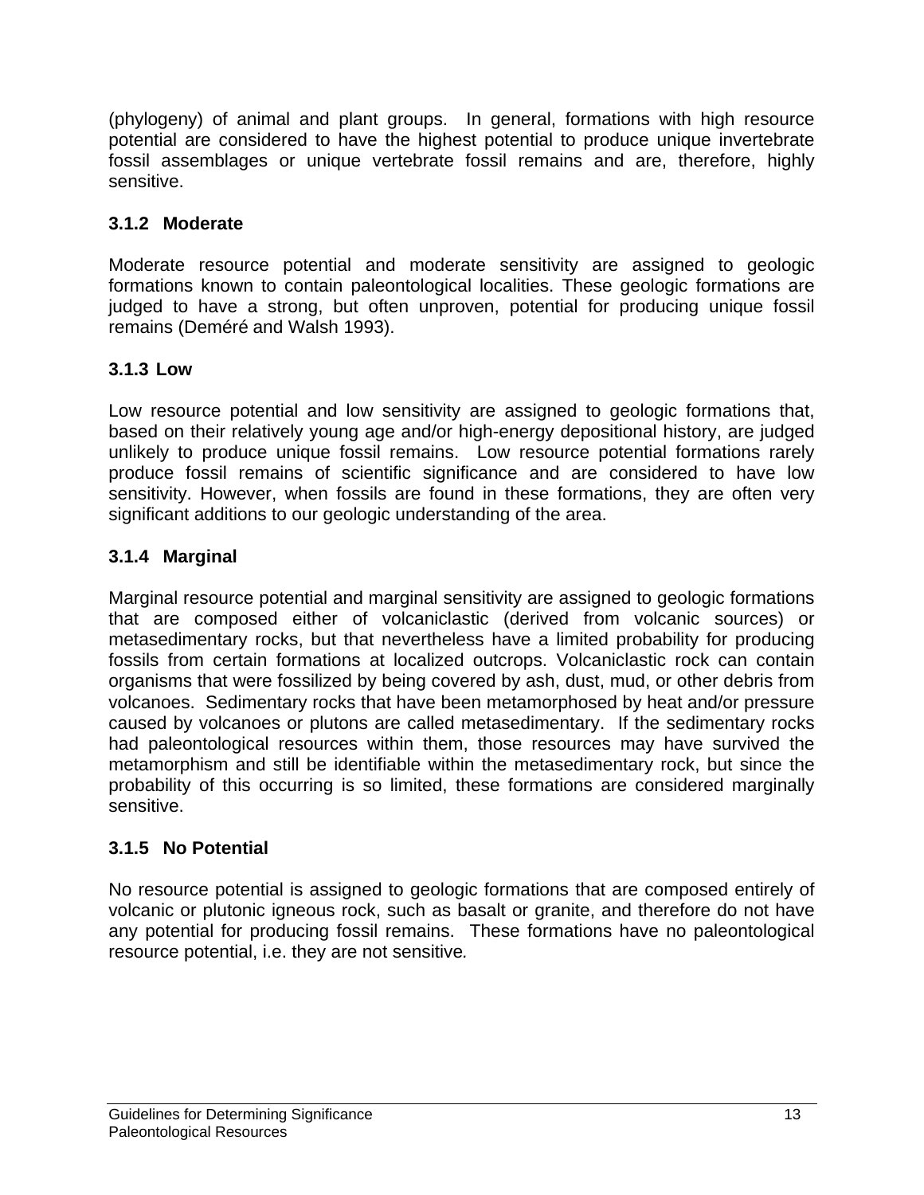(phylogeny) of animal and plant groups. In general, formations with high resource potential are considered to have the highest potential to produce unique invertebrate fossil assemblages or unique vertebrate fossil remains and are, therefore, highly sensitive.

### 3.1.2 Moderate

Moderate resource potential and moderate sensitivity are assigned to geologic formations known to contain paleontological localities. These geologic formations are judged to have a strong, but often unproven, potential for producing unique fossil remains (Deméré and Walsh 1993).

### 3.1.3 Low

Low resource potential and low sensitivity are assigned to geologic formations that, based on their relatively young age and/or high-energy depositional history, are judged unlikely to produce unique fossil remains. Low resource potential formations rarely produce fossil remains of scientific significance and are considered to have low sensitivity. However, when fossils are found in these formations, they are often very significant additions to our geologic understanding of the area.

### 3.1.4 Marginal

Marginal resource potential and marginal sensitivity are assigned to geologic formations that are composed either of volcaniclastic (derived from volcanic sources) or metasedimentary rocks, but that nevertheless have a limited probability for producing fossils from certain formations at localized outcrops. Volcaniclastic rock can contain organisms that were fossilized by being covered by ash, dust, mud, or other debris from volcanoes. Sedimentary rocks that have been metamorphosed by heat and/or pressure caused by volcanoes or plutons are called metasedimentary. If the sedimentary rocks had paleontological resources within them, those resources may have survived the metamorphism and still be identifiable within the metasedimentary rock, but since the probability of this occurring is so limited, these formations are considered marginally sensitive.

### 3.1.5 No Potential

No resource potential is assigned to geologic formations that are composed entirely of volcanic or plutonic igneous rock, such as basalt or granite, and therefore do not have any potential for producing fossil remains. These formations have no paleontological resource potential, i.e. they are not sensitive.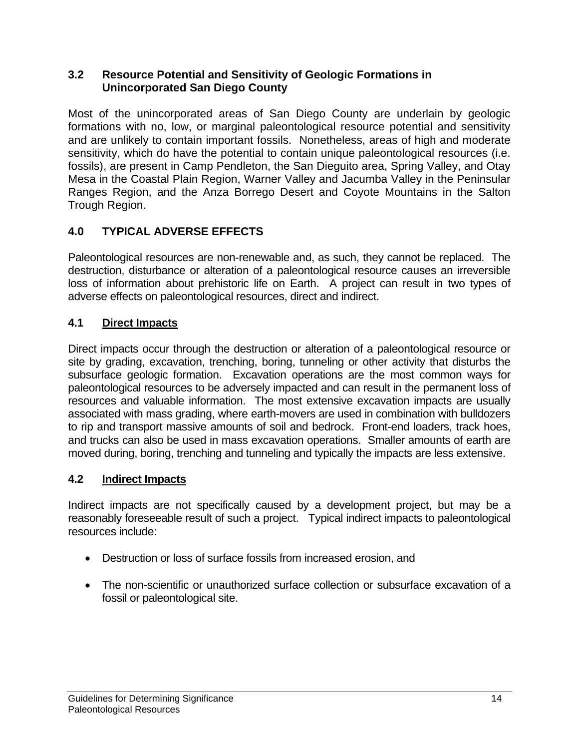### 3.2 Resource Potential and Sensitivity of Geologic Formations in Unincorporated San Diego County

Most of the unincorporated areas of San Diego County are underlain by geologic formations with no, low, or marginal paleontological resource potential and sensitivity and are unlikely to contain important fossils. Nonetheless, areas of high and moderate sensitivity, which do have the potential to contain unique paleontological resources (i.e. fossils), are present in Camp Pendleton, the San Dieguito area, Spring Valley, and Otay Mesa in the Coastal Plain Region, Warner Valley and Jacumba Valley in the Peninsular Ranges Region, and the Anza Borrego Desert and Coyote Mountains in the Salton Trough Region.

## 4.0 TYPICAL ADVERSE EFFECTS

Paleontological resources are non-renewable and, as such, they cannot be replaced. The destruction, disturbance or alteration of a paleontological resource causes an irreversible loss of information about prehistoric life on Earth. A project can result in two types of adverse effects on paleontological resources, direct and indirect.

### 4.1 <u>Direct Impacts</u>

Direct impacts occur through the destruction or alteration of a paleontological resource or site by grading, excavation, trenching, boring, tunneling or other activity that disturbs the subsurface geologic formation. Excavation operations are the most common ways for paleontological resources to be adversely impacted and can result in the permanent loss of resources and valuable information. The most extensive excavation impacts are usually associated with mass grading, where earth-movers are used in combination with bulldozers to rip and transport massive amounts of soil and bedrock. Front-end loaders, track hoes, and trucks can also be used in mass excavation operations. Smaller amounts of earth are moved during, boring, trenching and tunneling and typically the impacts are less extensive.

### 4.2 <u>Indirect Impacts</u>

Indirect impacts are not specifically caused by a development project, but may be a reasonably foreseeable result of such a project. Typical indirect impacts to paleontological resources include:

- Destruction or loss of surface fossils from increased erosion, and
- The non-scientific or unauthorized surface collection or subsurface excavation of a fossil or paleontological site.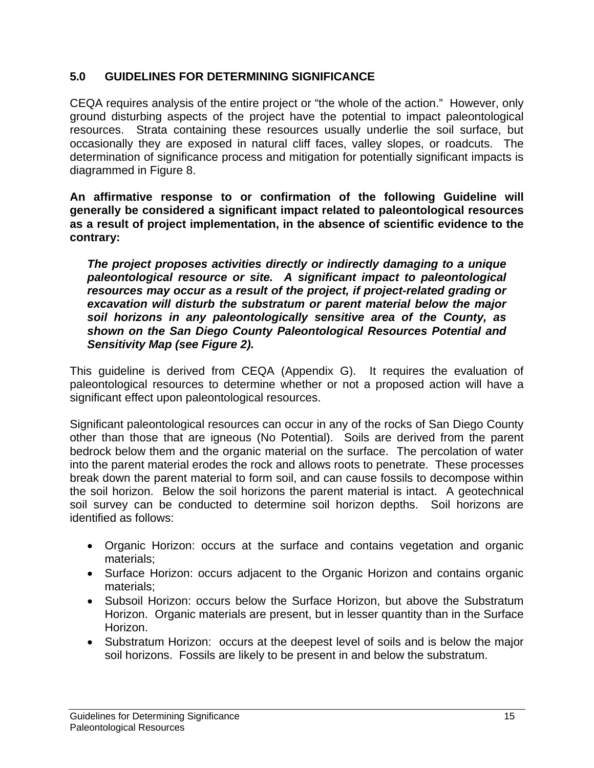## 5.0 GUIDELINES FOR DETERMINING SIGNIFICANCE

CEQA requires analysis of the entire project or "the whole of the action." However, only ground disturbing aspects of the project have the potential to impact paleontological resources. Strata containing these resources usually underlie the soil surface, but occasionally they are exposed in natural cliff faces, valley slopes, or roadcuts. The determination of significance process and mitigation for potentially significant impacts is diagrammed in Figure 8.

**An affirmative response to or confirmation of the following Guideline will generally be considered a significant impact related to paleontological resources as a result of project implementation, in the absence of scientific evidence to the contrary:**

> ***The project proposes activities directly or indirectly damaging to a unique paleontological resource or site. A significant impact to paleontological resources may occur as a result of the project, if project-related grading or excavation will disturb the substratum or parent material below the major soil horizons in any paleontologically sensitive area of the County, as shown on the San Diego County Paleontological Resources Potential and Sensitivity Map (see Figure 2).***

This guideline is derived from CEQA (Appendix G). It requires the evaluation of paleontological resources to determine whether or not a proposed action will have a significant effect upon paleontological resources.

Significant paleontological resources can occur in any of the rocks of San Diego County other than those that are igneous (No Potential). Soils are derived from the parent bedrock below them and the organic material on the surface. The percolation of water into the parent material erodes the rock and allows roots to penetrate. These processes break down the parent material to form soil, and can cause fossils to decompose within the soil horizon. Below the soil horizons the parent material is intact. A geotechnical soil survey can be conducted to determine soil horizon depths. Soil horizons are identified as follows:

- Organic Horizon: occurs at the surface and contains vegetation and organic materials;
- Surface Horizon: occurs adjacent to the Organic Horizon and contains organic materials;
- Subsoil Horizon: occurs below the Surface Horizon, but above the Substratum Horizon. Organic materials are present, but in lesser quantity than in the Surface Horizon.
- Substratum Horizon: occurs at the deepest level of soils and is below the major soil horizons. Fossils are likely to be present in and below the substratum.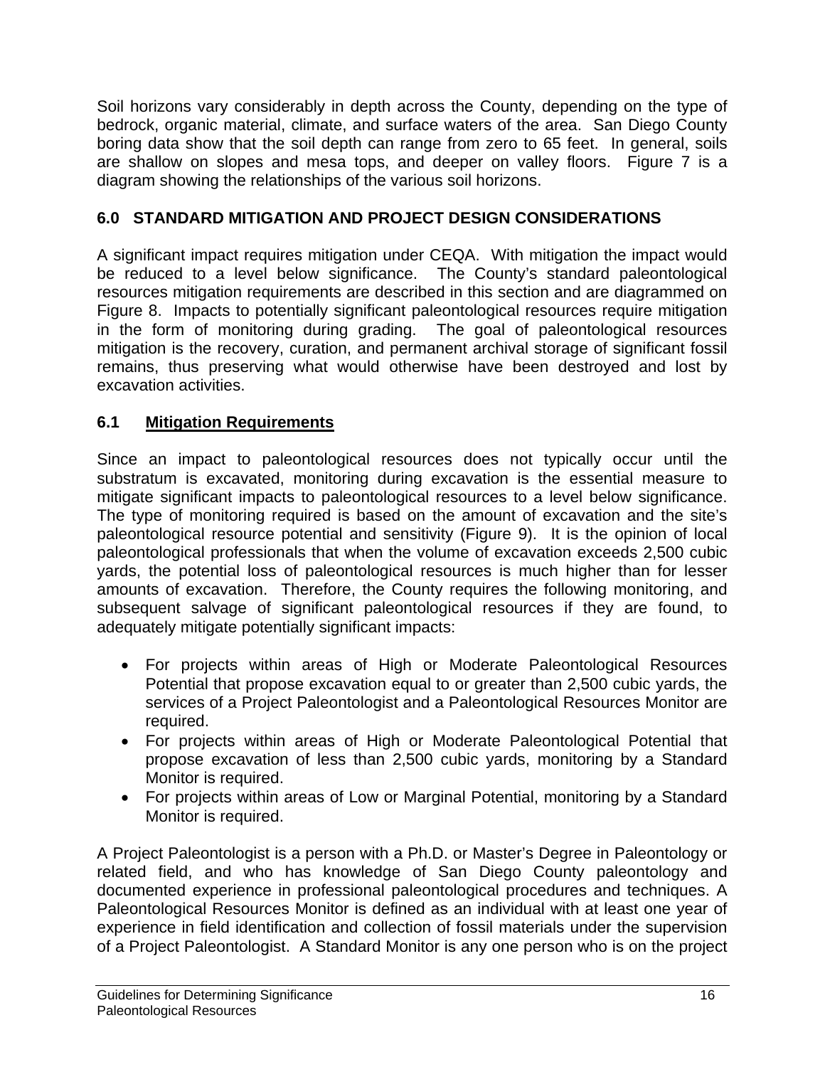Soil horizons vary considerably in depth across the County, depending on the type of bedrock, organic material, climate, and surface waters of the area. San Diego County boring data show that the soil depth can range from zero to 65 feet. In general, soils are shallow on slopes and mesa tops, and deeper on valley floors. Figure 7 is a diagram showing the relationships of the various soil horizons.

## 6.0 STANDARD MITIGATION AND PROJECT DESIGN CONSIDERATIONS

A significant impact requires mitigation under CEQA. With mitigation the impact would be reduced to a level below significance. The County's standard paleontological resources mitigation requirements are described in this section and are diagrammed on Figure 8. Impacts to potentially significant paleontological resources require mitigation in the form of monitoring during grading. The goal of paleontological resources mitigation is the recovery, curation, and permanent archival storage of significant fossil remains, thus preserving what would otherwise have been destroyed and lost by excavation activities.

### 6.1 Mitigation Requirements

Since an impact to paleontological resources does not typically occur until the substratum is excavated, monitoring during excavation is the essential measure to mitigate significant impacts to paleontological resources to a level below significance. The type of monitoring required is based on the amount of excavation and the site's paleontological resource potential and sensitivity (Figure 9). It is the opinion of local paleontological professionals that when the volume of excavation exceeds 2,500 cubic yards, the potential loss of paleontological resources is much higher than for lesser amounts of excavation. Therefore, the County requires the following monitoring, and subsequent salvage of significant paleontological resources if they are found, to adequately mitigate potentially significant impacts:

- For projects within areas of High or Moderate Paleontological Resources Potential that propose excavation equal to or greater than 2,500 cubic yards, the services of a Project Paleontologist and a Paleontological Resources Monitor are required.
- For projects within areas of High or Moderate Paleontological Potential that propose excavation of less than 2,500 cubic yards, monitoring by a Standard Monitor is required.
- For projects within areas of Low or Marginal Potential, monitoring by a Standard Monitor is required.

A Project Paleontologist is a person with a Ph.D. or Master's Degree in Paleontology or related field, and who has knowledge of San Diego County paleontology and documented experience in professional paleontological procedures and techniques. A Paleontological Resources Monitor is defined as an individual with at least one year of experience in field identification and collection of fossil materials under the supervision of a Project Paleontologist. A Standard Monitor is any one person who is on the project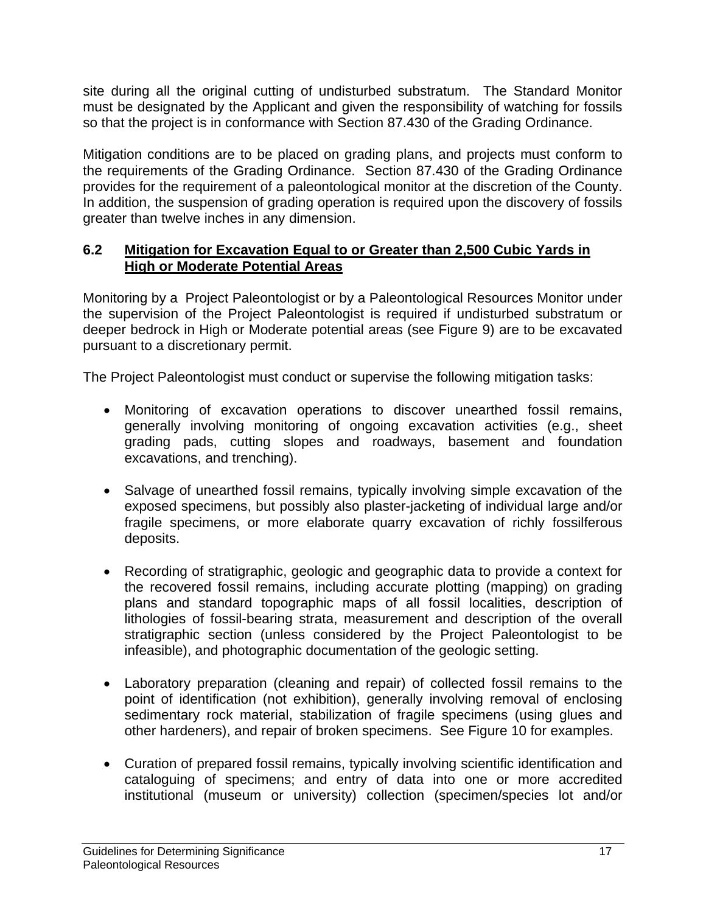site during all the original cutting of undisturbed substratum. The Standard Monitor must be designated by the Applicant and given the responsibility of watching for fossils so that the project is in conformance with Section 87.430 of the Grading Ordinance.

Mitigation conditions are to be placed on grading plans, and projects must conform to the requirements of the Grading Ordinance. Section 87.430 of the Grading Ordinance provides for the requirement of a paleontological monitor at the discretion of the County. In addition, the suspension of grading operation is required upon the discovery of fossils greater than twelve inches in any dimension.

### 6.2 Mitigation for Excavation Equal to or Greater than 2,500 Cubic Yards in High or Moderate Potential Areas

Monitoring by a Project Paleontologist or by a Paleontological Resources Monitor under the supervision of the Project Paleontologist is required if undisturbed substratum or deeper bedrock in High or Moderate potential areas (see Figure 9) are to be excavated pursuant to a discretionary permit.

The Project Paleontologist must conduct or supervise the following mitigation tasks:

- Monitoring of excavation operations to discover unearthed fossil remains, generally involving monitoring of ongoing excavation activities (e.g., sheet grading pads, cutting slopes and roadways, basement and foundation excavations, and trenching).

- Salvage of unearthed fossil remains, typically involving simple excavation of the exposed specimens, but possibly also plaster-jacketing of individual large and/or fragile specimens, or more elaborate quarry excavation of richly fossilferous deposits.

- Recording of stratigraphic, geologic and geographic data to provide a context for the recovered fossil remains, including accurate plotting (mapping) on grading plans and standard topographic maps of all fossil localities, description of lithologies of fossil-bearing strata, measurement and description of the overall stratigraphic section (unless considered by the Project Paleontologist to be infeasible), and photographic documentation of the geologic setting.

- Laboratory preparation (cleaning and repair) of collected fossil remains to the point of identification (not exhibition), generally involving removal of enclosing sedimentary rock material, stabilization of fragile specimens (using glues and other hardeners), and repair of broken specimens. See Figure 10 for examples.

- Curation of prepared fossil remains, typically involving scientific identification and cataloguing of specimens; and entry of data into one or more accredited institutional (museum or university) collection (specimen/species lot and/or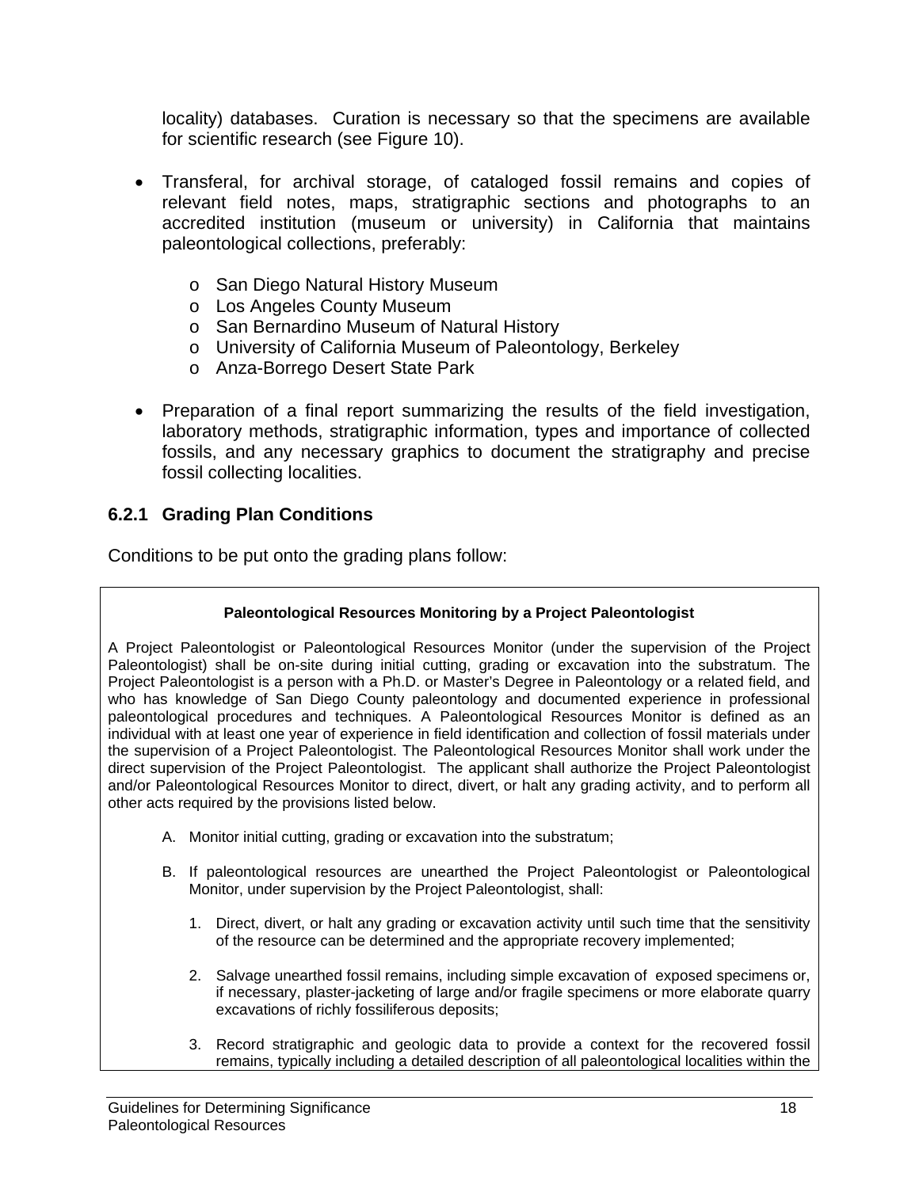locality) databases. Curation is necessary so that the specimens are available for scientific research (see Figure 10).

- Transferal, for archival storage, of cataloged fossil remains and copies of relevant field notes, maps, stratigraphic sections and photographs to an accredited institution (museum or university) in California that maintains paleontological collections, preferably:
  - San Diego Natural History Museum
  - Los Angeles County Museum
  - San Bernardino Museum of Natural History
  - University of California Museum of Paleontology, Berkeley
  - Anza-Borrego Desert State Park
- Preparation of a final report summarizing the results of the field investigation, laboratory methods, stratigraphic information, types and importance of collected fossils, and any necessary graphics to document the stratigraphy and precise fossil collecting localities.

### 6.2.1 Grading Plan Conditions

Conditions to be put onto the grading plans follow:

**Paleontological Resources Monitoring by a Project Paleontologist**

A Project Paleontologist or Paleontological Resources Monitor (under the supervision of the Project Paleontologist) shall be on-site during initial cutting, grading or excavation into the substratum. The Project Paleontologist is a person with a Ph.D. or Master's Degree in Paleontology or a related field, and who has knowledge of San Diego County paleontology and documented experience in professional paleontological procedures and techniques. A Paleontological Resources Monitor is defined as an individual with at least one year of experience in field identification and collection of fossil materials under the supervision of a Project Paleontologist. The Paleontological Resources Monitor shall work under the direct supervision of the Project Paleontologist. The applicant shall authorize the Project Paleontologist and/or Paleontological Resources Monitor to direct, divert, or halt any grading activity, and to perform all other acts required by the provisions listed below.

A. Monitor initial cutting, grading or excavation into the substratum;

B. If paleontological resources are unearthed the Project Paleontologist or Paleontological Monitor, under supervision by the Project Paleontologist, shall:

   1. Direct, divert, or halt any grading or excavation activity until such time that the sensitivity of the resource can be determined and the appropriate recovery implemented;

   2. Salvage unearthed fossil remains, including simple excavation of exposed specimens or, if necessary, plaster-jacketing of large and/or fragile specimens or more elaborate quarry excavations of richly fossiliferous deposits;

   3. Record stratigraphic and geologic data to provide a context for the recovered fossil remains, typically including a detailed description of all paleontological localities within the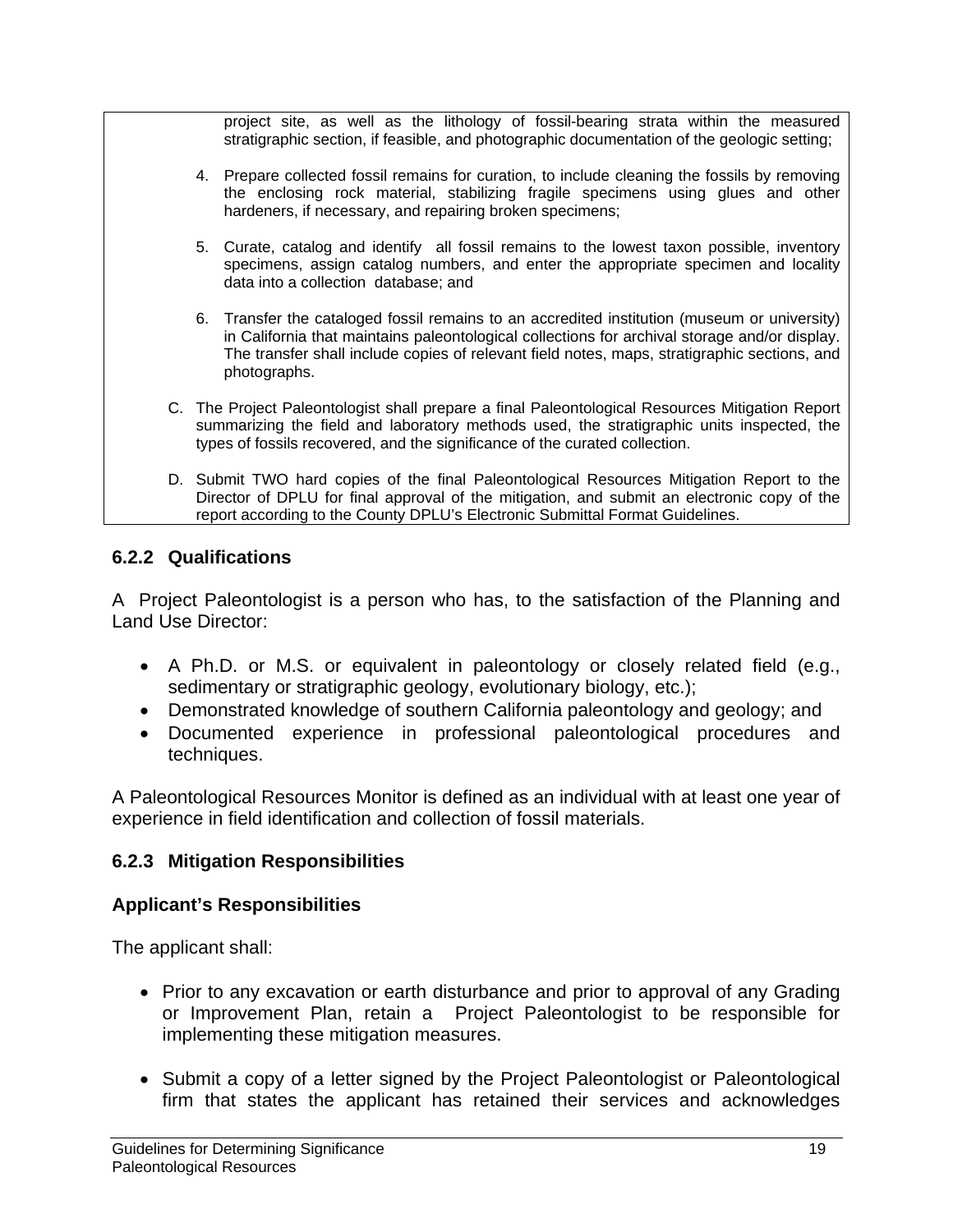project site, as well as the lithology of fossil-bearing strata within the measured stratigraphic section, if feasible, and photographic documentation of the geologic setting;

4. Prepare collected fossil remains for curation, to include cleaning the fossils by removing the enclosing rock material, stabilizing fragile specimens using glues and other hardeners, if necessary, and repairing broken specimens;

5. Curate, catalog and identify all fossil remains to the lowest taxon possible, inventory specimens, assign catalog numbers, and enter the appropriate specimen and locality data into a collection database; and

6. Transfer the cataloged fossil remains to an accredited institution (museum or university) in California that maintains paleontological collections for archival storage and/or display. The transfer shall include copies of relevant field notes, maps, stratigraphic sections, and photographs.

C. The Project Paleontologist shall prepare a final Paleontological Resources Mitigation Report summarizing the field and laboratory methods used, the stratigraphic units inspected, the types of fossils recovered, and the significance of the curated collection.

D. Submit TWO hard copies of the final Paleontological Resources Mitigation Report to the Director of DPLU for final approval of the mitigation, and submit an electronic copy of the report according to the County DPLU's Electronic Submittal Format Guidelines.

### 6.2.2 Qualifications

A Project Paleontologist is a person who has, to the satisfaction of the Planning and Land Use Director:

- A Ph.D. or M.S. or equivalent in paleontology or closely related field (e.g., sedimentary or stratigraphic geology, evolutionary biology, etc.);
- Demonstrated knowledge of southern California paleontology and geology; and
- Documented experience in professional paleontological procedures and techniques.

A Paleontological Resources Monitor is defined as an individual with at least one year of experience in field identification and collection of fossil materials.

### 6.2.3 Mitigation Responsibilities

**Applicant's Responsibilities**

The applicant shall:

- Prior to any excavation or earth disturbance and prior to approval of any Grading or Improvement Plan, retain a Project Paleontologist to be responsible for implementing these mitigation measures.

- Submit a copy of a letter signed by the Project Paleontologist or Paleontological firm that states the applicant has retained their services and acknowledges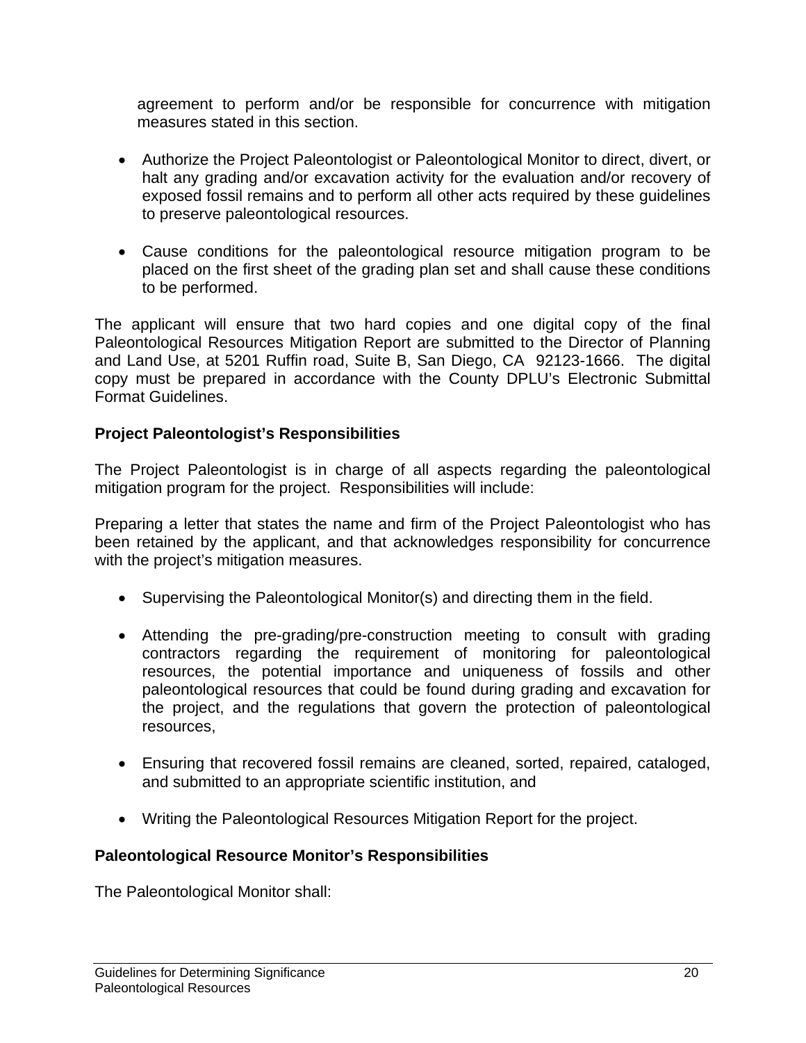agreement to perform and/or be responsible for concurrence with mitigation measures stated in this section.

- Authorize the Project Paleontologist or Paleontological Monitor to direct, divert, or halt any grading and/or excavation activity for the evaluation and/or recovery of exposed fossil remains and to perform all other acts required by these guidelines to preserve paleontological resources.

- Cause conditions for the paleontological resource mitigation program to be placed on the first sheet of the grading plan set and shall cause these conditions to be performed.

The applicant will ensure that two hard copies and one digital copy of the final Paleontological Resources Mitigation Report are submitted to the Director of Planning and Land Use, at 5201 Ruffin road, Suite B, San Diego, CA 92123-1666. The digital copy must be prepared in accordance with the County DPLU's Electronic Submittal Format Guidelines.

**Project Paleontologist's Responsibilities**

The Project Paleontologist is in charge of all aspects regarding the paleontological mitigation program for the project. Responsibilities will include:

Preparing a letter that states the name and firm of the Project Paleontologist who has been retained by the applicant, and that acknowledges responsibility for concurrence with the project's mitigation measures.

- Supervising the Paleontological Monitor(s) and directing them in the field.

- Attending the pre-grading/pre-construction meeting to consult with grading contractors regarding the requirement of monitoring for paleontological resources, the potential importance and uniqueness of fossils and other paleontological resources that could be found during grading and excavation for the project, and the regulations that govern the protection of paleontological resources,

- Ensuring that recovered fossil remains are cleaned, sorted, repaired, cataloged, and submitted to an appropriate scientific institution, and

- Writing the Paleontological Resources Mitigation Report for the project.

**Paleontological Resource Monitor's Responsibilities**

The Paleontological Monitor shall: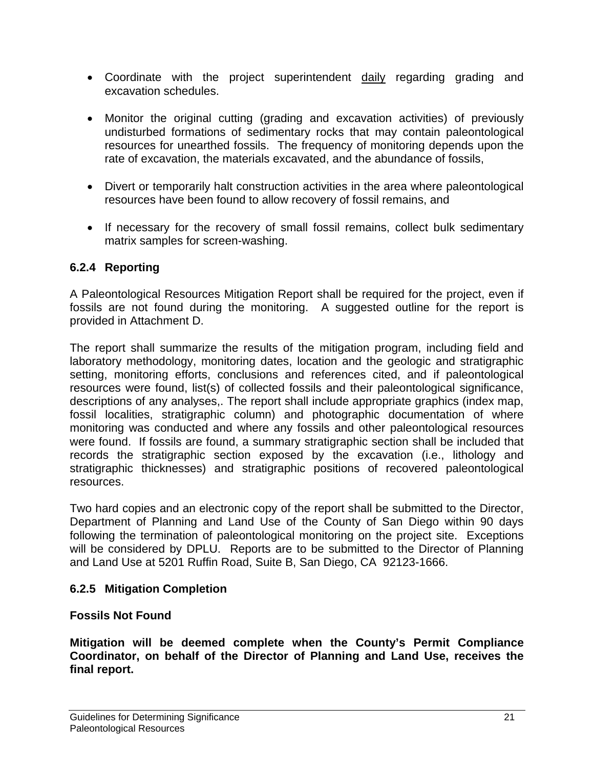- Coordinate with the project superintendent daily regarding grading and excavation schedules.

- Monitor the original cutting (grading and excavation activities) of previously undisturbed formations of sedimentary rocks that may contain paleontological resources for unearthed fossils. The frequency of monitoring depends upon the rate of excavation, the materials excavated, and the abundance of fossils,

- Divert or temporarily halt construction activities in the area where paleontological resources have been found to allow recovery of fossil remains, and

- If necessary for the recovery of small fossil remains, collect bulk sedimentary matrix samples for screen-washing.

### 6.2.4 Reporting

A Paleontological Resources Mitigation Report shall be required for the project, even if fossils are not found during the monitoring. A suggested outline for the report is provided in Attachment D.

The report shall summarize the results of the mitigation program, including field and laboratory methodology, monitoring dates, location and the geologic and stratigraphic setting, monitoring efforts, conclusions and references cited, and if paleontological resources were found, list(s) of collected fossils and their paleontological significance, descriptions of any analyses,. The report shall include appropriate graphics (index map, fossil localities, stratigraphic column) and photographic documentation of where monitoring was conducted and where any fossils and other paleontological resources were found. If fossils are found, a summary stratigraphic section shall be included that records the stratigraphic section exposed by the excavation (i.e., lithology and stratigraphic thicknesses) and stratigraphic positions of recovered paleontological resources.

Two hard copies and an electronic copy of the report shall be submitted to the Director, Department of Planning and Land Use of the County of San Diego within 90 days following the termination of paleontological monitoring on the project site. Exceptions will be considered by DPLU. Reports are to be submitted to the Director of Planning and Land Use at 5201 Ruffin Road, Suite B, San Diego, CA 92123-1666.

### 6.2.5 Mitigation Completion

**Fossils Not Found**

**Mitigation will be deemed complete when the County's Permit Compliance Coordinator, on behalf of the Director of Planning and Land Use, receives the final report.**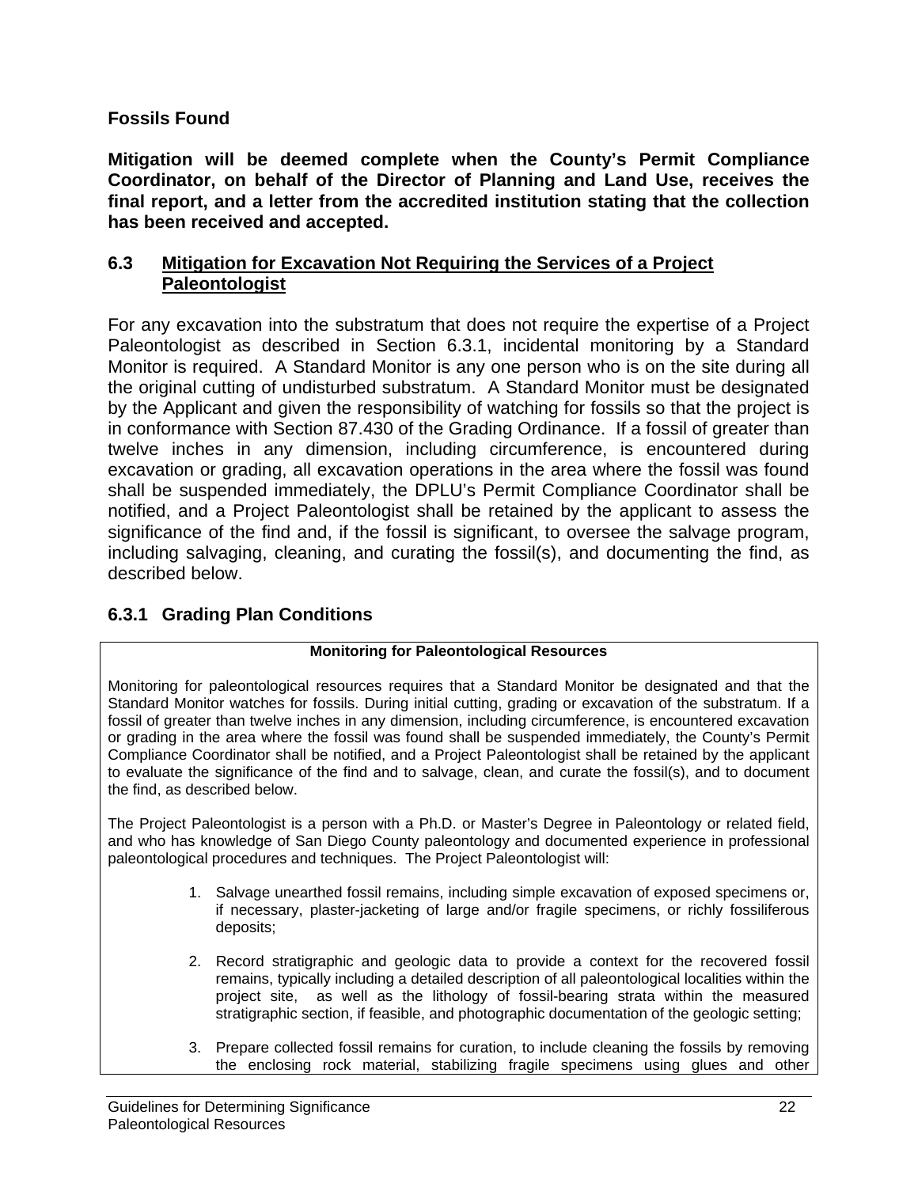**Fossils Found**

**Mitigation will be deemed complete when the County's Permit Compliance Coordinator, on behalf of the Director of Planning and Land Use, receives the final report, and a letter from the accredited institution stating that the collection has been received and accepted.**

### 6.3 Mitigation for Excavation Not Requiring the Services of a Project Paleontologist

For any excavation into the substratum that does not require the expertise of a Project Paleontologist as described in Section 6.3.1, incidental monitoring by a Standard Monitor is required. A Standard Monitor is any one person who is on the site during all the original cutting of undisturbed substratum. A Standard Monitor must be designated by the Applicant and given the responsibility of watching for fossils so that the project is in conformance with Section 87.430 of the Grading Ordinance. If a fossil of greater than twelve inches in any dimension, including circumference, is encountered during excavation or grading, all excavation operations in the area where the fossil was found shall be suspended immediately, the DPLU's Permit Compliance Coordinator shall be notified, and a Project Paleontologist shall be retained by the applicant to assess the significance of the find and, if the fossil is significant, to oversee the salvage program, including salvaging, cleaning, and curating the fossil(s), and documenting the find, as described below.

### 6.3.1 Grading Plan Conditions

**Monitoring for Paleontological Resources**

Monitoring for paleontological resources requires that a Standard Monitor be designated and that the Standard Monitor watches for fossils. During initial cutting, grading or excavation of the substratum. If a fossil of greater than twelve inches in any dimension, including circumference, is encountered excavation or grading in the area where the fossil was found shall be suspended immediately, the County's Permit Compliance Coordinator shall be notified, and a Project Paleontologist shall be retained by the applicant to evaluate the significance of the find and to salvage, clean, and curate the fossil(s), and to document the find, as described below.

The Project Paleontologist is a person with a Ph.D. or Master's Degree in Paleontology or related field, and who has knowledge of San Diego County paleontology and documented experience in professional paleontological procedures and techniques. The Project Paleontologist will:

1. Salvage unearthed fossil remains, including simple excavation of exposed specimens or, if necessary, plaster-jacketing of large and/or fragile specimens, or richly fossiliferous deposits;

2. Record stratigraphic and geologic data to provide a context for the recovered fossil remains, typically including a detailed description of all paleontological localities within the project site, as well as the lithology of fossil-bearing strata within the measured stratigraphic section, if feasible, and photographic documentation of the geologic setting;

3. Prepare collected fossil remains for curation, to include cleaning the fossils by removing the enclosing rock material, stabilizing fragile specimens using glues and other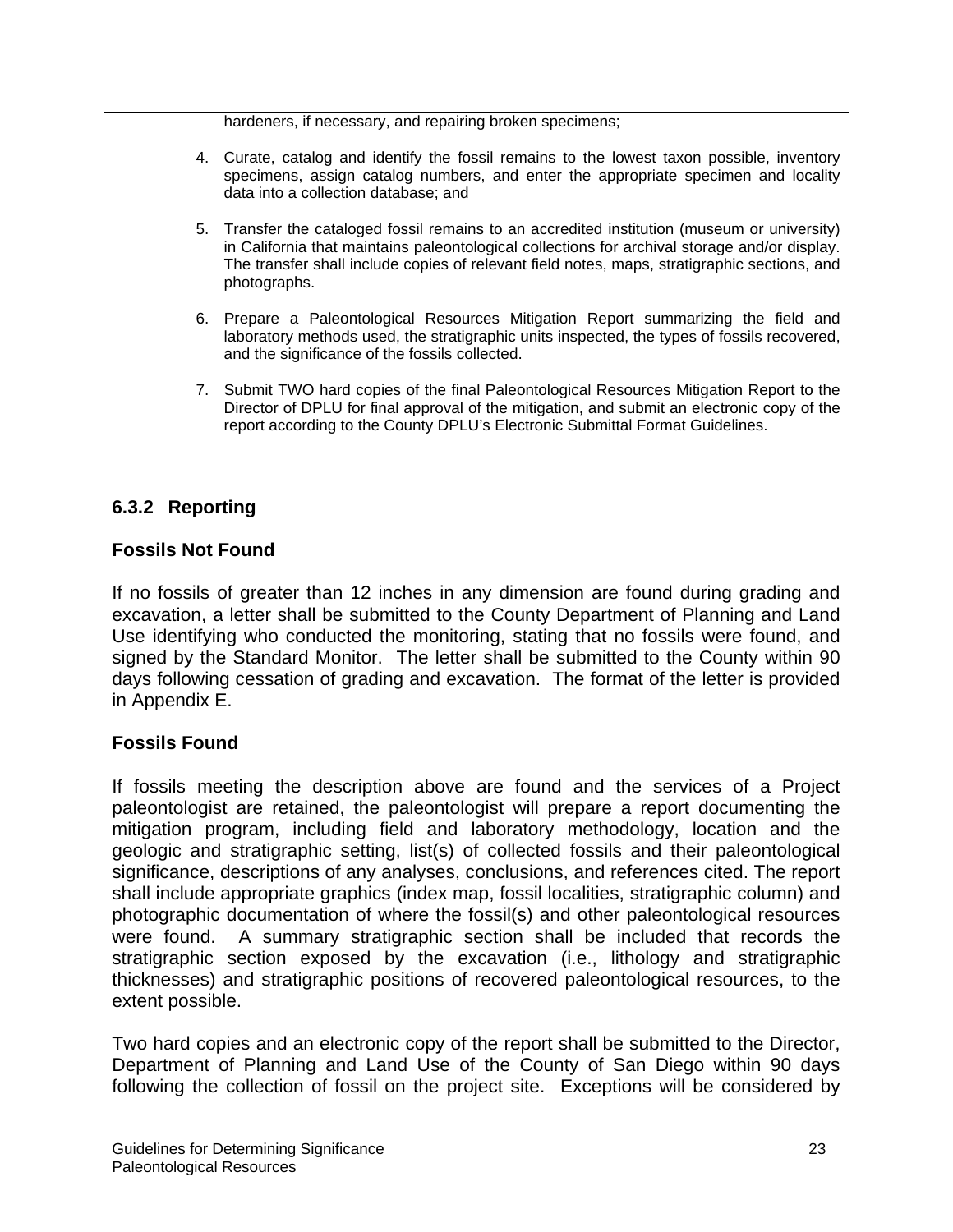hardeners, if necessary, and repairing broken specimens;

4. Curate, catalog and identify the fossil remains to the lowest taxon possible, inventory specimens, assign catalog numbers, and enter the appropriate specimen and locality data into a collection database; and

5. Transfer the cataloged fossil remains to an accredited institution (museum or university) in California that maintains paleontological collections for archival storage and/or display. The transfer shall include copies of relevant field notes, maps, stratigraphic sections, and photographs.

6. Prepare a Paleontological Resources Mitigation Report summarizing the field and laboratory methods used, the stratigraphic units inspected, the types of fossils recovered, and the significance of the fossils collected.

7. Submit TWO hard copies of the final Paleontological Resources Mitigation Report to the Director of DPLU for final approval of the mitigation, and submit an electronic copy of the report according to the County DPLU's Electronic Submittal Format Guidelines.

### 6.3.2 Reporting

**Fossils Not Found**

If no fossils of greater than 12 inches in any dimension are found during grading and excavation, a letter shall be submitted to the County Department of Planning and Land Use identifying who conducted the monitoring, stating that no fossils were found, and signed by the Standard Monitor. The letter shall be submitted to the County within 90 days following cessation of grading and excavation. The format of the letter is provided in Appendix E.

**Fossils Found**

If fossils meeting the description above are found and the services of a Project paleontologist are retained, the paleontologist will prepare a report documenting the mitigation program, including field and laboratory methodology, location and the geologic and stratigraphic setting, list(s) of collected fossils and their paleontological significance, descriptions of any analyses, conclusions, and references cited. The report shall include appropriate graphics (index map, fossil localities, stratigraphic column) and photographic documentation of where the fossil(s) and other paleontological resources were found. A summary stratigraphic section shall be included that records the stratigraphic section exposed by the excavation (i.e., lithology and stratigraphic thicknesses) and stratigraphic positions of recovered paleontological resources, to the extent possible.

Two hard copies and an electronic copy of the report shall be submitted to the Director, Department of Planning and Land Use of the County of San Diego within 90 days following the collection of fossil on the project site. Exceptions will be considered by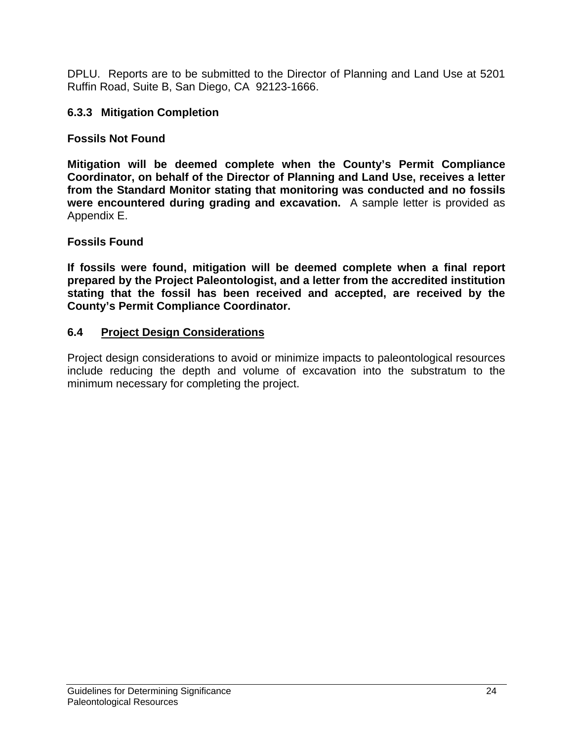DPLU. Reports are to be submitted to the Director of Planning and Land Use at 5201 Ruffin Road, Suite B, San Diego, CA 92123-1666.

### 6.3.3 Mitigation Completion

**Fossils Not Found**

**Mitigation will be deemed complete when the County's Permit Compliance Coordinator, on behalf of the Director of Planning and Land Use, receives a letter from the Standard Monitor stating that monitoring was conducted and no fossils were encountered during grading and excavation.** A sample letter is provided as Appendix E.

**Fossils Found**

**If fossils were found, mitigation will be deemed complete when a final report prepared by the Project Paleontologist, and a letter from the accredited institution stating that the fossil has been received and accepted, are received by the County's Permit Compliance Coordinator.**

## 6.4 Project Design Considerations

Project design considerations to avoid or minimize impacts to paleontological resources include reducing the depth and volume of excavation into the substratum to the minimum necessary for completing the project.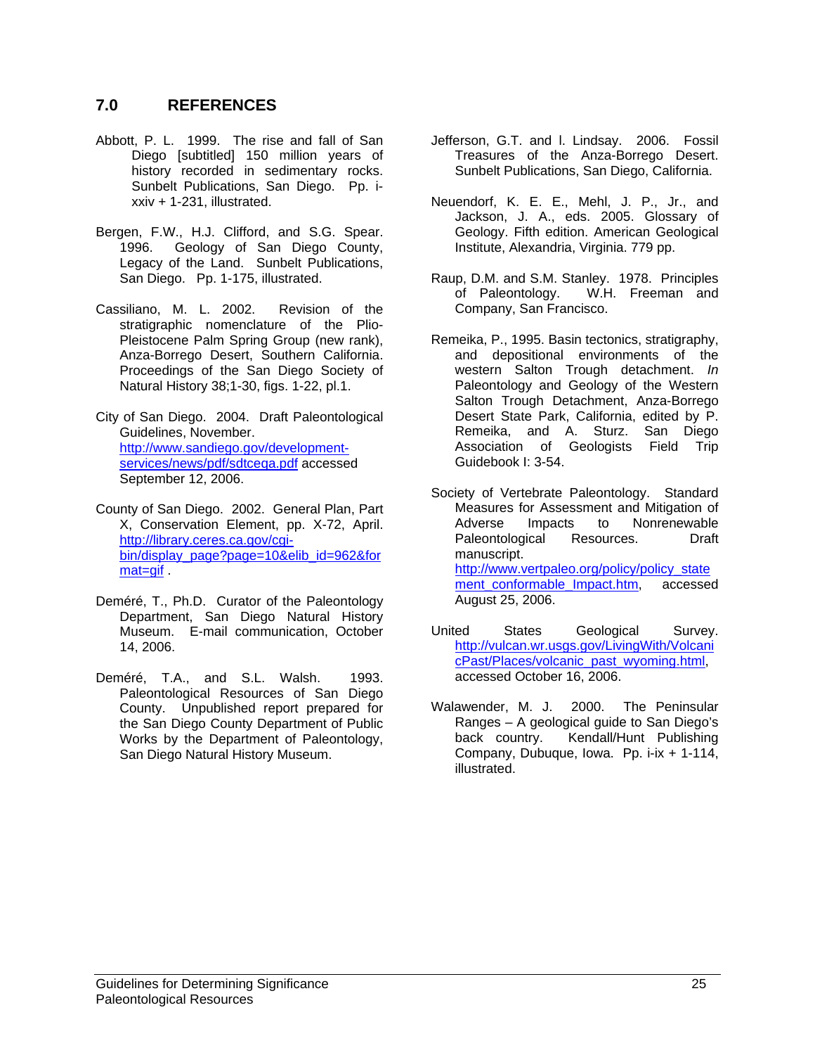## 7.0 REFERENCES

Abbott, P. L. 1999. The rise and fall of San Diego [subtitled] 150 million years of history recorded in sedimentary rocks. Sunbelt Publications, San Diego. Pp. i-xxiv + 1-231, illustrated.

Bergen, F.W., H.J. Clifford, and S.G. Spear. 1996. Geology of San Diego County, Legacy of the Land. Sunbelt Publications, San Diego. Pp. 1-175, illustrated.

Cassiliano, M. L. 2002. Revision of the stratigraphic nomenclature of the Plio-Pleistocene Palm Spring Group (new rank), Anza-Borrego Desert, Southern California. Proceedings of the San Diego Society of Natural History 38;1-30, figs. 1-22, pl.1.

City of San Diego. 2004. Draft Paleontological Guidelines, November. http://www.sandiego.gov/development-services/news/pdf/sdtceqa.pdf accessed September 12, 2006.

County of San Diego. 2002. General Plan, Part X, Conservation Element, pp. X-72, April. http://library.ceres.ca.gov/cgi-bin/display_page?page=10&elib_id=962&format=gif .

Deméré, T., Ph.D. Curator of the Paleontology Department, San Diego Natural History Museum. E-mail communication, October 14, 2006.

Deméré, T.A., and S.L. Walsh. 1993. Paleontological Resources of San Diego County. Unpublished report prepared for the San Diego County Department of Public Works by the Department of Paleontology, San Diego Natural History Museum.

Jefferson, G.T. and l. Lindsay. 2006. Fossil Treasures of the Anza-Borrego Desert. Sunbelt Publications, San Diego, California.

Neuendorf, K. E. E., Mehl, J. P., Jr., and Jackson, J. A., eds. 2005. Glossary of Geology. Fifth edition. American Geological Institute, Alexandria, Virginia. 779 pp.

Raup, D.M. and S.M. Stanley. 1978. Principles of Paleontology. W.H. Freeman and Company, San Francisco.

Remeika, P., 1995. Basin tectonics, stratigraphy, and depositional environments of the western Salton Trough detachment. *In* Paleontology and Geology of the Western Salton Trough Detachment, Anza-Borrego Desert State Park, California, edited by P. Remeika, and A. Sturz. San Diego Association of Geologists Field Trip Guidebook I: 3-54.

Society of Vertebrate Paleontology. Standard Measures for Assessment and Mitigation of Adverse Impacts to Nonrenewable Paleontological Resources. Draft manuscript. http://www.vertpaleo.org/policy/policy_statement_conformable_Impact.htm, accessed August 25, 2006.

United States Geological Survey. http://vulcan.wr.usgs.gov/LivingWith/VolcanicPast/Places/volcanic_past_wyoming.html, accessed October 16, 2006.

Walawender, M. J. 2000. The Peninsular Ranges – A geological guide to San Diego's back country. Kendall/Hunt Publishing Company, Dubuque, Iowa. Pp. i-ix + 1-114, illustrated.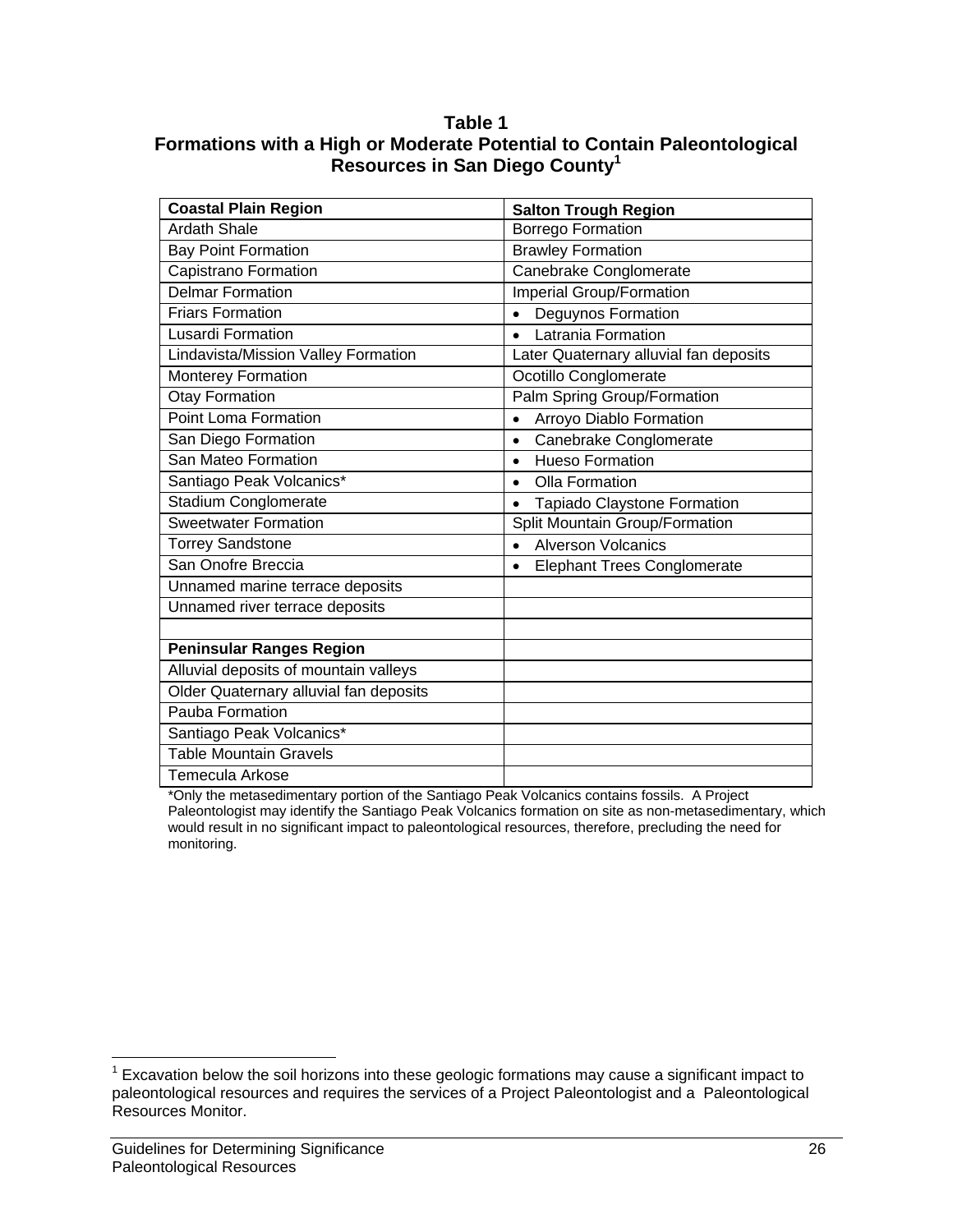**Table 1**
**Formations with a High or Moderate Potential to Contain Paleontological Resources in San Diego County[1]**

| Coastal Plain Region | Salton Trough Region |
|---|---|
| Ardath Shale | Borrego Formation |
| Bay Point Formation | Brawley Formation |
| Capistrano Formation | Canebrake Conglomerate |
| Delmar Formation | Imperial Group/Formation |
| Friars Formation | • Deguynos Formation |
| Lusardi Formation | • Latrania Formation |
| Lindavista/Mission Valley Formation | Later Quaternary alluvial fan deposits |
| Monterey Formation | Ocotillo Conglomerate |
| Otay Formation | Palm Spring Group/Formation |
| Point Loma Formation | • Arroyo Diablo Formation |
| San Diego Formation | • Canebrake Conglomerate |
| San Mateo Formation | • Hueso Formation |
| Santiago Peak Volcanics* | • Olla Formation |
| Stadium Conglomerate | • Tapiado Claystone Formation |
| Sweetwater Formation | Split Mountain Group/Formation |
| Torrey Sandstone | • Alverson Volcanics |
| San Onofre Breccia | • Elephant Trees Conglomerate |
| Unnamed marine terrace deposits | |
| Unnamed river terrace deposits | |
| | |
| **Peninsular Ranges Region** | |
| Alluvial deposits of mountain valleys | |
| Older Quaternary alluvial fan deposits | |
| Pauba Formation | |
| Santiago Peak Volcanics* | |
| Table Mountain Gravels | |
| Temecula Arkose | |

*Only the metasedimentary portion of the Santiago Peak Volcanics contains fossils. A Project Paleontologist may identify the Santiago Peak Volcanics formation on site as non-metasedimentary, which would result in no significant impact to paleontological resources, therefore, precluding the need for monitoring.

[1] Excavation below the soil horizons into these geologic formations may cause a significant impact to paleontological resources and requires the services of a Project Paleontologist and a Paleontological Resources Monitor.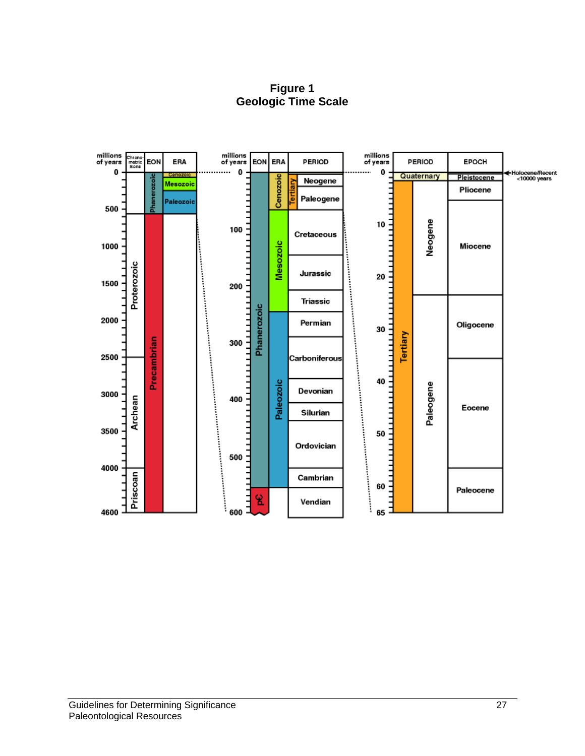**Figure 1**
**Geologic Time Scale**

| millions of years | Chrono-metric Eons | EON | ERA |
|---|---|---|---|
| 0 | | Phanerozoic | Cenozoic |
| | | | Mesozoic |
| 500 | | | Paleozoic |
| 1000 | Proterozoic | Precambrian | |
| 1500 | | | |
| 2000 | | | |
| 2500 | Archean | | |
| 3000 | | | |
| 3500 | | | |
| 4000 | Priscoan | | |
| 4600 | | | |

| millions of years | EON | ERA | PERIOD |
|---|---|---|---|
| 0 | Phanerozoic | Cenozoic (Tertiary) | Neogene |
| | | | Paleogene |
| 100 | | Mesozoic | Cretaceous |
| 200 | | | Jurassic |
| | | | Triassic |
| 300 | | Paleozoic | Permian |
| | | | Carboniferous |
| 400 | | | Devonian |
| | | | Silurian |
| 500 | | | Ordovician |
| | | | Cambrian |
| 600 | pC | | Vendian |

| millions of years | PERIOD | | EPOCH |
|---|---|---|---|
| 0 | Quaternary | | Pleistocene |
| | Tertiary | Neogene | Pliocene |
| 10 | | | Miocene |
| 20 | | | |
| 30 | | Paleogene | Oligocene |
| 40 | | | Eocene |
| 50 | | | |
| 60 | | | Paleocene |
| 65 | | | |

←Holocene/Recent <10000 years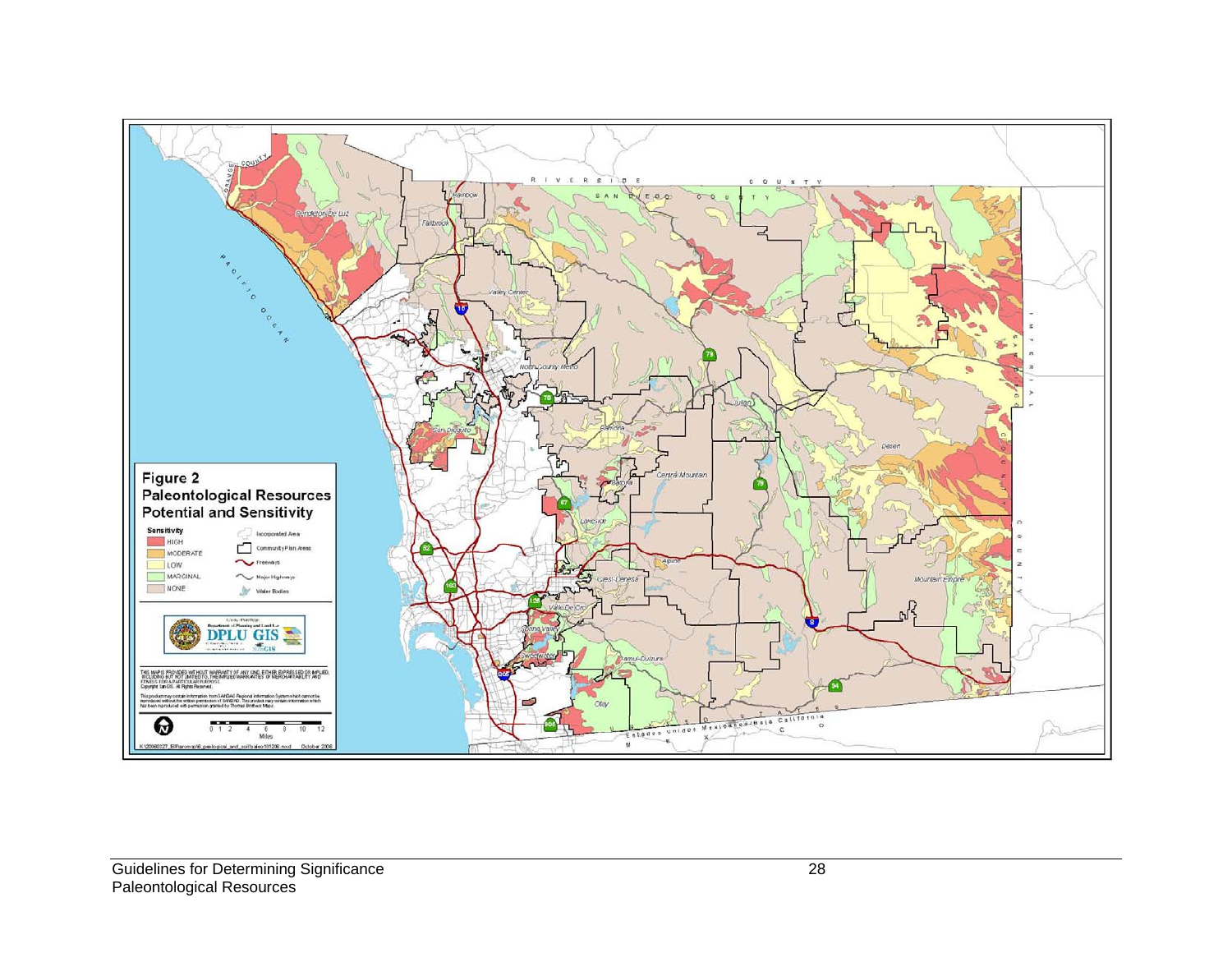**Figure 2**
**Paleontological Resources Potential and Sensitivity**

**Sensitivity**
- HIGH
- MODERATE
- LOW
- MARGINAL
- NONE

- Incorporated Area
- Community Plan Areas
- Freeways
- Major Highways
- Water Bodies

County of San Diego Department of Planning and Land Use DPLU GIS

THIS MAP IS PROVIDED WITHOUT WARRANTY OF ANY KIND, EITHER EXPRESSED OR IMPLIED, INCLUDING BUT NOT LIMITED TO, THE IMPLIED WARRANTIES OF MERCHANTABILITY AND FITNESS FOR A PARTICULAR PURPOSE.
Copyright SanGIS. All Rights Reserved.

This product may contain information from SANDAG Regional Information System which cannot be reproduced without the written permission of SANDAG. This product may contain information which has been reproduced with permission granted by Thomas Brothers Maps.

0 1 2 4 6 8 10 12
Miles

K:\20060127_BRarom\x\6_geological_and_soil\paleo101206.mxd October 2006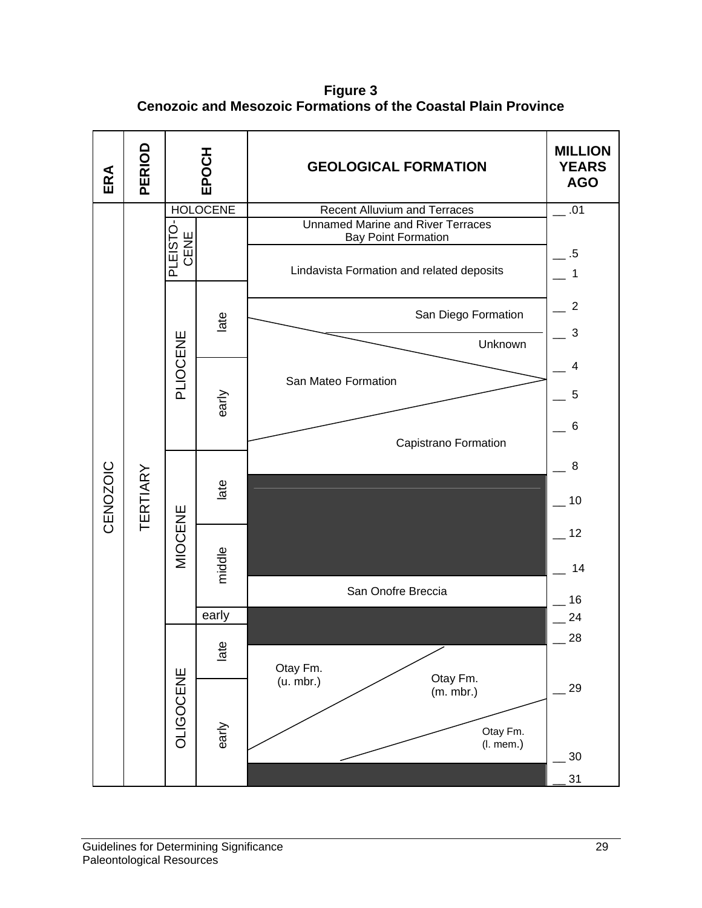**Figure 3**
**Cenozoic and Mesozoic Formations of the Coastal Plain Province**

| ERA | PERIOD | EPOCH | | GEOLOGICAL FORMATION | MILLION YEARS AGO |
|---|---|---|---|---|---|
| CENOZOIC | TERTIARY | HOLOCENE | | Recent Alluvium and Terraces | .01 |
| | | PLEISTOCENE | | Unnamed Marine and River Terraces<br>Bay Point Formation | |
| | | | | Lindavista Formation and related deposits | .5<br>1 |
| | | PLIOCENE | late | San Diego Formation<br>Unknown | 2<br>3 |
| | | | early | San Mateo Formation | 4<br>5<br>6 |
| | | | | Capistrano Formation | |
| | | MIOCENE | late | | 8<br>10 |
| | | | middle | | 12<br>14 |
| | | | | San Onofre Breccia | 16 |
| | | | early | | 24 |
| | | OLIGOCENE | late | | 28 |
| | | | early | Otay Fm. (u. mbr.)<br>Otay Fm. (m. mbr.)<br>Otay Fm. (l. mem.) | 29<br>30 |
| | | | | | 31 |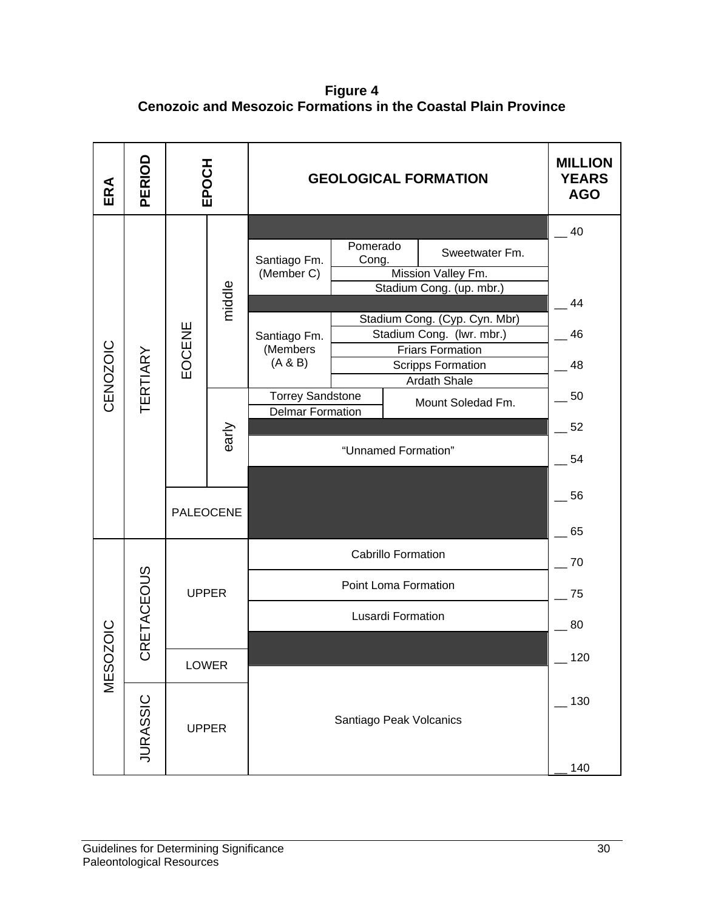**Figure 4**
**Cenozoic and Mesozoic Formations in the Coastal Plain Province**

| ERA | PERIOD | EPOCH | | GEOLOGICAL FORMATION | | | MILLION YEARS AGO |
|---|---|---|---|---|---|---|---|
| CENOZOIC | TERTIARY | EOCENE | middle | | | | 40 |
| | | | | Santiago Fm. (Member C) | Pomerado Cong. | Sweetwater Fm. | |
| | | | | | Mission Valley Fm. | | |
| | | | | | Stadium Cong. (up. mbr.) | | |
| | | | | | | | 44 |
| | | | | Santiago Fm. (Members (A & B) | Stadium Cong. (Cyp. Cyn. Mbr) | | |
| | | | | | Stadium Cong. (lwr. mbr.) | | 46 |
| | | | | | Friars Formation | | |
| | | | | | Scripps Formation | | 48 |
| | | | | | Ardath Shale | | |
| | | | early | Torrey Sandstone | | Mount Soledad Fm. | 50 |
| | | | | Delmar Formation | | | |
| | | | | | | | 52 |
| | | | | "Unnamed Formation" | | | 54 |
| | | | | | | | 56 |
| | | PALEOCENE | | | | | 65 |
| MESOZOIC | CRETACEOUS | UPPER | | Cabrillo Formation | | | 70 |
| | | | | Point Loma Formation | | | 75 |
| | | | | Lusardi Formation | | | 80 |
| | | | | | | | 120 |
| | | LOWER | | Santiago Peak Volcanics | | | 130 |
| | JURASSIC | UPPER | | | | | 140 |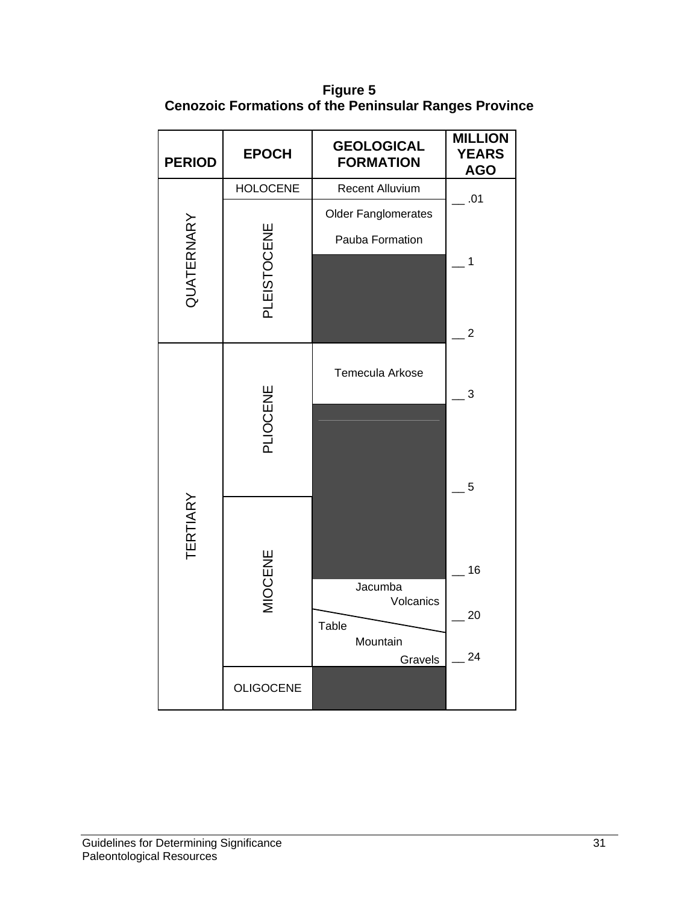**Figure 5**
**Cenozoic Formations of the Peninsular Ranges Province**

| PERIOD | EPOCH | GEOLOGICAL FORMATION | MILLION YEARS AGO |
|---|---|---|---|
| QUATERNARY | HOLOCENE | Recent Alluvium | |
| | | | .01 |
| | PLEISTOCENE | Older Fanglomerates | |
| | | Pauba Formation | |
| | | | 1 |
| | | | 2 |
| TERTIARY | PLIOCENE | Temecula Arkose | |
| | | | 3 |
| | | | 5 |
| | MIOCENE | | 16 |
| | | Jacumba Volcanics | 20 |
| | | Table Mountain Gravels | 24 |
| | OLIGOCENE | | |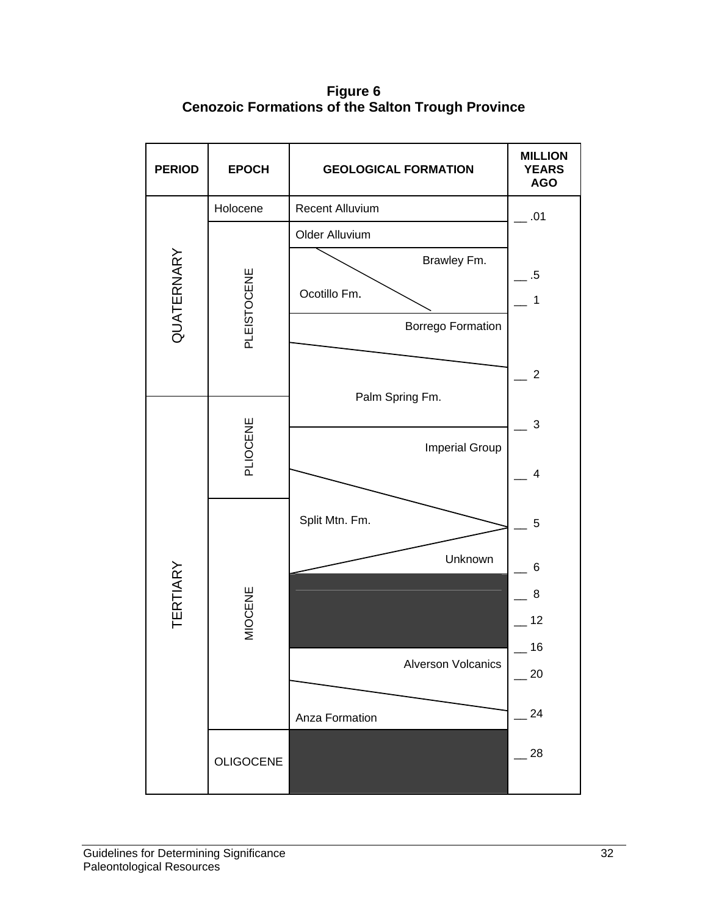**Figure 6**
**Cenozoic Formations of the Salton Trough Province**

| PERIOD | EPOCH | GEOLOGICAL FORMATION | MILLION YEARS AGO |
|---|---|---|---|
| QUATERNARY | Holocene | Recent Alluvium | .01 |
| | PLEISTOCENE | Older Alluvium | |
| | | Brawley Fm. / Ocotillo Fm. | .5 |
| | | | 1 |
| | | Borrego Formation | |
| | | Palm Spring Fm. | 2 |
| TERTIARY | PLIOCENE | | 3 |
| | | Imperial Group | 4 |
| | MIOCENE | Split Mtn. Fm. | 5 |
| | | Unknown | 6 |
| | | | 8 |
| | | | 12 |
| | | Alverson Volcanics | 16 |
| | | | 20 |
| | | Anza Formation | 24 |
| | OLIGOCENE | | 28 |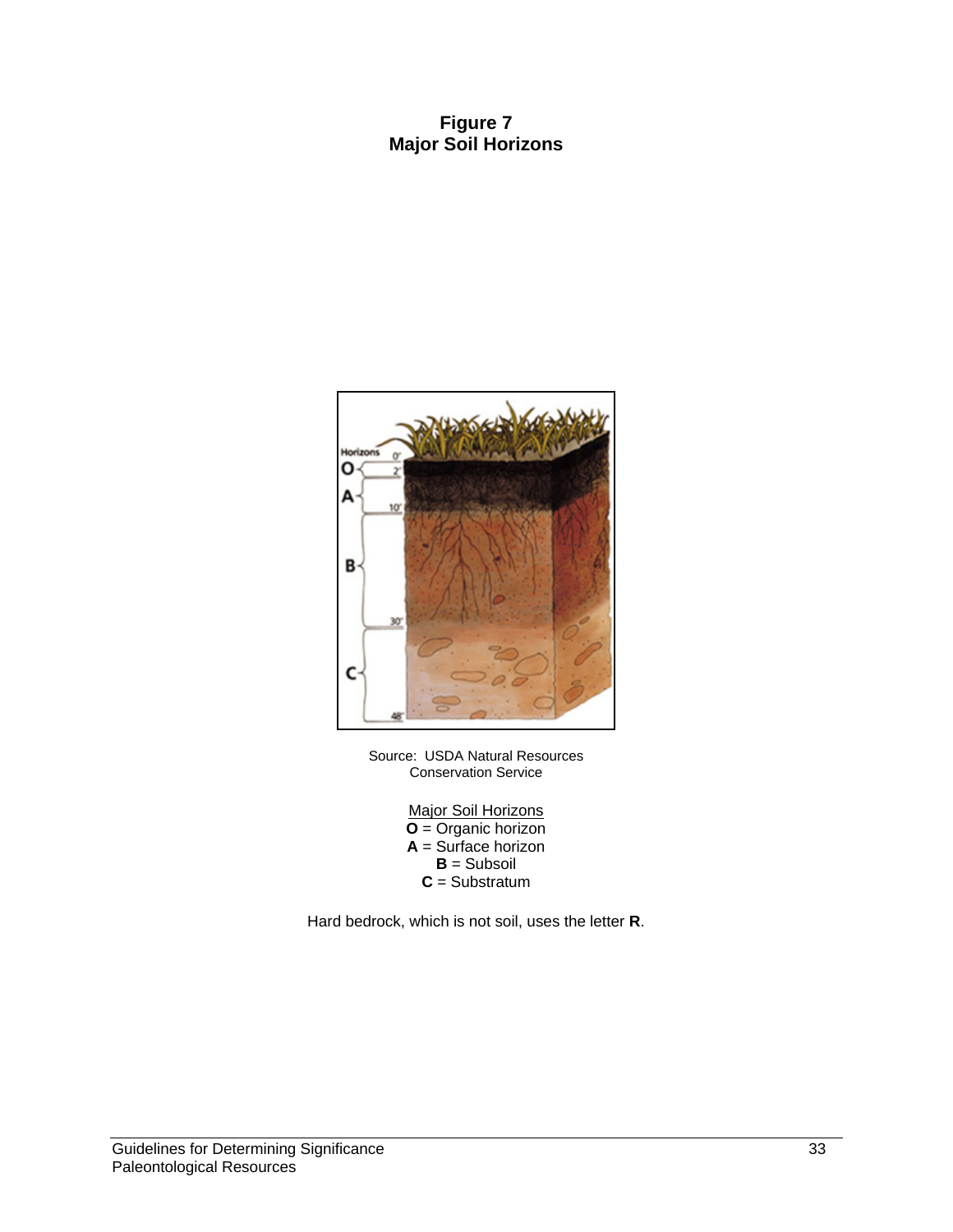**Figure 7**
**Major Soil Horizons**

Source: USDA Natural Resources Conservation Service

Major Soil Horizons
**O** = Organic horizon
**A** = Surface horizon
**B** = Subsoil
**C** = Substratum

Hard bedrock, which is not soil, uses the letter **R**.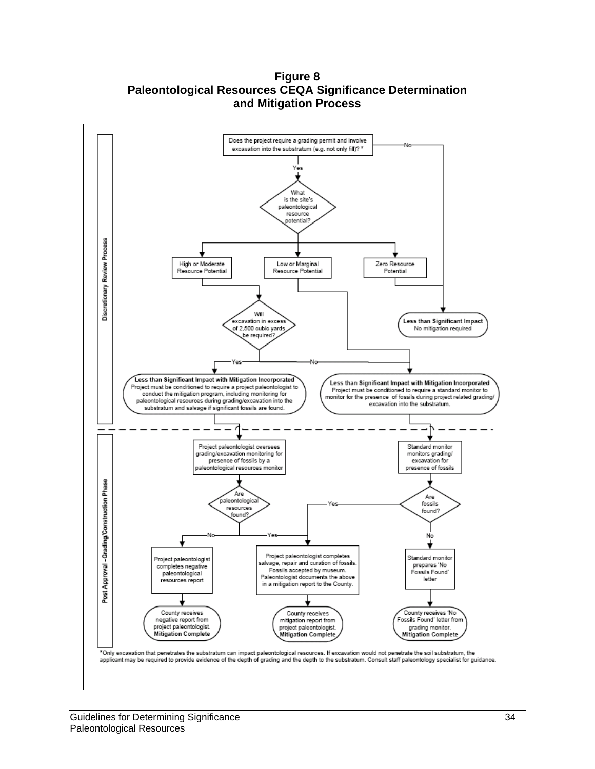**Figure 8**
**Paleontological Resources CEQA Significance Determination and Mitigation Process**

**Discretionary Review Process**

Does the project require a grading permit and involve excavation into the substratum (e.g. not only fill)? *

- No → **Less than Significant Impact** No mitigation required
- Yes → What is the site's paleontological resource potential?
  - High or Moderate Resource Potential → Will excavation in excess of 2,500 cubic yards be required?
    - Yes → **Less than Significant Impact with Mitigation Incorporated** Project must be conditioned to require a project paleontologist to conduct the mitigation program, including monitoring for paleontological resources during grading/excavation into the substratum and salvage if significant fossils are found.
    - No → **Less than Significant Impact with Mitigation Incorporated** Project must be conditioned to require a standard monitor to monitor for the presence of fossils during project related grading/ excavation into the substratum.
  - Low or Marginal Resource Potential → **Less than Significant Impact with Mitigation Incorporated** Project must be conditioned to require a standard monitor to monitor for the presence of fossils during project related grading/ excavation into the substratum.
  - Zero Resource Potential → **Less than Significant Impact** No mitigation required

**Post Approval - Grading/Construction Phase**

Project paleontologist oversees grading/excavation monitoring for presence of fossils by a paleontological resources monitor → Are paleontological resources found?

- No → Project paleontologist completes negative paleontological resources report → County receives negative report from project paleontologist. **Mitigation Complete**
- Yes → Project paleontologist completes salvage, repair and curation of fossils. Fossils accepted by museum. Paleontologist documents the above in a mitigation report to the County. → County receives mitigation report from project paleontologist. **Mitigation Complete**

Standard monitor monitors grading/ excavation for presence of fossils → Are fossils found?

- Yes → Project paleontologist completes salvage, repair and curation of fossils. Fossils accepted by museum. Paleontologist documents the above in a mitigation report to the County. → County receives mitigation report from project paleontologist. **Mitigation Complete**
- No → Standard monitor prepares 'No Fossils Found' letter → County receives 'No Fossils Found' letter from grading monitor. **Mitigation Complete**

*Only excavation that penetrates the substratum can impact paleontological resources. If excavation would not penetrate the soil substratum, the applicant may be required to provide evidence of the depth of grading and the depth to the substratum. Consult staff paleontology specialist for guidance.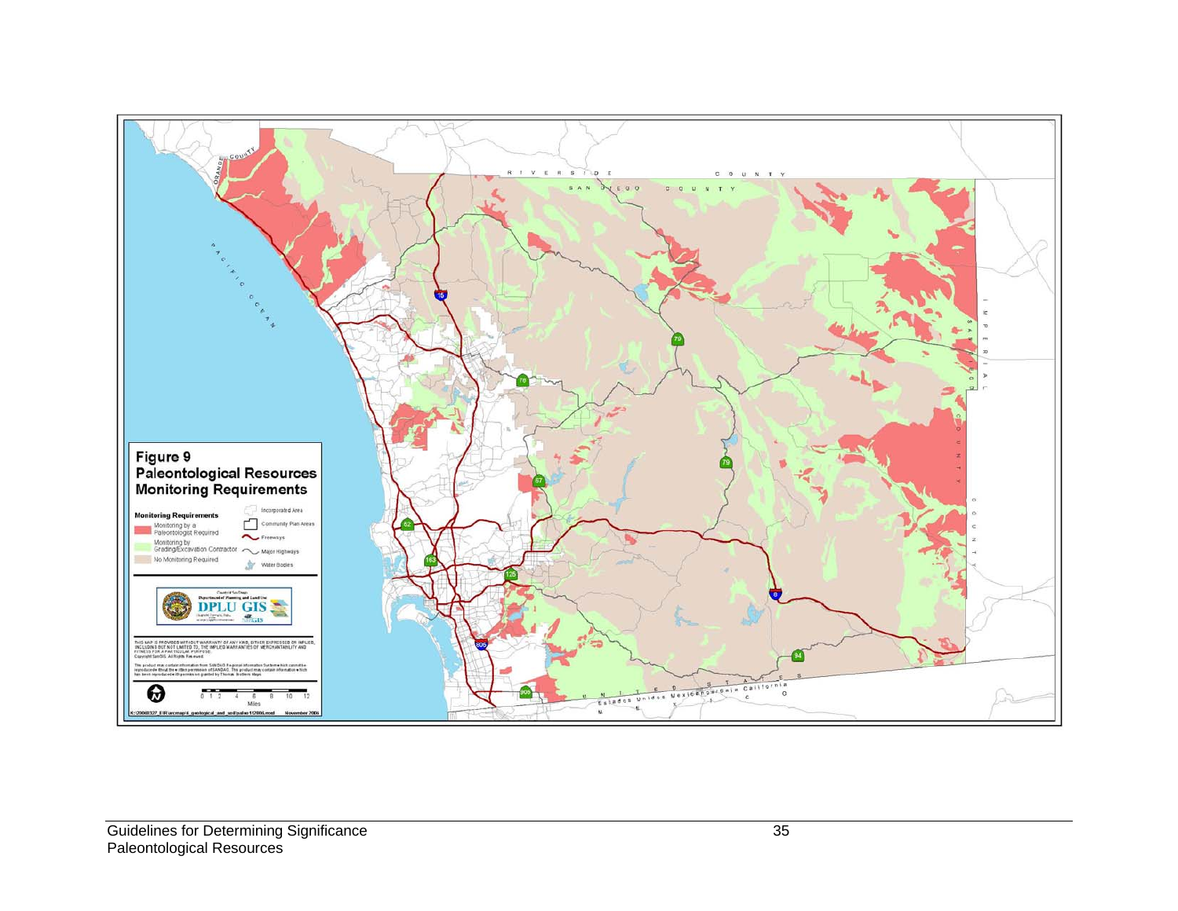# Figure 9

## Paleontological Resources Monitoring Requirements

**Monitoring Requirements**

- Monitoring by a Paleontologist Required
- Monitoring by Grading/Excavation Contractor
- No Monitoring Required

- Incorporated Area
- Community Plan Areas
- Freeways
- Major Highways
- Water Bodies

County of San Diego
Department of Planning and Land Use
DPLU GIS

THIS MAP IS PROVIDED WITHOUT WARRANTY OF ANY KIND, EITHER EXPRESSED OR IMPLIED, INCLUDING BUT NOT LIMITED TO, THE IMPLIED WARRANTIES OF MERCHANTABILITY AND FITNESS FOR A PARTICULAR PURPOSE.
Copyright SanGIS. All Rights Reserved.

This product may contain information from SANDAG Regional Information System which cannot be reproduced without the written permission of SANDAG. This product may contain information which has been reproduced with permission granted by Thomas Brothers Maps.

0 1 2 4 6 8 10 12
Miles

K:\2006\327_EIR\arcmap\4_geological_and_soil\paleo112006.mxd November 2006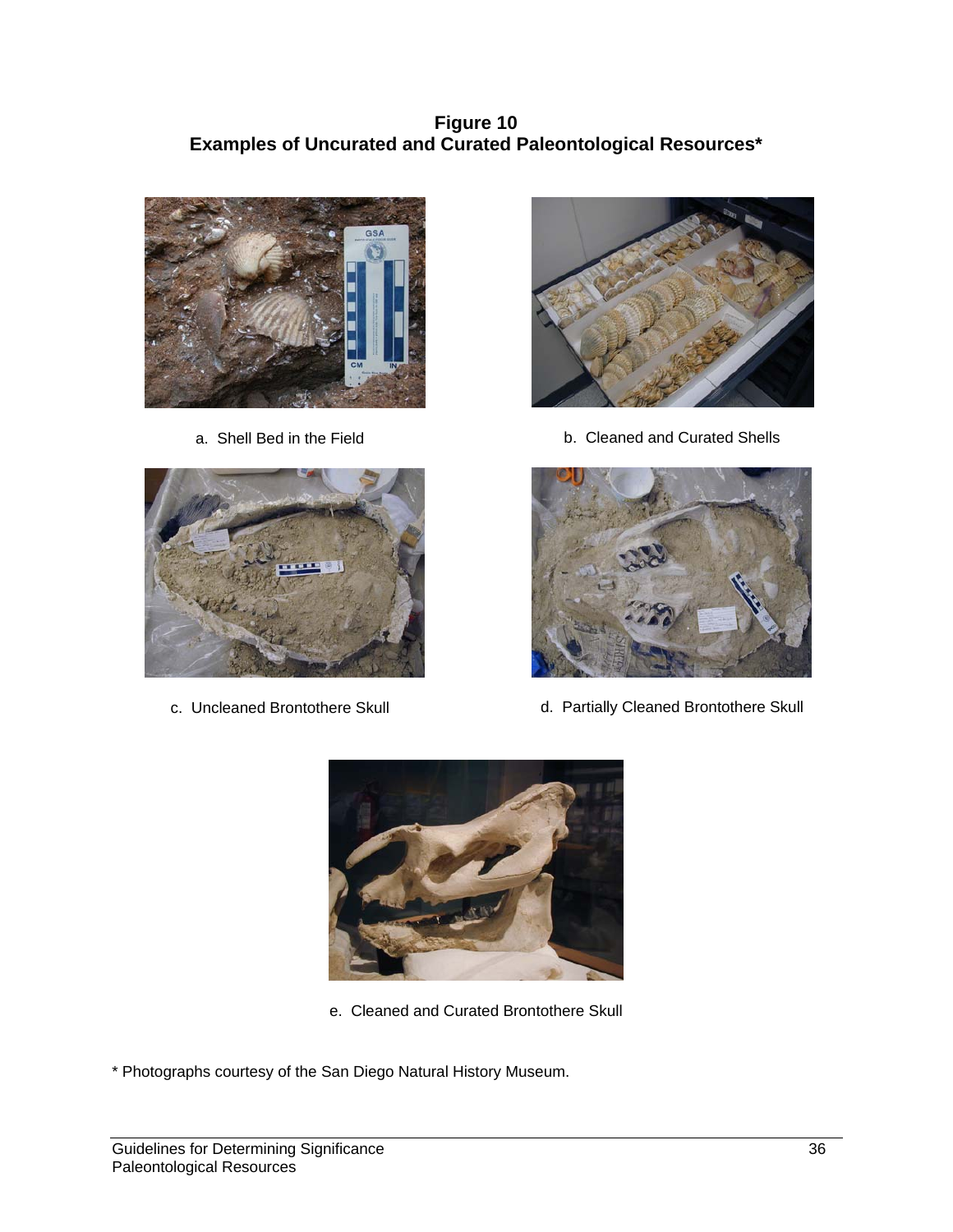**Figure 10**
**Examples of Uncurated and Curated Paleontological Resources***

a. Shell Bed in the Field

b. Cleaned and Curated Shells

c. Uncleaned Brontothere Skull

d. Partially Cleaned Brontothere Skull

e. Cleaned and Curated Brontothere Skull

* Photographs courtesy of the San Diego Natural History Museum.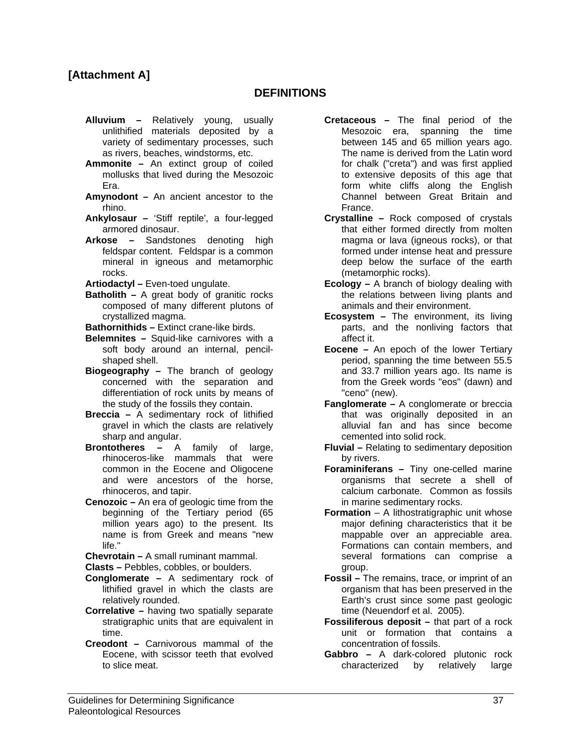**[Attachment A]**

## DEFINITIONS

**Alluvium –** Relatively young, usually unlithified materials deposited by a variety of sedimentary processes, such as rivers, beaches, windstorms, etc.

**Ammonite –** An extinct group of coiled mollusks that lived during the Mesozoic Era.

**Amynodont –** An ancient ancestor to the rhino.

**Ankylosaur –** 'Stiff reptile', a four-legged armored dinosaur.

**Arkose –** Sandstones denoting high feldspar content. Feldspar is a common mineral in igneous and metamorphic rocks.

**Artiodactyl –** Even-toed ungulate.

**Batholith –** A great body of granitic rocks composed of many different plutons of crystallized magma.

**Bathornithids –** Extinct crane-like birds.

**Belemnites –** Squid-like carnivores with a soft body around an internal, pencil-shaped shell.

**Biogeography –** The branch of geology concerned with the separation and differentiation of rock units by means of the study of the fossils they contain.

**Breccia –** A sedimentary rock of lithified gravel in which the clasts are relatively sharp and angular.

**Brontotheres –** A family of large, rhinoceros-like mammals that were common in the Eocene and Oligocene and were ancestors of the horse, rhinoceros, and tapir.

**Cenozoic –** An era of geologic time from the beginning of the Tertiary period (65 million years ago) to the present. Its name is from Greek and means "new life."

**Chevrotain –** A small ruminant mammal.

**Clasts –** Pebbles, cobbles, or boulders.

**Conglomerate –** A sedimentary rock of lithified gravel in which the clasts are relatively rounded.

**Correlative –** having two spatially separate stratigraphic units that are equivalent in time.

**Creodont –** Carnivorous mammal of the Eocene, with scissor teeth that evolved to slice meat.

**Cretaceous –** The final period of the Mesozoic era, spanning the time between 145 and 65 million years ago. The name is derived from the Latin word for chalk ("creta") and was first applied to extensive deposits of this age that form white cliffs along the English Channel between Great Britain and France.

**Crystalline –** Rock composed of crystals that either formed directly from molten magma or lava (igneous rocks), or that formed under intense heat and pressure deep below the surface of the earth (metamorphic rocks).

**Ecology –** A branch of biology dealing with the relations between living plants and animals and their environment.

**Ecosystem –** The environment, its living parts, and the nonliving factors that affect it.

**Eocene –** An epoch of the lower Tertiary period, spanning the time between 55.5 and 33.7 million years ago. Its name is from the Greek words "eos" (dawn) and "ceno" (new).

**Fanglomerate –** A conglomerate or breccia that was originally deposited in an alluvial fan and has since become cemented into solid rock.

**Fluvial –** Relating to sedimentary deposition by rivers.

**Foraminiferans –** Tiny one-celled marine organisms that secrete a shell of calcium carbonate. Common as fossils in marine sedimentary rocks.

**Formation** – A lithostratigraphic unit whose major defining characteristics that it be mappable over an appreciable area. Formations can contain members, and several formations can comprise a group.

**Fossil –** The remains, trace, or imprint of an organism that has been preserved in the Earth's crust since some past geologic time (Neuendorf et al. 2005).

**Fossiliferous deposit –** that part of a rock unit or formation that contains a concentration of fossils.

**Gabbro –** A dark-colored plutonic rock characterized by relatively large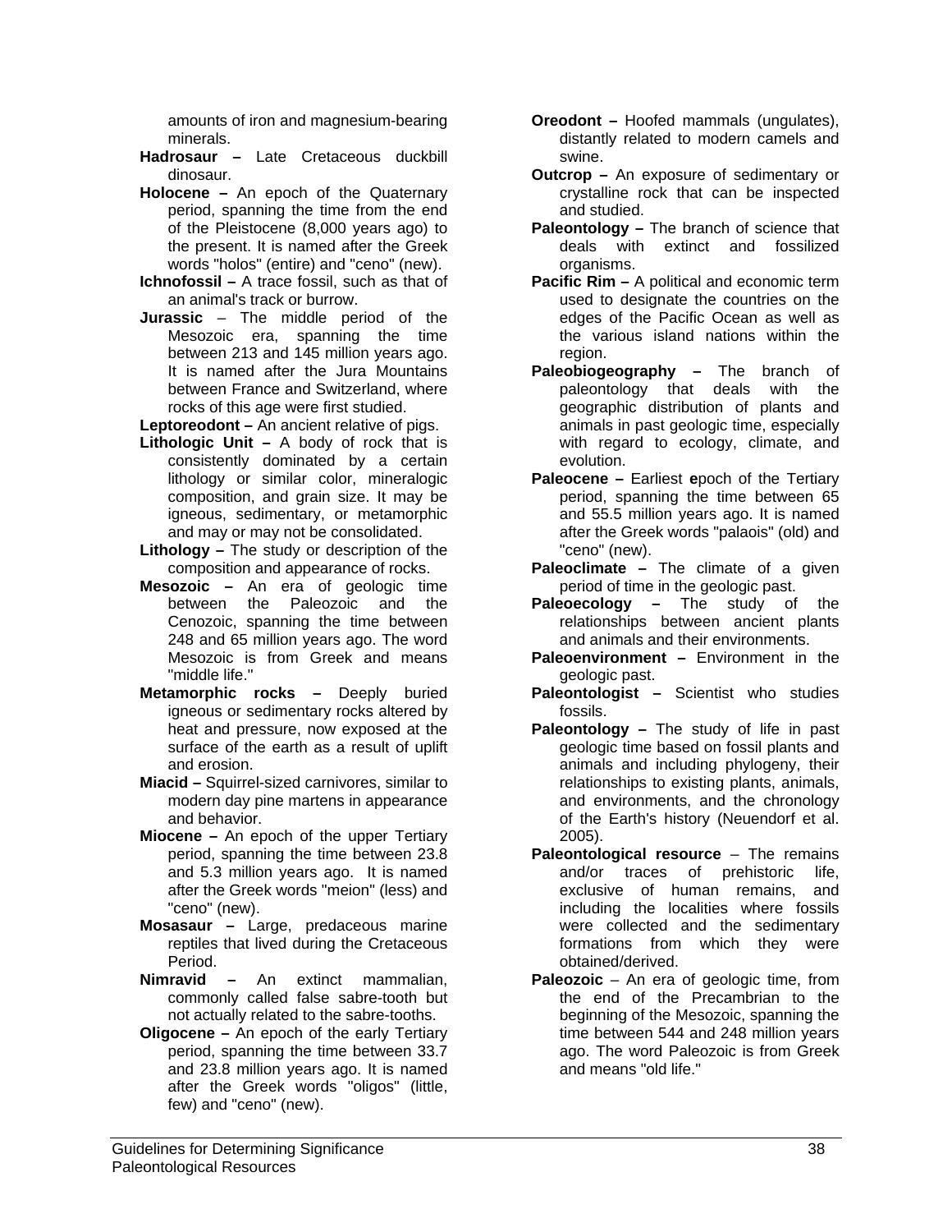amounts of iron and magnesium-bearing minerals.

**Hadrosaur –** Late Cretaceous duckbill dinosaur.

**Holocene –** An epoch of the Quaternary period, spanning the time from the end of the Pleistocene (8,000 years ago) to the present. It is named after the Greek words "holos" (entire) and "ceno" (new).

**Ichnofossil –** A trace fossil, such as that of an animal's track or burrow.

**Jurassic** – The middle period of the Mesozoic era, spanning the time between 213 and 145 million years ago. It is named after the Jura Mountains between France and Switzerland, where rocks of this age were first studied.

**Leptoreodont –** An ancient relative of pigs.

**Lithologic Unit –** A body of rock that is consistently dominated by a certain lithology or similar color, mineralogic composition, and grain size. It may be igneous, sedimentary, or metamorphic and may or may not be consolidated.

**Lithology –** The study or description of the composition and appearance of rocks.

**Mesozoic –** An era of geologic time between the Paleozoic and the Cenozoic, spanning the time between 248 and 65 million years ago. The word Mesozoic is from Greek and means "middle life."

**Metamorphic rocks –** Deeply buried igneous or sedimentary rocks altered by heat and pressure, now exposed at the surface of the earth as a result of uplift and erosion.

**Miacid –** Squirrel-sized carnivores, similar to modern day pine martens in appearance and behavior.

**Miocene –** An epoch of the upper Tertiary period, spanning the time between 23.8 and 5.3 million years ago. It is named after the Greek words "meion" (less) and "ceno" (new).

**Mosasaur –** Large, predaceous marine reptiles that lived during the Cretaceous Period.

**Nimravid –** An extinct mammalian, commonly called false sabre-tooth but not actually related to the sabre-tooths.

**Oligocene –** An epoch of the early Tertiary period, spanning the time between 33.7 and 23.8 million years ago. It is named after the Greek words "oligos" (little, few) and "ceno" (new).

**Oreodont –** Hoofed mammals (ungulates), distantly related to modern camels and swine.

**Outcrop –** An exposure of sedimentary or crystalline rock that can be inspected and studied.

**Paleontology –** The branch of science that deals with extinct and fossilized organisms.

**Pacific Rim –** A political and economic term used to designate the countries on the edges of the Pacific Ocean as well as the various island nations within the region.

**Paleobiogeography –** The branch of paleontology that deals with the geographic distribution of plants and animals in past geologic time, especially with regard to ecology, climate, and evolution.

**Paleocene –** Earliest **e**poch of the Tertiary period, spanning the time between 65 and 55.5 million years ago. It is named after the Greek words "palaois" (old) and "ceno" (new).

**Paleoclimate –** The climate of a given period of time in the geologic past.

**Paleoecology –** The study of the relationships between ancient plants and animals and their environments.

**Paleoenvironment –** Environment in the geologic past.

**Paleontologist –** Scientist who studies fossils.

**Paleontology –** The study of life in past geologic time based on fossil plants and animals and including phylogeny, their relationships to existing plants, animals, and environments, and the chronology of the Earth's history (Neuendorf et al. 2005).

**Paleontological resource** – The remains and/or traces of prehistoric life, exclusive of human remains, and including the localities where fossils were collected and the sedimentary formations from which they were obtained/derived.

**Paleozoic** – An era of geologic time, from the end of the Precambrian to the beginning of the Mesozoic, spanning the time between 544 and 248 million years ago. The word Paleozoic is from Greek and means "old life."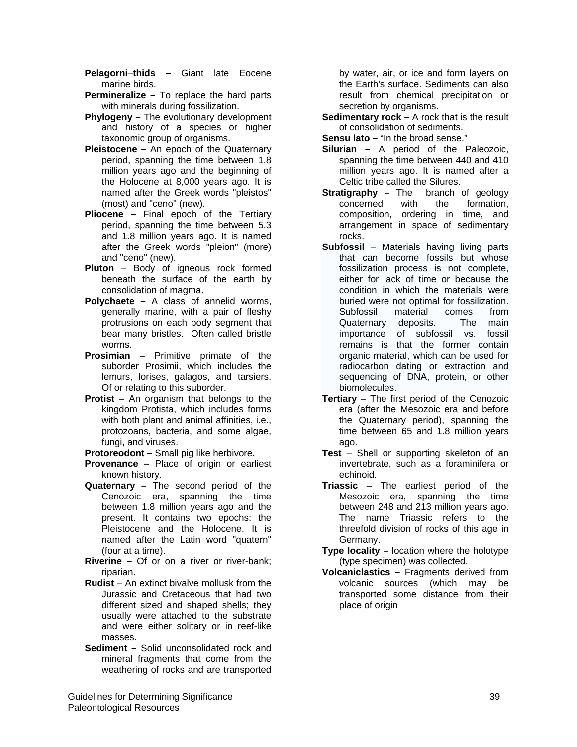**Pelagorni–thids –** Giant late Eocene marine birds.

**Permineralize –** To replace the hard parts with minerals during fossilization.

**Phylogeny –** The evolutionary development and history of a species or higher taxonomic group of organisms.

**Pleistocene –** An epoch of the Quaternary period, spanning the time between 1.8 million years ago and the beginning of the Holocene at 8,000 years ago. It is named after the Greek words "pleistos" (most) and "ceno" (new).

**Pliocene –** Final epoch of the Tertiary period, spanning the time between 5.3 and 1.8 million years ago. It is named after the Greek words "pleion" (more) and "ceno" (new).

**Pluton** – Body of igneous rock formed beneath the surface of the earth by consolidation of magma.

**Polychaete –** A class of annelid worms, generally marine, with a pair of fleshy protrusions on each body segment that bear many bristles. Often called bristle worms.

**Prosimian –** Primitive primate of the suborder Prosimii, which includes the lemurs, lorises, galagos, and tarsiers. Of or relating to this suborder.

**Protist –** An organism that belongs to the kingdom Protista, which includes forms with both plant and animal affinities, i.e., protozoans, bacteria, and some algae, fungi, and viruses.

**Protoreodont –** Small pig like herbivore.

**Provenance –** Place of origin or earliest known history.

**Quaternary –** The second period of the Cenozoic era, spanning the time between 1.8 million years ago and the present. It contains two epochs: the Pleistocene and the Holocene. It is named after the Latin word "quatern" (four at a time).

**Riverine –** Of or on a river or river-bank; riparian.

**Rudist** – An extinct bivalve mollusk from the Jurassic and Cretaceous that had two different sized and shaped shells; they usually were attached to the substrate and were either solitary or in reef-like masses.

**Sediment –** Solid unconsolidated rock and mineral fragments that come from the weathering of rocks and are transported by water, air, or ice and form layers on the Earth's surface. Sediments can also result from chemical precipitation or secretion by organisms.

**Sedimentary rock –** A rock that is the result of consolidation of sediments.

**Sensu lato –** "In the broad sense."

**Silurian –** A period of the Paleozoic, spanning the time between 440 and 410 million years ago. It is named after a Celtic tribe called the Silures.

**Stratigraphy –** The branch of geology concerned with the formation, composition, ordering in time, and arrangement in space of sedimentary rocks.

**Subfossil** – Materials having living parts that can become fossils but whose fossilization process is not complete, either for lack of time or because the condition in which the materials were buried were not optimal for fossilization. Subfossil material comes from Quaternary deposits. The main importance of subfossil vs. fossil remains is that the former contain organic material, which can be used for radiocarbon dating or extraction and sequencing of DNA, protein, or other biomolecules.

**Tertiary** – The first period of the Cenozoic era (after the Mesozoic era and before the Quaternary period), spanning the time between 65 and 1.8 million years ago.

**Test** – Shell or supporting skeleton of an invertebrate, such as a foraminifera or echinoid.

**Triassic** – The earliest period of the Mesozoic era, spanning the time between 248 and 213 million years ago. The name Triassic refers to the threefold division of rocks of this age in Germany.

**Type locality –** location where the holotype (type specimen) was collected.

**Volcaniclastics –** Fragments derived from volcanic sources (which may be transported some distance from their place of origin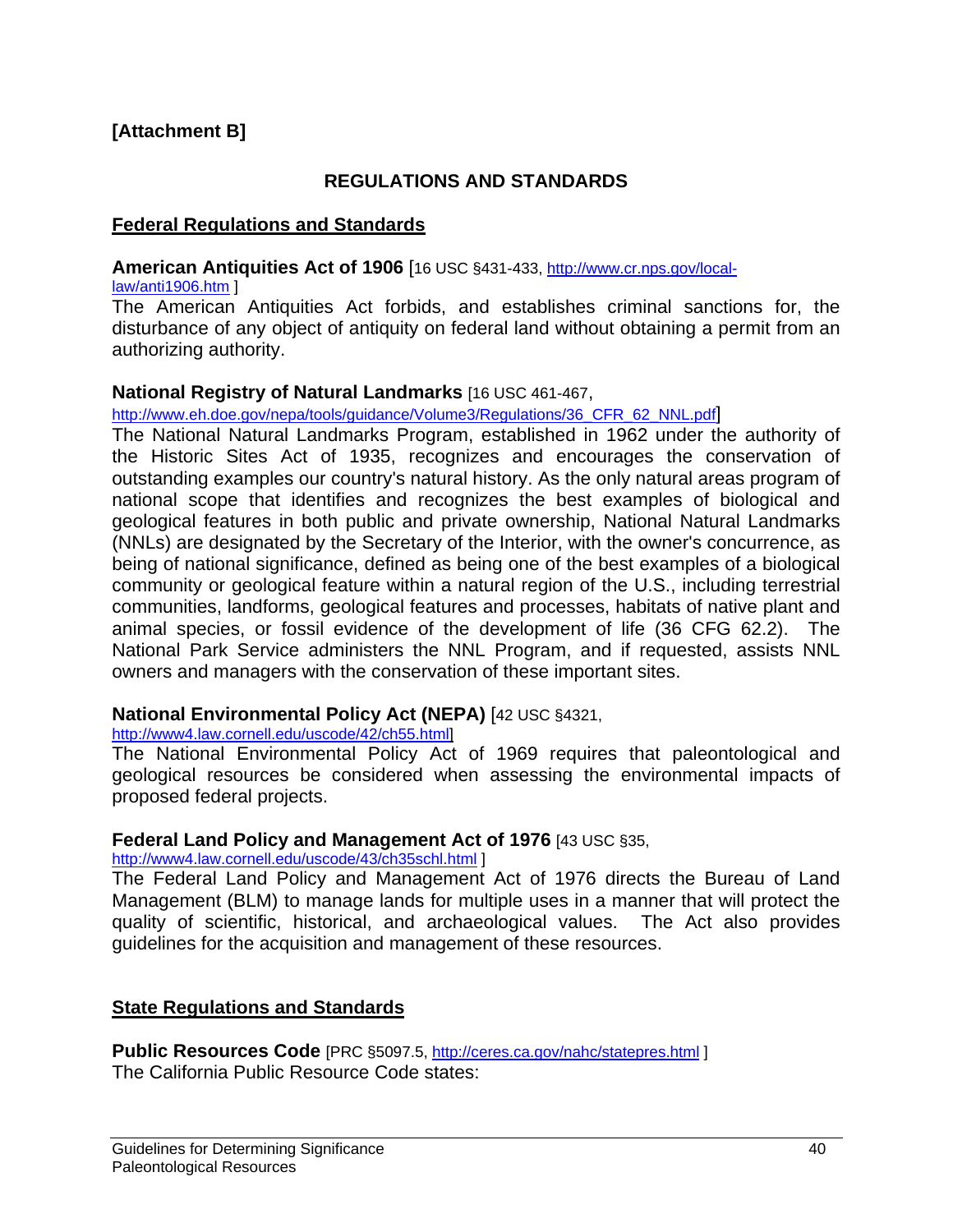**[Attachment B]**

## REGULATIONS AND STANDARDS

### Federal Regulations and Standards

**American Antiquities Act of 1906** [16 USC §431-433, http://www.cr.nps.gov/local-law/anti1906.htm ]
The American Antiquities Act forbids, and establishes criminal sanctions for, the disturbance of any object of antiquity on federal land without obtaining a permit from an authorizing authority.

**National Registry of Natural Landmarks** [16 USC 461-467, http://www.eh.doe.gov/nepa/tools/guidance/Volume3/Regulations/36_CFR_62_NNL.pdf]
The National Natural Landmarks Program, established in 1962 under the authority of the Historic Sites Act of 1935, recognizes and encourages the conservation of outstanding examples our country's natural history. As the only natural areas program of national scope that identifies and recognizes the best examples of biological and geological features in both public and private ownership, National Natural Landmarks (NNLs) are designated by the Secretary of the Interior, with the owner's concurrence, as being of national significance, defined as being one of the best examples of a biological community or geological feature within a natural region of the U.S., including terrestrial communities, landforms, geological features and processes, habitats of native plant and animal species, or fossil evidence of the development of life (36 CFG 62.2). The National Park Service administers the NNL Program, and if requested, assists NNL owners and managers with the conservation of these important sites.

**National Environmental Policy Act (NEPA)** [42 USC §4321, http://www4.law.cornell.edu/uscode/42/ch55.html]
The National Environmental Policy Act of 1969 requires that paleontological and geological resources be considered when assessing the environmental impacts of proposed federal projects.

**Federal Land Policy and Management Act of 1976** [43 USC §35, http://www4.law.cornell.edu/uscode/43/ch35schl.html ]
The Federal Land Policy and Management Act of 1976 directs the Bureau of Land Management (BLM) to manage lands for multiple uses in a manner that will protect the quality of scientific, historical, and archaeological values. The Act also provides guidelines for the acquisition and management of these resources.

### State Regulations and Standards

**Public Resources Code** [PRC §5097.5, http://ceres.ca.gov/nahc/statepres.html ]
The California Public Resource Code states: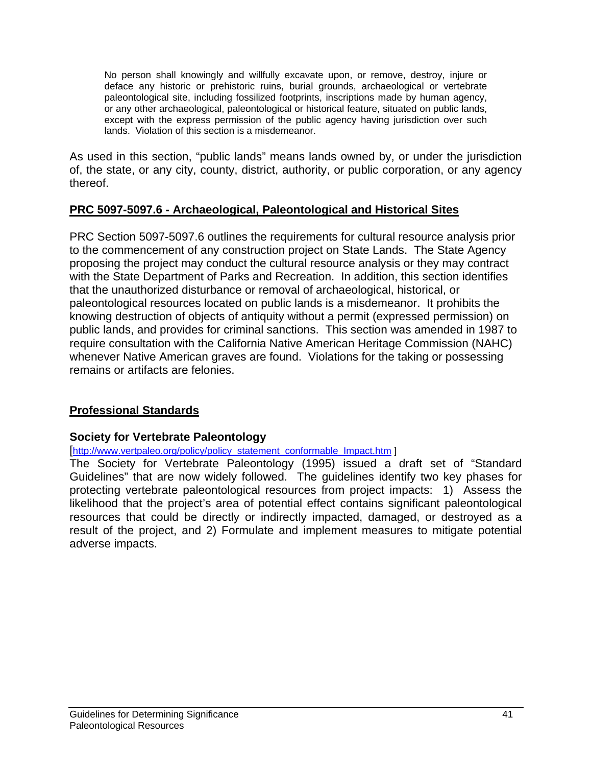> No person shall knowingly and willfully excavate upon, or remove, destroy, injure or deface any historic or prehistoric ruins, burial grounds, archaeological or vertebrate paleontological site, including fossilized footprints, inscriptions made by human agency, or any other archaeological, paleontological or historical feature, situated on public lands, except with the express permission of the public agency having jurisdiction over such lands. Violation of this section is a misdemeanor.

As used in this section, "public lands" means lands owned by, or under the jurisdiction of, the state, or any city, county, district, authority, or public corporation, or any agency thereof.

**PRC 5097-5097.6 - Archaeological, Paleontological and Historical Sites**

PRC Section 5097-5097.6 outlines the requirements for cultural resource analysis prior to the commencement of any construction project on State Lands. The State Agency proposing the project may conduct the cultural resource analysis or they may contract with the State Department of Parks and Recreation. In addition, this section identifies that the unauthorized disturbance or removal of archaeological, historical, or paleontological resources located on public lands is a misdemeanor. It prohibits the knowing destruction of objects of antiquity without a permit (expressed permission) on public lands, and provides for criminal sanctions. This section was amended in 1987 to require consultation with the California Native American Heritage Commission (NAHC) whenever Native American graves are found. Violations for the taking or possessing remains or artifacts are felonies.

**Professional Standards**

### Society for Vertebrate Paleontology

[http://www.vertpaleo.org/policy/policy_statement_conformable_Impact.htm ]

The Society for Vertebrate Paleontology (1995) issued a draft set of "Standard Guidelines" that are now widely followed. The guidelines identify two key phases for protecting vertebrate paleontological resources from project impacts: 1) Assess the likelihood that the project's area of potential effect contains significant paleontological resources that could be directly or indirectly impacted, damaged, or destroyed as a result of the project, and 2) Formulate and implement measures to mitigate potential adverse impacts.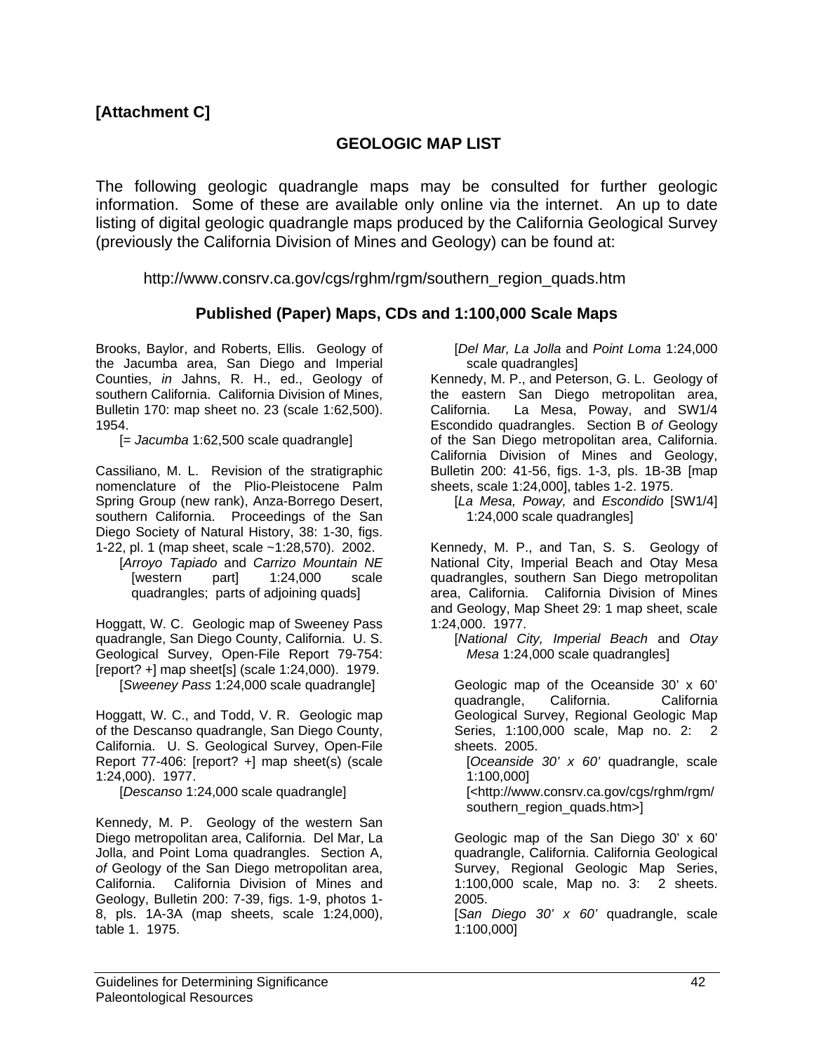**[Attachment C]**

## GEOLOGIC MAP LIST

The following geologic quadrangle maps may be consulted for further geologic information. Some of these are available only online via the internet. An up to date listing of digital geologic quadrangle maps produced by the California Geological Survey (previously the California Division of Mines and Geology) can be found at:

http://www.consrv.ca.gov/cgs/rghm/rgm/southern_region_quads.htm

### Published (Paper) Maps, CDs and 1:100,000 Scale Maps

Brooks, Baylor, and Roberts, Ellis. Geology of the Jacumba area, San Diego and Imperial Counties, *in* Jahns, R. H., ed., Geology of southern California. California Division of Mines, Bulletin 170: map sheet no. 23 (scale 1:62,500). 1954.

[= *Jacumba* 1:62,500 scale quadrangle]

Cassiliano, M. L. Revision of the stratigraphic nomenclature of the Plio-Pleistocene Palm Spring Group (new rank), Anza-Borrego Desert, southern California. Proceedings of the San Diego Society of Natural History, 38: 1-30, figs. 1-22, pl. 1 (map sheet, scale ~1:28,570). 2002.

[*Arroyo Tapiado* and *Carrizo Mountain NE* [western part] 1:24,000 scale quadrangles; parts of adjoining quads]

Hoggatt, W. C. Geologic map of Sweeney Pass quadrangle, San Diego County, California. U. S. Geological Survey, Open-File Report 79-754: [report? +] map sheet[s] (scale 1:24,000). 1979.

[*Sweeney Pass* 1:24,000 scale quadrangle]

Hoggatt, W. C., and Todd, V. R. Geologic map of the Descanso quadrangle, San Diego County, California. U. S. Geological Survey, Open-File Report 77-406: [report? +] map sheet(s) (scale 1:24,000). 1977.

[*Descanso* 1:24,000 scale quadrangle]

Kennedy, M. P. Geology of the western San Diego metropolitan area, California. Del Mar, La Jolla, and Point Loma quadrangles. Section A, *of* Geology of the San Diego metropolitan area, California. California Division of Mines and Geology, Bulletin 200: 7-39, figs. 1-9, photos 1-8, pls. 1A-3A (map sheets, scale 1:24,000), table 1. 1975.

[*Del Mar, La Jolla* and *Point Loma* 1:24,000 scale quadrangles]

Kennedy, M. P., and Peterson, G. L. Geology of the eastern San Diego metropolitan area, California. La Mesa, Poway, and SW1/4 Escondido quadrangles. Section B *of* Geology of the San Diego metropolitan area, California. California Division of Mines and Geology, Bulletin 200: 41-56, figs. 1-3, pls. 1B-3B [map sheets, scale 1:24,000], tables 1-2. 1975.

[*La Mesa, Poway,* and *Escondido* [SW1/4] 1:24,000 scale quadrangles]

Kennedy, M. P., and Tan, S. S. Geology of National City, Imperial Beach and Otay Mesa quadrangles, southern San Diego metropolitan area, California. California Division of Mines and Geology, Map Sheet 29: 1 map sheet, scale 1:24,000. 1977.

[*National City, Imperial Beach* and *Otay Mesa* 1:24,000 scale quadrangles]

Geologic map of the Oceanside 30' x 60' quadrangle, California. California Geological Survey, Regional Geologic Map Series, 1:100,000 scale, Map no. 2: 2 sheets. 2005.

[*Oceanside 30' x 60'* quadrangle, scale 1:100,000]

[<http://www.consrv.ca.gov/cgs/rghm/rgm/southern_region_quads.htm>]

Geologic map of the San Diego 30' x 60' quadrangle, California. California Geological Survey, Regional Geologic Map Series, 1:100,000 scale, Map no. 3: 2 sheets. 2005.

[*San Diego 30' x 60'* quadrangle, scale 1:100,000]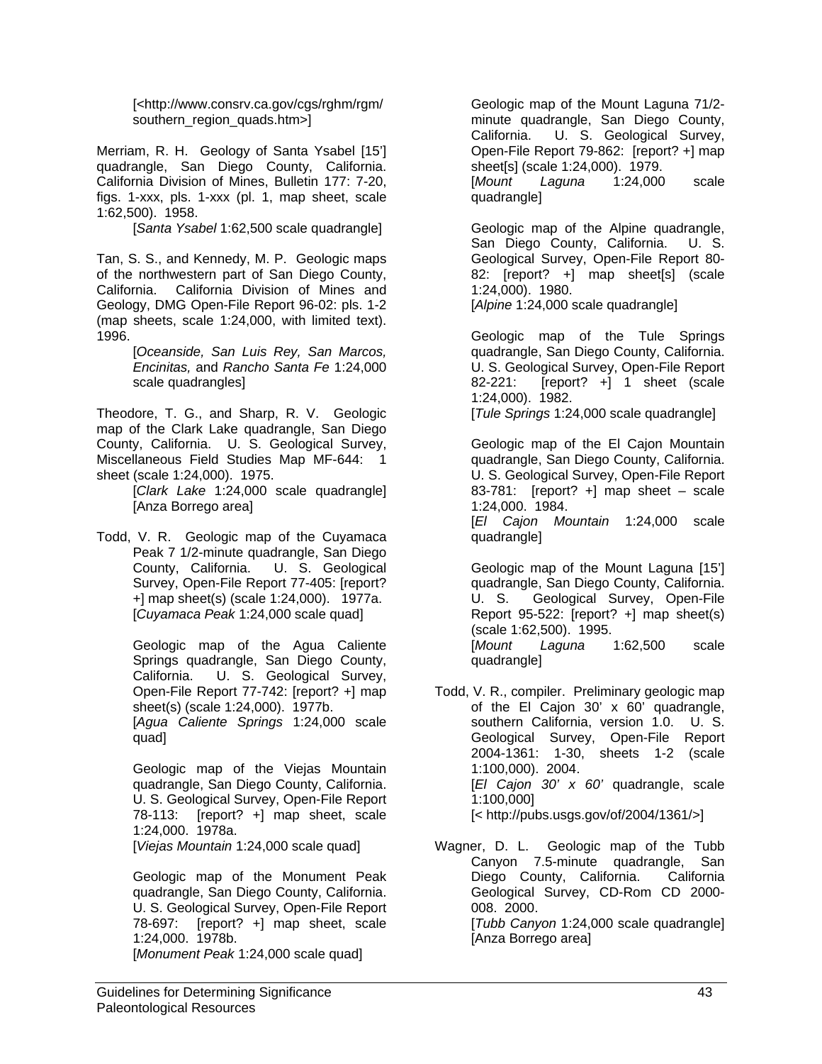[<http://www.consrv.ca.gov/cgs/rghm/rgm/southern_region_quads.htm>]

Merriam, R. H. Geology of Santa Ysabel [15'] quadrangle, San Diego County, California. California Division of Mines, Bulletin 177: 7-20, figs. 1-xxx, pls. 1-xxx (pl. 1, map sheet, scale 1:62,500). 1958.

[*Santa Ysabel* 1:62,500 scale quadrangle]

Tan, S. S., and Kennedy, M. P. Geologic maps of the northwestern part of San Diego County, California. California Division of Mines and Geology, DMG Open-File Report 96-02: pls. 1-2 (map sheets, scale 1:24,000, with limited text). 1996.

[*Oceanside, San Luis Rey, San Marcos, Encinitas,* and *Rancho Santa Fe* 1:24,000 scale quadrangles]

Theodore, T. G., and Sharp, R. V. Geologic map of the Clark Lake quadrangle, San Diego County, California. U. S. Geological Survey, Miscellaneous Field Studies Map MF-644: 1 sheet (scale 1:24,000). 1975.

[*Clark Lake* 1:24,000 scale quadrangle] [Anza Borrego area]

Todd, V. R. Geologic map of the Cuyamaca Peak 7 1/2-minute quadrangle, San Diego County, California. U. S. Geological Survey, Open-File Report 77-405: [report? +] map sheet(s) (scale 1:24,000). 1977a.
[*Cuyamaca Peak* 1:24,000 scale quad]

Geologic map of the Agua Caliente Springs quadrangle, San Diego County, California. U. S. Geological Survey, Open-File Report 77-742: [report? +] map sheet(s) (scale 1:24,000). 1977b.
[*Agua Caliente Springs* 1:24,000 scale quad]

Geologic map of the Viejas Mountain quadrangle, San Diego County, California. U. S. Geological Survey, Open-File Report 78-113: [report? +] map sheet, scale 1:24,000. 1978a.
[*Viejas Mountain* 1:24,000 scale quad]

Geologic map of the Monument Peak quadrangle, San Diego County, California. U. S. Geological Survey, Open-File Report 78-697: [report? +] map sheet, scale 1:24,000. 1978b.
[*Monument Peak* 1:24,000 scale quad]

Geologic map of the Mount Laguna 71/2-minute quadrangle, San Diego County, California. U. S. Geological Survey, Open-File Report 79-862: [report? +] map sheet[s] (scale 1:24,000). 1979.
[*Mount Laguna* 1:24,000 scale quadrangle]

Geologic map of the Alpine quadrangle, San Diego County, California. U. S. Geological Survey, Open-File Report 80-82: [report? +] map sheet[s] (scale 1:24,000). 1980.
[*Alpine* 1:24,000 scale quadrangle]

Geologic map of the Tule Springs quadrangle, San Diego County, California. U. S. Geological Survey, Open-File Report 82-221: [report? +] 1 sheet (scale 1:24,000). 1982.
[*Tule Springs* 1:24,000 scale quadrangle]

Geologic map of the El Cajon Mountain quadrangle, San Diego County, California. U. S. Geological Survey, Open-File Report 83-781: [report? +] map sheet – scale 1:24,000. 1984.
[*El Cajon Mountain* 1:24,000 scale quadrangle]

Geologic map of the Mount Laguna [15'] quadrangle, San Diego County, California. U. S. Geological Survey, Open-File Report 95-522: [report? +] map sheet(s) (scale 1:62,500). 1995.
[*Mount Laguna* 1:62,500 scale quadrangle]

Todd, V. R., compiler. Preliminary geologic map of the El Cajon 30' x 60' quadrangle, southern California, version 1.0. U. S. Geological Survey, Open-File Report 2004-1361: 1-30, sheets 1-2 (scale 1:100,000). 2004.
[*El Cajon 30' x 60'* quadrangle, scale 1:100,000]
[< http://pubs.usgs.gov/of/2004/1361/>]

Wagner, D. L. Geologic map of the Tubb Canyon 7.5-minute quadrangle, San Diego County, California. California Geological Survey, CD-Rom CD 2000-008. 2000.
[*Tubb Canyon* 1:24,000 scale quadrangle] [Anza Borrego area]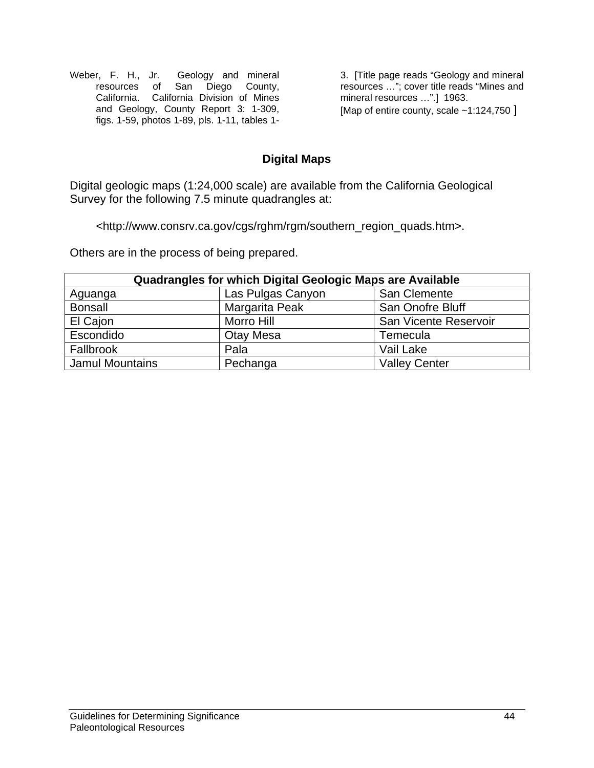Weber, F. H., Jr. Geology and mineral resources of San Diego County, California. California Division of Mines and Geology, County Report 3: 1-309, figs. 1-59, photos 1-89, pls. 1-11, tables 1-3. [Title page reads "Geology and mineral resources …"; cover title reads "Mines and mineral resources …".] 1963. [Map of entire county, scale ~1:124,750 ]

## Digital Maps

Digital geologic maps (1:24,000 scale) are available from the California Geological Survey for the following 7.5 minute quadrangles at:

<http://www.consrv.ca.gov/cgs/rghm/rgm/southern_region_quads.htm>.

Others are in the process of being prepared.

| Quadrangles for which Digital Geologic Maps are Available | | |
|---|---|---|
| Aguanga | Las Pulgas Canyon | San Clemente |
| Bonsall | Margarita Peak | San Onofre Bluff |
| El Cajon | Morro Hill | San Vicente Reservoir |
| Escondido | Otay Mesa | Temecula |
| Fallbrook | Pala | Vail Lake |
| Jamul Mountains | Pechanga | Valley Center |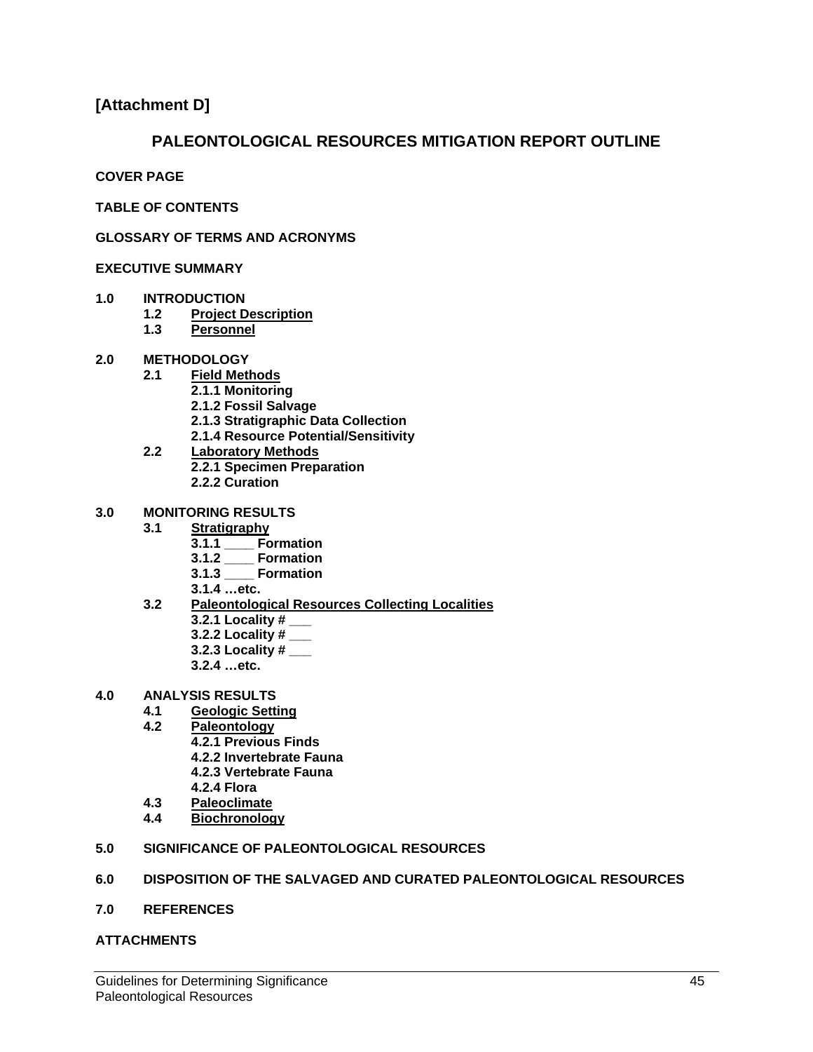**[Attachment D]**

# PALEONTOLOGICAL RESOURCES MITIGATION REPORT OUTLINE

**COVER PAGE**

**TABLE OF CONTENTS**

**GLOSSARY OF TERMS AND ACRONYMS**

**EXECUTIVE SUMMARY**

**1.0 INTRODUCTION**

- **1.2 Project Description**
- **1.3 Personnel**

**2.0 METHODOLOGY**

- **2.1 Field Methods**
  - **2.1.1 Monitoring**
  - **2.1.2 Fossil Salvage**
  - **2.1.3 Stratigraphic Data Collection**
  - **2.1.4 Resource Potential/Sensitivity**
- **2.2 Laboratory Methods**
  - **2.2.1 Specimen Preparation**
  - **2.2.2 Curation**

**3.0 MONITORING RESULTS**

- **3.1 Stratigraphy**
  - **3.1.1 ____ Formation**
  - **3.1.2 ____ Formation**
  - **3.1.3 ____ Formation**
  - **3.1.4 …etc.**
- **3.2 Paleontological Resources Collecting Localities**
  - **3.2.1 Locality # ___**
  - **3.2.2 Locality # ___**
  - **3.2.3 Locality # ___**
  - **3.2.4 …etc.**

**4.0 ANALYSIS RESULTS**

- **4.1 Geologic Setting**
- **4.2 Paleontology**
  - **4.2.1 Previous Finds**
  - **4.2.2 Invertebrate Fauna**
  - **4.2.3 Vertebrate Fauna**
  - **4.2.4 Flora**
- **4.3 Paleoclimate**
- **4.4 Biochronology**

**5.0 SIGNIFICANCE OF PALEONTOLOGICAL RESOURCES**

**6.0 DISPOSITION OF THE SALVAGED AND CURATED PALEONTOLOGICAL RESOURCES**

**7.0 REFERENCES**

**ATTACHMENTS**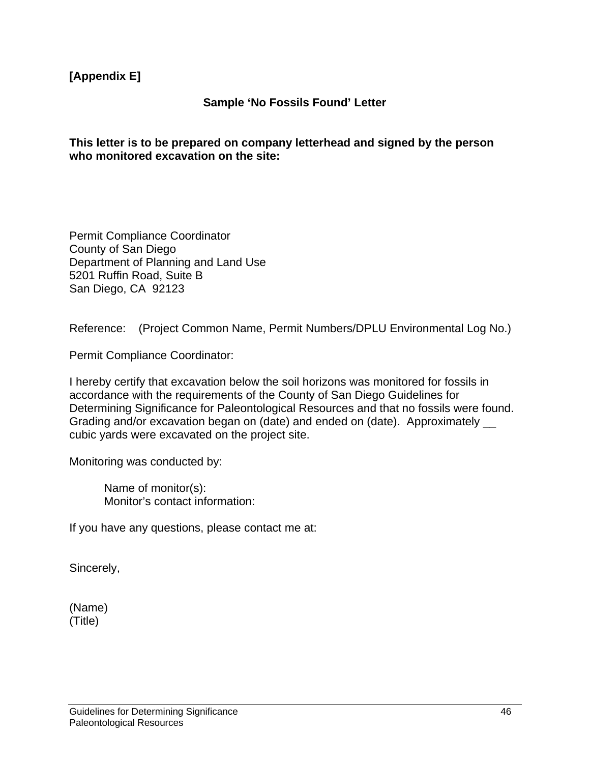**[Appendix E]**

## Sample 'No Fossils Found' Letter

**This letter is to be prepared on company letterhead and signed by the person who monitored excavation on the site:**

Permit Compliance Coordinator
County of San Diego
Department of Planning and Land Use
5201 Ruffin Road, Suite B
San Diego, CA 92123

Reference: (Project Common Name, Permit Numbers/DPLU Environmental Log No.)

Permit Compliance Coordinator:

I hereby certify that excavation below the soil horizons was monitored for fossils in accordance with the requirements of the County of San Diego Guidelines for Determining Significance for Paleontological Resources and that no fossils were found. Grading and/or excavation began on (date) and ended on (date). Approximately __ cubic yards were excavated on the project site.

Monitoring was conducted by:

> Name of monitor(s):
> Monitor's contact information:

If you have any questions, please contact me at:

Sincerely,

(Name)
(Title)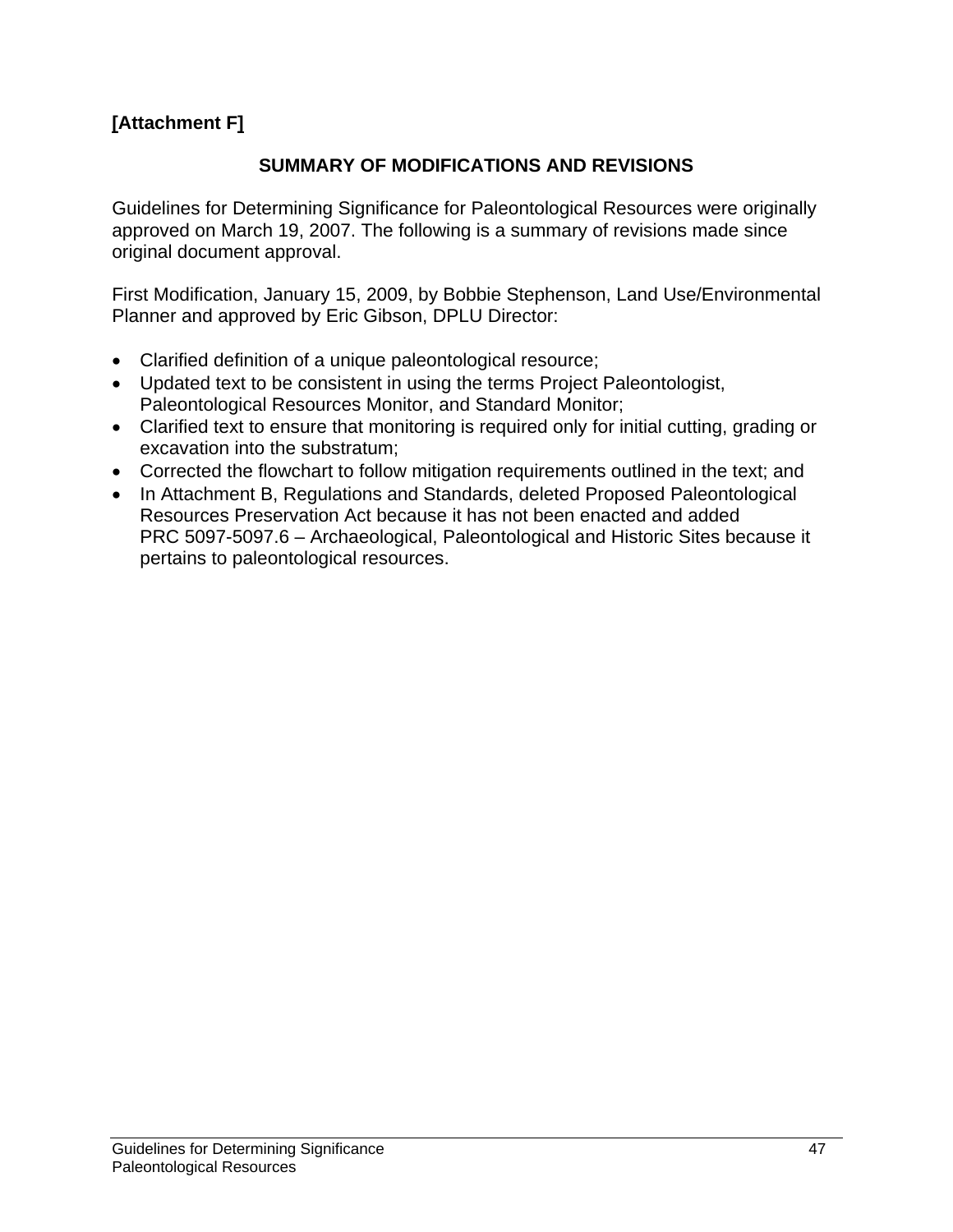**[Attachment F]**

## SUMMARY OF MODIFICATIONS AND REVISIONS

Guidelines for Determining Significance for Paleontological Resources were originally approved on March 19, 2007. The following is a summary of revisions made since original document approval.

First Modification, January 15, 2009, by Bobbie Stephenson, Land Use/Environmental Planner and approved by Eric Gibson, DPLU Director:

- Clarified definition of a unique paleontological resource;
- Updated text to be consistent in using the terms Project Paleontologist, Paleontological Resources Monitor, and Standard Monitor;
- Clarified text to ensure that monitoring is required only for initial cutting, grading or excavation into the substratum;
- Corrected the flowchart to follow mitigation requirements outlined in the text; and
- In Attachment B, Regulations and Standards, deleted Proposed Paleontological Resources Preservation Act because it has not been enacted and added PRC 5097-5097.6 – Archaeological, Paleontological and Historic Sites because it pertains to paleontological resources.